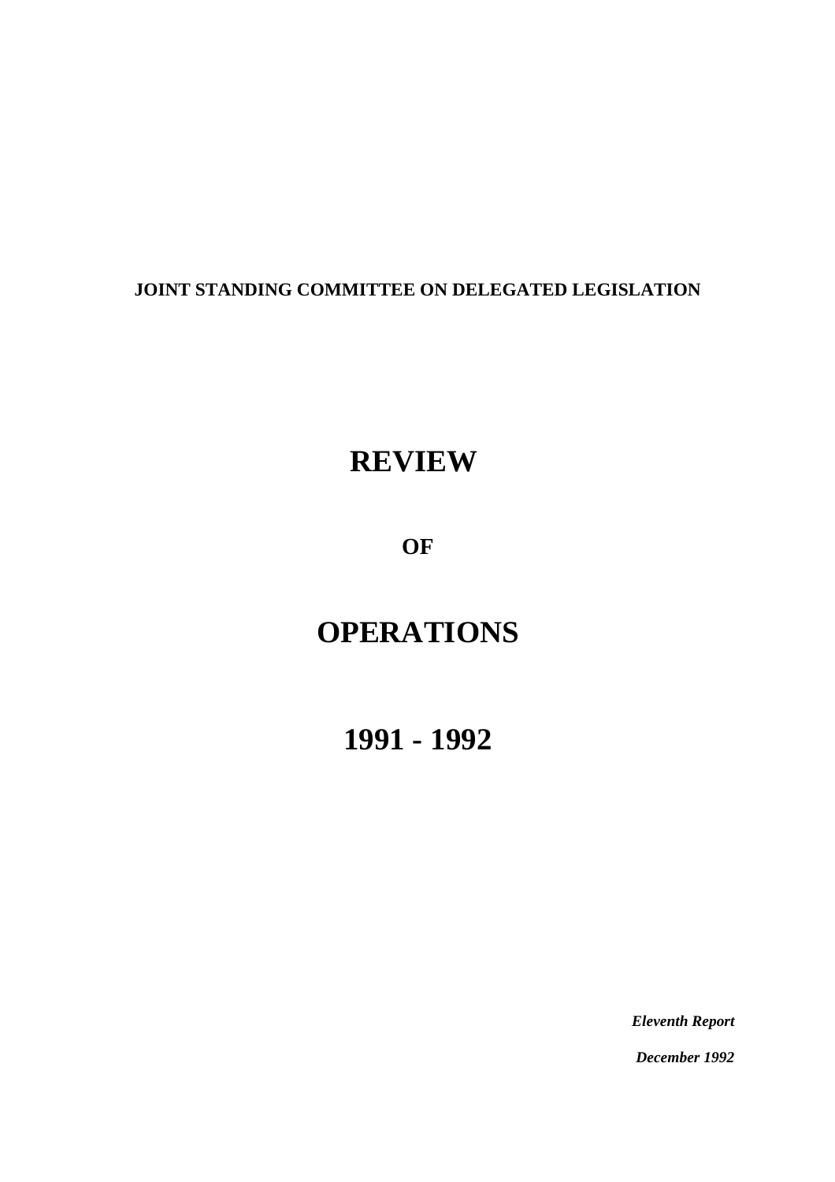**JOINT STANDING COMMITTEE ON DELEGATED LEGISLATION**

# REVIEW

## OF

# OPERATIONS

# 1991 - 1992

***Eleventh Report***

***December 1992***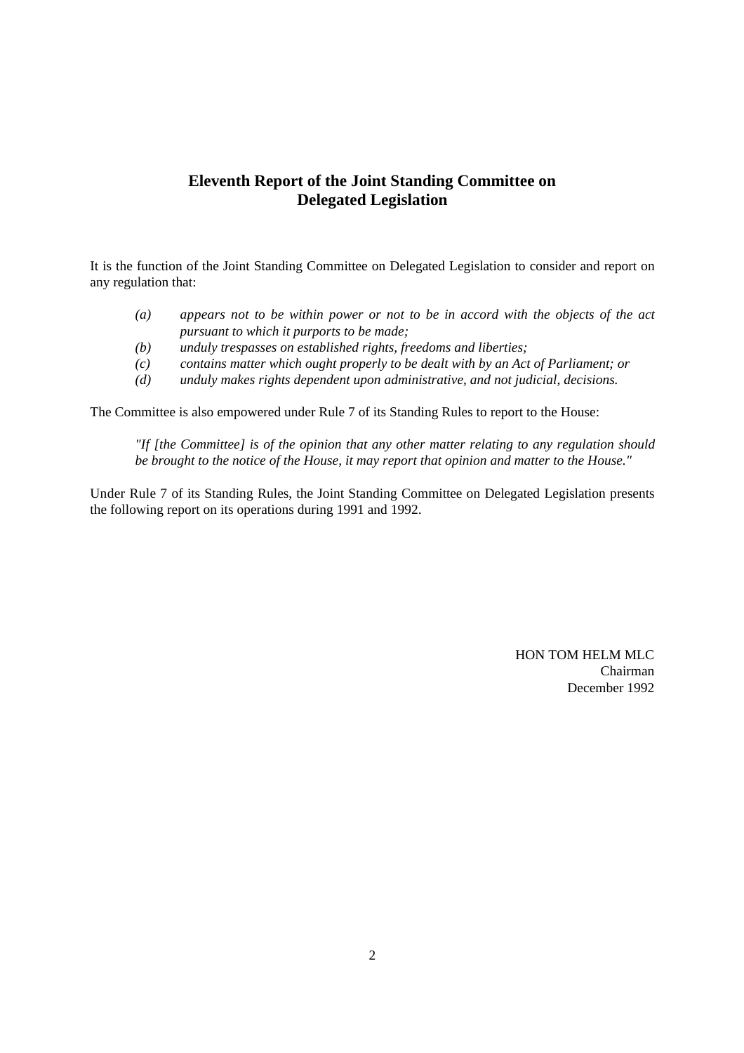# Eleventh Report of the Joint Standing Committee on Delegated Legislation

It is the function of the Joint Standing Committee on Delegated Legislation to consider and report on any regulation that:

*(a)* *appears not to be within power or not to be in accord with the objects of the act pursuant to which it purports to be made;*

*(b)* *unduly trespasses on established rights, freedoms and liberties;*

*(c)* *contains matter which ought properly to be dealt with by an Act of Parliament; or*

*(d)* *unduly makes rights dependent upon administrative, and not judicial, decisions.*

The Committee is also empowered under Rule 7 of its Standing Rules to report to the House:

> *"If [the Committee] is of the opinion that any other matter relating to any regulation should be brought to the notice of the House, it may report that opinion and matter to the House."*

Under Rule 7 of its Standing Rules, the Joint Standing Committee on Delegated Legislation presents the following report on its operations during 1991 and 1992.

HON TOM HELM MLC
Chairman
December 1992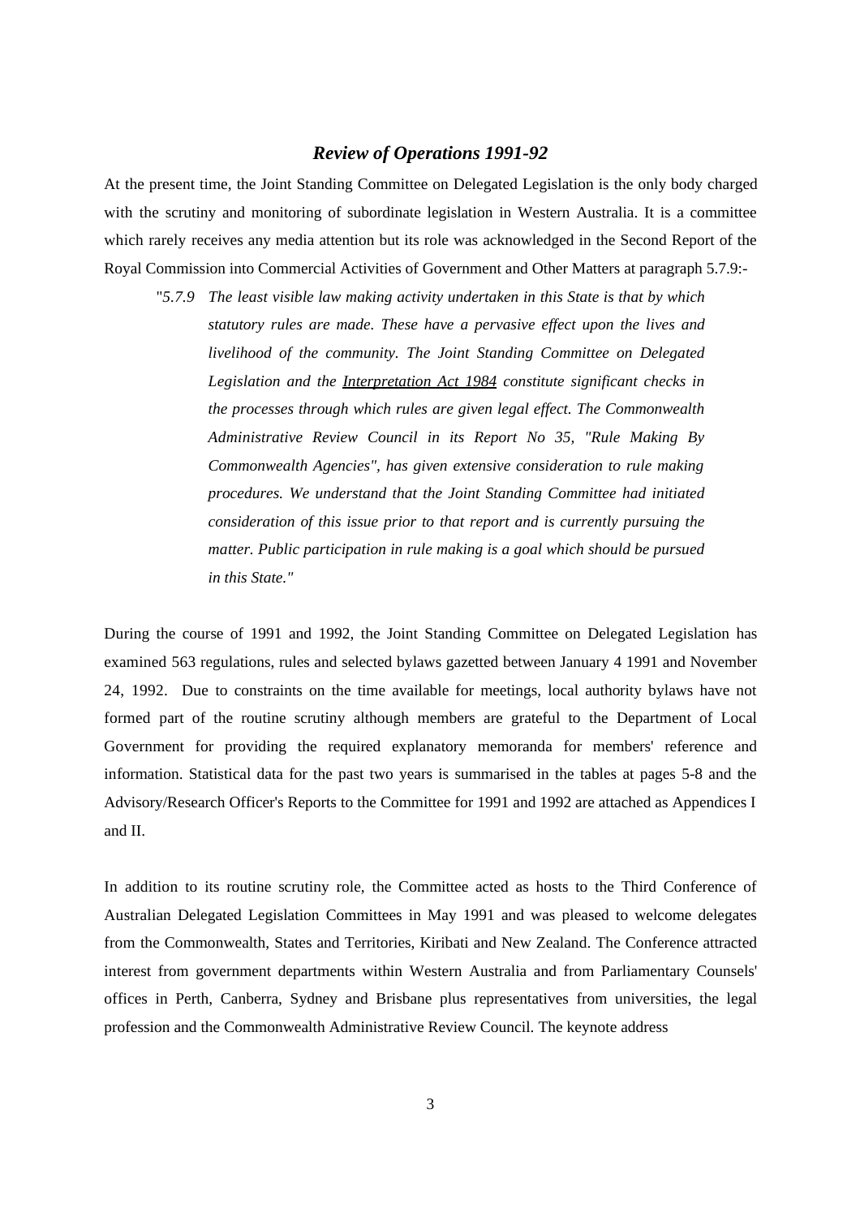## *Review of Operations 1991-92*

At the present time, the Joint Standing Committee on Delegated Legislation is the only body charged with the scrutiny and monitoring of subordinate legislation in Western Australia. It is a committee which rarely receives any media attention but its role was acknowledged in the Second Report of the Royal Commission into Commercial Activities of Government and Other Matters at paragraph 5.7.9:-

> "*5.7.9 The least visible law making activity undertaken in this State is that by which statutory rules are made. These have a pervasive effect upon the lives and livelihood of the community. The Joint Standing Committee on Delegated Legislation and the Interpretation Act 1984 constitute significant checks in the processes through which rules are given legal effect. The Commonwealth Administrative Review Council in its Report No 35, "Rule Making By Commonwealth Agencies", has given extensive consideration to rule making procedures. We understand that the Joint Standing Committee had initiated consideration of this issue prior to that report and is currently pursuing the matter. Public participation in rule making is a goal which should be pursued in this State."*

During the course of 1991 and 1992, the Joint Standing Committee on Delegated Legislation has examined 563 regulations, rules and selected bylaws gazetted between January 4 1991 and November 24, 1992. Due to constraints on the time available for meetings, local authority bylaws have not formed part of the routine scrutiny although members are grateful to the Department of Local Government for providing the required explanatory memoranda for members' reference and information. Statistical data for the past two years is summarised in the tables at pages 5-8 and the Advisory/Research Officer's Reports to the Committee for 1991 and 1992 are attached as Appendices I and II.

In addition to its routine scrutiny role, the Committee acted as hosts to the Third Conference of Australian Delegated Legislation Committees in May 1991 and was pleased to welcome delegates from the Commonwealth, States and Territories, Kiribati and New Zealand. The Conference attracted interest from government departments within Western Australia and from Parliamentary Counsels' offices in Perth, Canberra, Sydney and Brisbane plus representatives from universities, the legal profession and the Commonwealth Administrative Review Council. The keynote address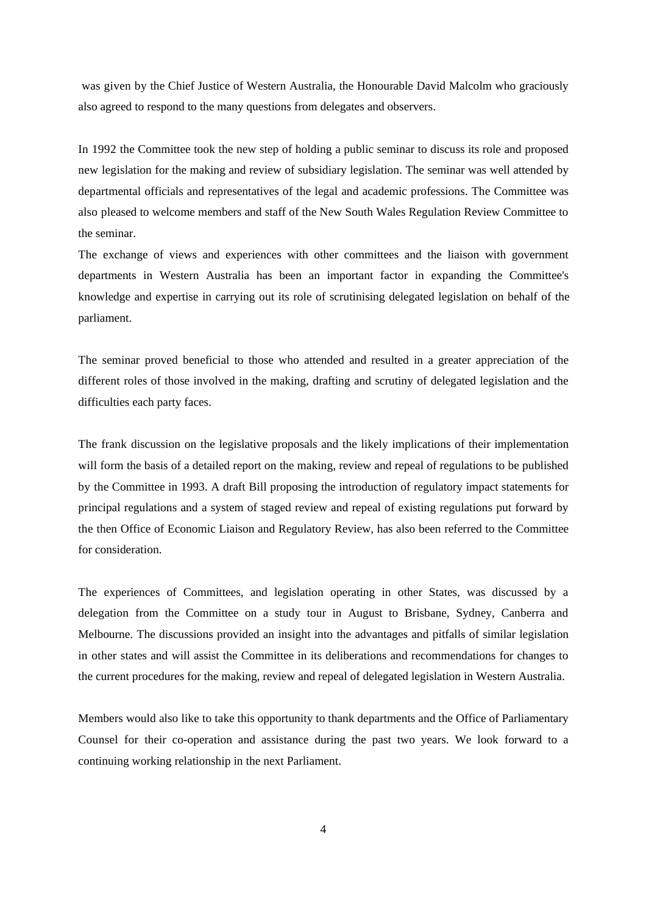was given by the Chief Justice of Western Australia, the Honourable David Malcolm who graciously also agreed to respond to the many questions from delegates and observers.

In 1992 the Committee took the new step of holding a public seminar to discuss its role and proposed new legislation for the making and review of subsidiary legislation. The seminar was well attended by departmental officials and representatives of the legal and academic professions. The Committee was also pleased to welcome members and staff of the New South Wales Regulation Review Committee to the seminar.

The exchange of views and experiences with other committees and the liaison with government departments in Western Australia has been an important factor in expanding the Committee's knowledge and expertise in carrying out its role of scrutinising delegated legislation on behalf of the parliament.

The seminar proved beneficial to those who attended and resulted in a greater appreciation of the different roles of those involved in the making, drafting and scrutiny of delegated legislation and the difficulties each party faces.

The frank discussion on the legislative proposals and the likely implications of their implementation will form the basis of a detailed report on the making, review and repeal of regulations to be published by the Committee in 1993. A draft Bill proposing the introduction of regulatory impact statements for principal regulations and a system of staged review and repeal of existing regulations put forward by the then Office of Economic Liaison and Regulatory Review, has also been referred to the Committee for consideration.

The experiences of Committees, and legislation operating in other States, was discussed by a delegation from the Committee on a study tour in August to Brisbane, Sydney, Canberra and Melbourne. The discussions provided an insight into the advantages and pitfalls of similar legislation in other states and will assist the Committee in its deliberations and recommendations for changes to the current procedures for the making, review and repeal of delegated legislation in Western Australia.

Members would also like to take this opportunity to thank departments and the Office of Parliamentary Counsel for their co-operation and assistance during the past two years. We look forward to a continuing working relationship in the next Parliament.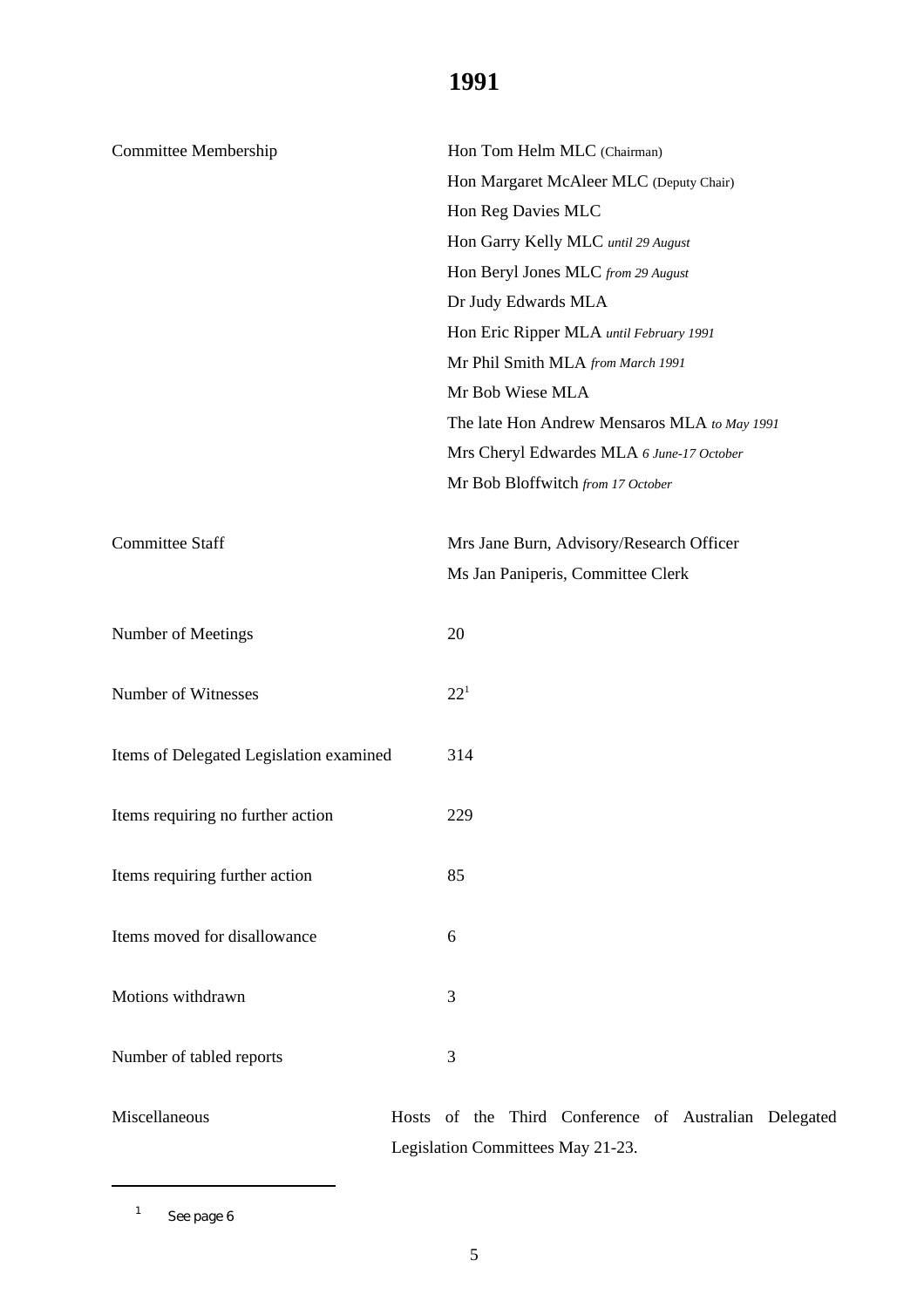# 1991

| | |
|---|---|
| Committee Membership | Hon Tom Helm MLC (Chairman) |
| | Hon Margaret McAleer MLC (Deputy Chair) |
| | Hon Reg Davies MLC |
| | Hon Garry Kelly MLC *until 29 August* |
| | Hon Beryl Jones MLC *from 29 August* |
| | Dr Judy Edwards MLA |
| | Hon Eric Ripper MLA *until February 1991* |
| | Mr Phil Smith MLA *from March 1991* |
| | Mr Bob Wiese MLA |
| | The late Hon Andrew Mensaros MLA *to May 1991* |
| | Mrs Cheryl Edwardes MLA *6 June-17 October* |
| | Mr Bob Bloffwitch *from 17 October* |
| Committee Staff | Mrs Jane Burn, Advisory/Research Officer |
| | Ms Jan Paniperis, Committee Clerk |
| Number of Meetings | 20 |
| Number of Witnesses | 22[1] |
| Items of Delegated Legislation examined | 314 |
| Items requiring no further action | 229 |
| Items requiring further action | 85 |
| Items moved for disallowance | 6 |
| Motions withdrawn | 3 |
| Number of tabled reports | 3 |
| Miscellaneous | Hosts of the Third Conference of Australian Delegated Legislation Committees May 21-23. |

[1] See page 6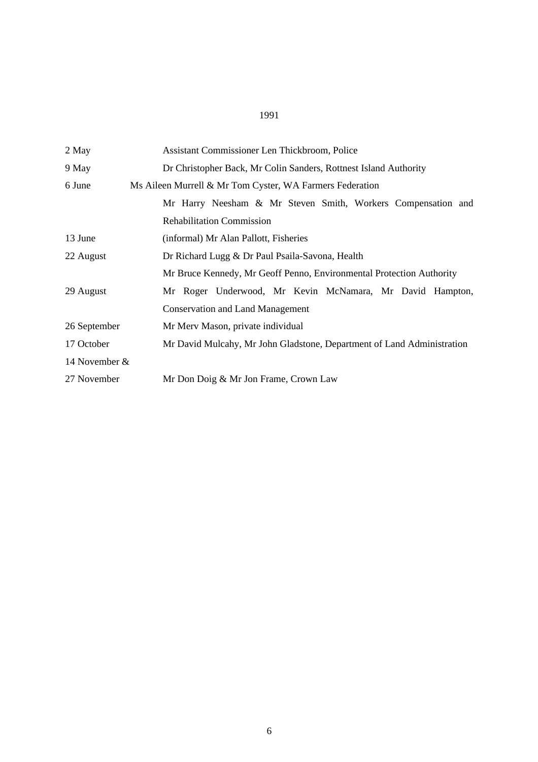1991

| | |
|---|---|
| 2 May | Assistant Commissioner Len Thickbroom, Police |
| 9 May | Dr Christopher Back, Mr Colin Sanders, Rottnest Island Authority |
| 6 June | Ms Aileen Murrell & Mr Tom Cyster, WA Farmers Federation |
| | Mr Harry Neesham & Mr Steven Smith, Workers Compensation and Rehabilitation Commission |
| 13 June | (informal) Mr Alan Pallott, Fisheries |
| 22 August | Dr Richard Lugg & Dr Paul Psaila-Savona, Health |
| | Mr Bruce Kennedy, Mr Geoff Penno, Environmental Protection Authority |
| 29 August | Mr Roger Underwood, Mr Kevin McNamara, Mr David Hampton, Conservation and Land Management |
| 26 September | Mr Merv Mason, private individual |
| 17 October | Mr David Mulcahy, Mr John Gladstone, Department of Land Administration |
| 14 November & 27 November | Mr Don Doig & Mr Jon Frame, Crown Law |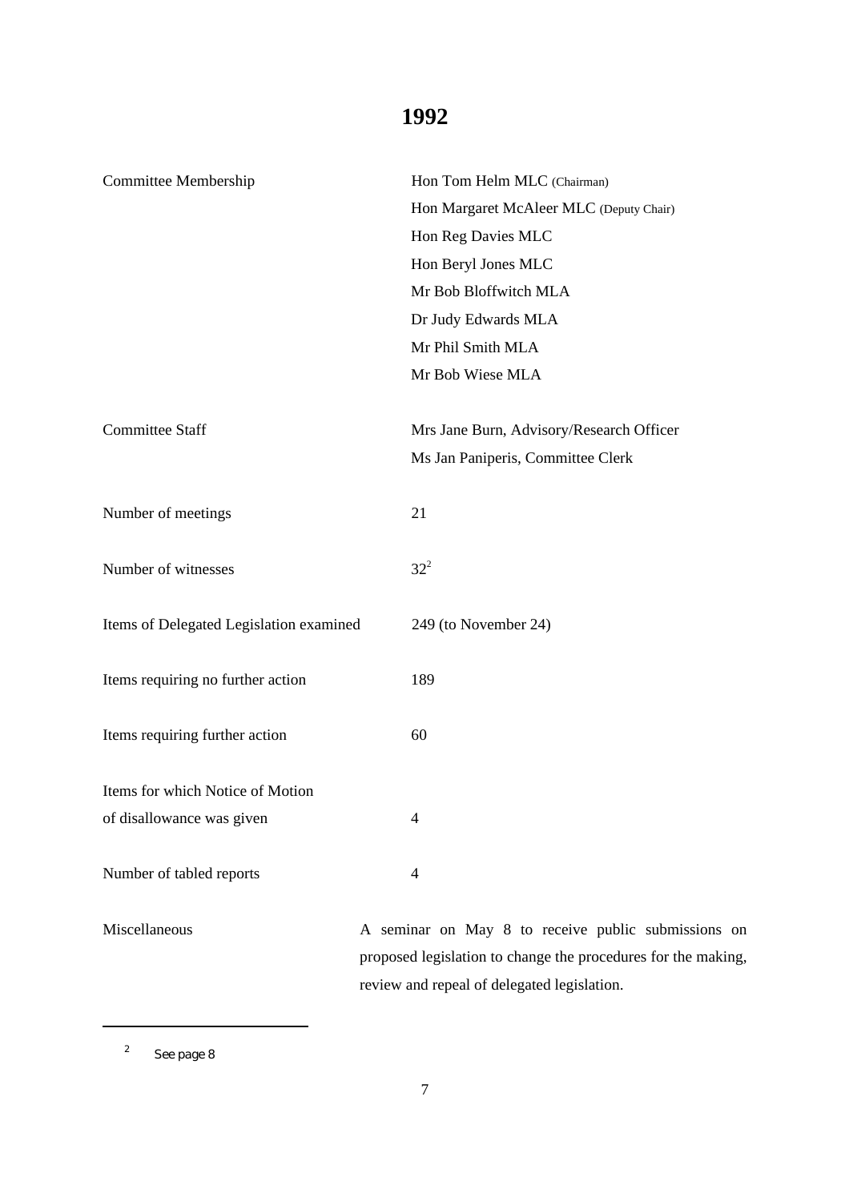# 1992

| | |
|---|---|
| Committee Membership | Hon Tom Helm MLC (Chairman) |
| | Hon Margaret McAleer MLC (Deputy Chair) |
| | Hon Reg Davies MLC |
| | Hon Beryl Jones MLC |
| | Mr Bob Bloffwitch MLA |
| | Dr Judy Edwards MLA |
| | Mr Phil Smith MLA |
| | Mr Bob Wiese MLA |
| Committee Staff | Mrs Jane Burn, Advisory/Research Officer |
| | Ms Jan Paniperis, Committee Clerk |
| Number of meetings | 21 |
| Number of witnesses | 32[2] |
| Items of Delegated Legislation examined | 249 (to November 24) |
| Items requiring no further action | 189 |
| Items requiring further action | 60 |
| Items for which Notice of Motion of disallowance was given | 4 |
| Number of tabled reports | 4 |
| Miscellaneous | A seminar on May 8 to receive public submissions on proposed legislation to change the procedures for the making, review and repeal of delegated legislation. |

[2] See page 8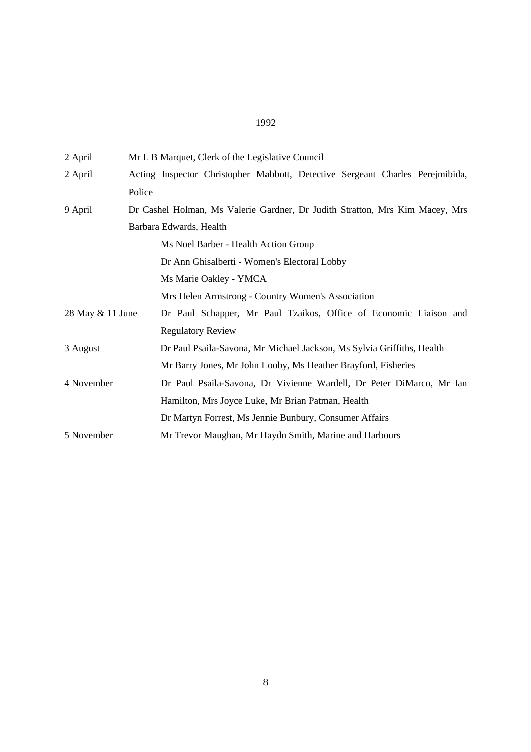1992

| | |
|---|---|
| 2 April | Mr L B Marquet, Clerk of the Legislative Council |
| 2 April | Acting Inspector Christopher Mabbott, Detective Sergeant Charles Perejmibida, Police |
| 9 April | Dr Cashel Holman, Ms Valerie Gardner, Dr Judith Stratton, Mrs Kim Macey, Mrs Barbara Edwards, Health |
| | Ms Noel Barber - Health Action Group |
| | Dr Ann Ghisalberti - Women's Electoral Lobby |
| | Ms Marie Oakley - YMCA |
| | Mrs Helen Armstrong - Country Women's Association |
| 28 May & 11 June | Dr Paul Schapper, Mr Paul Tzaikos, Office of Economic Liaison and Regulatory Review |
| 3 August | Dr Paul Psaila-Savona, Mr Michael Jackson, Ms Sylvia Griffiths, Health |
| | Mr Barry Jones, Mr John Looby, Ms Heather Brayford, Fisheries |
| 4 November | Dr Paul Psaila-Savona, Dr Vivienne Wardell, Dr Peter DiMarco, Mr Ian Hamilton, Mrs Joyce Luke, Mr Brian Patman, Health |
| | Dr Martyn Forrest, Ms Jennie Bunbury, Consumer Affairs |
| 5 November | Mr Trevor Maughan, Mr Haydn Smith, Marine and Harbours |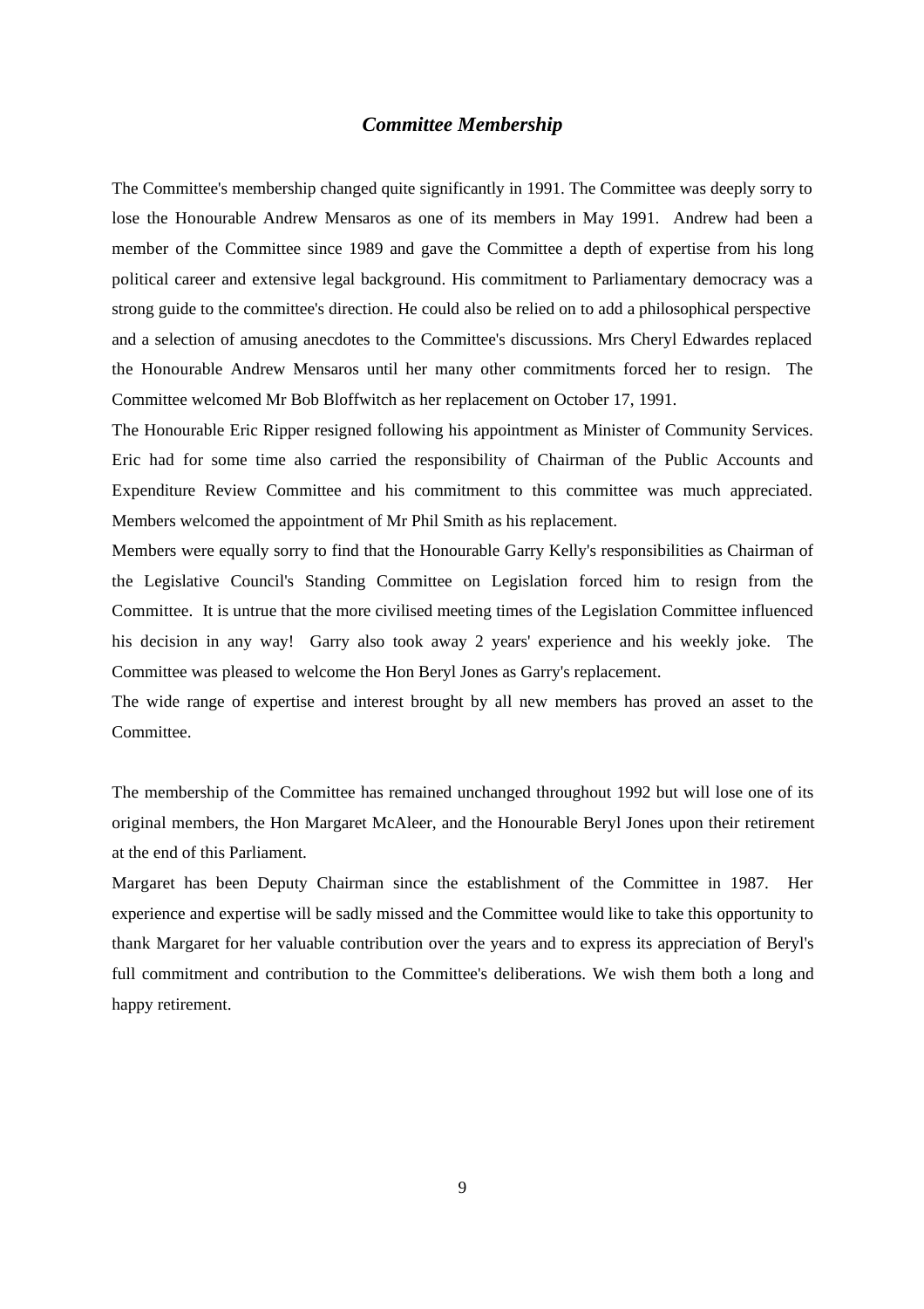## *Committee Membership*

The Committee's membership changed quite significantly in 1991. The Committee was deeply sorry to lose the Honourable Andrew Mensaros as one of its members in May 1991. Andrew had been a member of the Committee since 1989 and gave the Committee a depth of expertise from his long political career and extensive legal background. His commitment to Parliamentary democracy was a strong guide to the committee's direction. He could also be relied on to add a philosophical perspective and a selection of amusing anecdotes to the Committee's discussions. Mrs Cheryl Edwardes replaced the Honourable Andrew Mensaros until her many other commitments forced her to resign. The Committee welcomed Mr Bob Bloffwitch as her replacement on October 17, 1991.

The Honourable Eric Ripper resigned following his appointment as Minister of Community Services. Eric had for some time also carried the responsibility of Chairman of the Public Accounts and Expenditure Review Committee and his commitment to this committee was much appreciated. Members welcomed the appointment of Mr Phil Smith as his replacement.

Members were equally sorry to find that the Honourable Garry Kelly's responsibilities as Chairman of the Legislative Council's Standing Committee on Legislation forced him to resign from the Committee. It is untrue that the more civilised meeting times of the Legislation Committee influenced his decision in any way! Garry also took away 2 years' experience and his weekly joke. The Committee was pleased to welcome the Hon Beryl Jones as Garry's replacement.

The wide range of expertise and interest brought by all new members has proved an asset to the Committee.

The membership of the Committee has remained unchanged throughout 1992 but will lose one of its original members, the Hon Margaret McAleer, and the Honourable Beryl Jones upon their retirement at the end of this Parliament.

Margaret has been Deputy Chairman since the establishment of the Committee in 1987. Her experience and expertise will be sadly missed and the Committee would like to take this opportunity to thank Margaret for her valuable contribution over the years and to express its appreciation of Beryl's full commitment and contribution to the Committee's deliberations. We wish them both a long and happy retirement.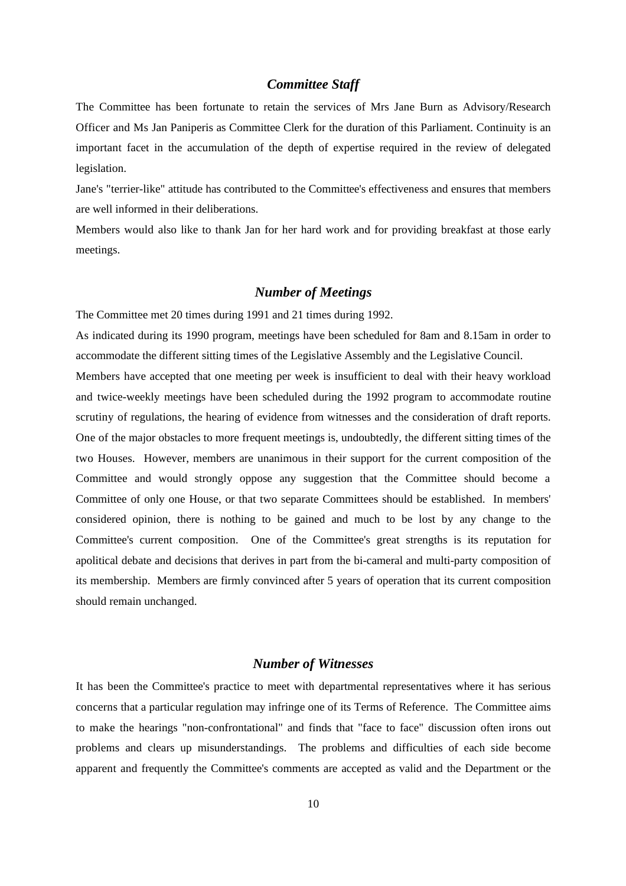### *Committee Staff*

The Committee has been fortunate to retain the services of Mrs Jane Burn as Advisory/Research Officer and Ms Jan Paniperis as Committee Clerk for the duration of this Parliament. Continuity is an important facet in the accumulation of the depth of expertise required in the review of delegated legislation.

Jane's "terrier-like" attitude has contributed to the Committee's effectiveness and ensures that members are well informed in their deliberations.

Members would also like to thank Jan for her hard work and for providing breakfast at those early meetings.

### *Number of Meetings*

The Committee met 20 times during 1991 and 21 times during 1992.

As indicated during its 1990 program, meetings have been scheduled for 8am and 8.15am in order to accommodate the different sitting times of the Legislative Assembly and the Legislative Council.

Members have accepted that one meeting per week is insufficient to deal with their heavy workload and twice-weekly meetings have been scheduled during the 1992 program to accommodate routine scrutiny of regulations, the hearing of evidence from witnesses and the consideration of draft reports. One of the major obstacles to more frequent meetings is, undoubtedly, the different sitting times of the two Houses. However, members are unanimous in their support for the current composition of the Committee and would strongly oppose any suggestion that the Committee should become a Committee of only one House, or that two separate Committees should be established. In members' considered opinion, there is nothing to be gained and much to be lost by any change to the Committee's current composition. One of the Committee's great strengths is its reputation for apolitical debate and decisions that derives in part from the bi-cameral and multi-party composition of its membership. Members are firmly convinced after 5 years of operation that its current composition should remain unchanged.

### *Number of Witnesses*

It has been the Committee's practice to meet with departmental representatives where it has serious concerns that a particular regulation may infringe one of its Terms of Reference. The Committee aims to make the hearings "non-confrontational" and finds that "face to face" discussion often irons out problems and clears up misunderstandings. The problems and difficulties of each side become apparent and frequently the Committee's comments are accepted as valid and the Department or the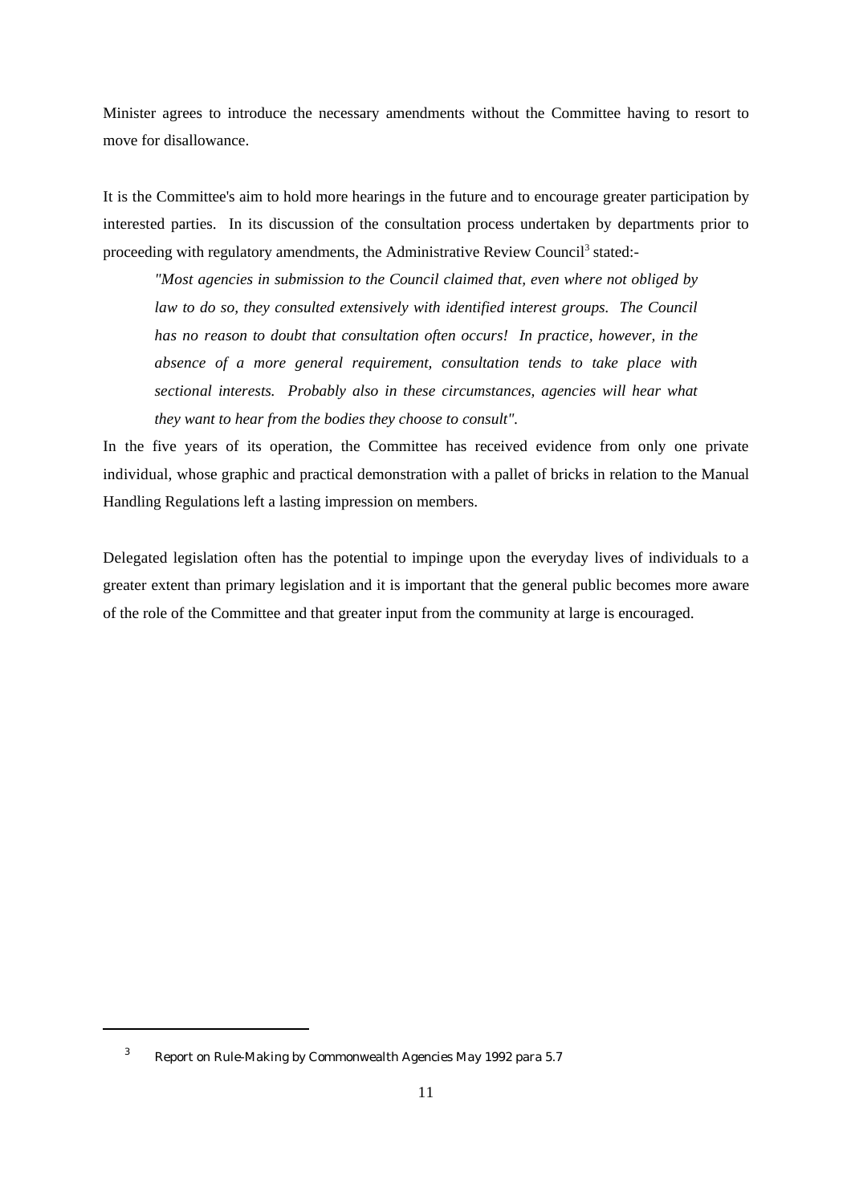Minister agrees to introduce the necessary amendments without the Committee having to resort to move for disallowance.

It is the Committee's aim to hold more hearings in the future and to encourage greater participation by interested parties. In its discussion of the consultation process undertaken by departments prior to proceeding with regulatory amendments, the Administrative Review Council[3] stated:-

> *"Most agencies in submission to the Council claimed that, even where not obliged by law to do so, they consulted extensively with identified interest groups. The Council has no reason to doubt that consultation often occurs! In practice, however, in the absence of a more general requirement, consultation tends to take place with sectional interests. Probably also in these circumstances, agencies will hear what they want to hear from the bodies they choose to consult".*

In the five years of its operation, the Committee has received evidence from only one private individual, whose graphic and practical demonstration with a pallet of bricks in relation to the Manual Handling Regulations left a lasting impression on members.

Delegated legislation often has the potential to impinge upon the everyday lives of individuals to a greater extent than primary legislation and it is important that the general public becomes more aware of the role of the Committee and that greater input from the community at large is encouraged.

---

[3] Report on Rule-Making by Commonwealth Agencies May 1992 para 5.7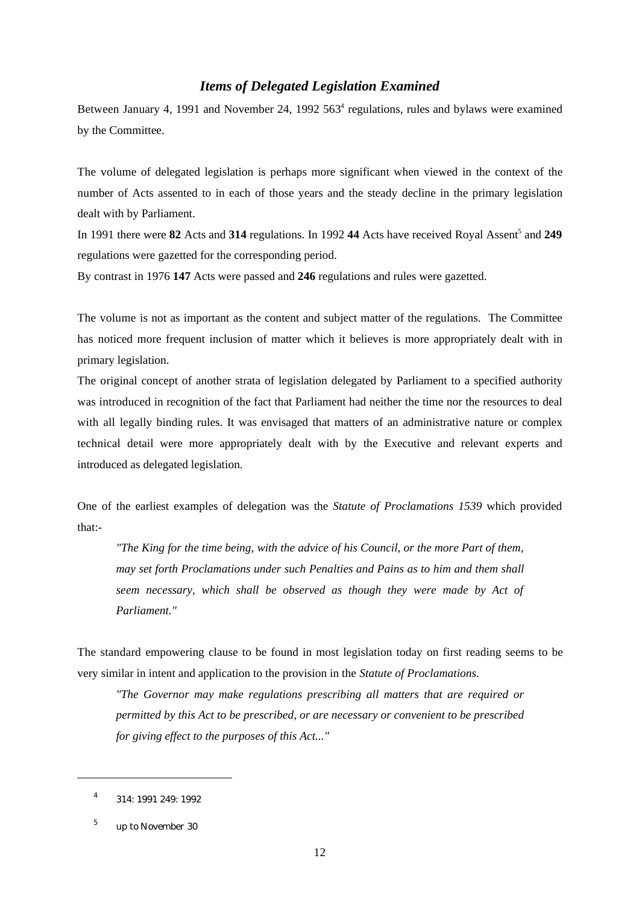### *Items of Delegated Legislation Examined*

Between January 4, 1991 and November 24, 1992 563[4] regulations, rules and bylaws were examined by the Committee.

The volume of delegated legislation is perhaps more significant when viewed in the context of the number of Acts assented to in each of those years and the steady decline in the primary legislation dealt with by Parliament.

In 1991 there were **82** Acts and **314** regulations. In 1992 **44** Acts have received Royal Assent[5] and **249** regulations were gazetted for the corresponding period.

By contrast in 1976 **147** Acts were passed and **246** regulations and rules were gazetted.

The volume is not as important as the content and subject matter of the regulations. The Committee has noticed more frequent inclusion of matter which it believes is more appropriately dealt with in primary legislation.

The original concept of another strata of legislation delegated by Parliament to a specified authority was introduced in recognition of the fact that Parliament had neither the time nor the resources to deal with all legally binding rules. It was envisaged that matters of an administrative nature or complex technical detail were more appropriately dealt with by the Executive and relevant experts and introduced as delegated legislation.

One of the earliest examples of delegation was the *Statute of Proclamations 1539* which provided that:-

> *"The King for the time being, with the advice of his Council, or the more Part of them, may set forth Proclamations under such Penalties and Pains as to him and them shall seem necessary, which shall be observed as though they were made by Act of Parliament."*

The standard empowering clause to be found in most legislation today on first reading seems to be very similar in intent and application to the provision in the *Statute of Proclamations*.

> *"The Governor may make regulations prescribing all matters that are required or permitted by this Act to be prescribed, or are necessary or convenient to be prescribed for giving effect to the purposes of this Act..."*

---

[4] 314: 1991 249: 1992

[5] up to November 30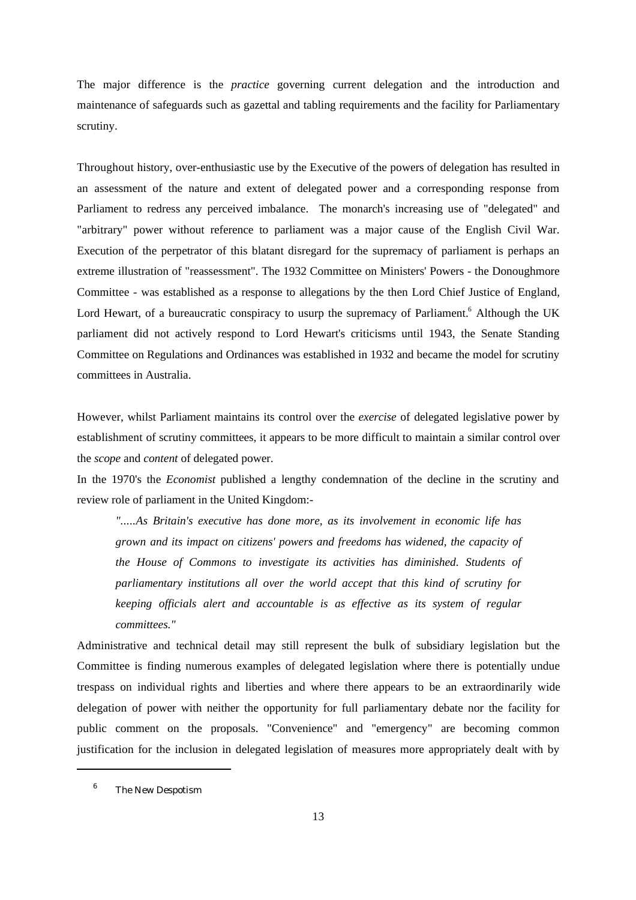The major difference is the *practice* governing current delegation and the introduction and maintenance of safeguards such as gazettal and tabling requirements and the facility for Parliamentary scrutiny.

Throughout history, over-enthusiastic use by the Executive of the powers of delegation has resulted in an assessment of the nature and extent of delegated power and a corresponding response from Parliament to redress any perceived imbalance. The monarch's increasing use of "delegated" and "arbitrary" power without reference to parliament was a major cause of the English Civil War. Execution of the perpetrator of this blatant disregard for the supremacy of parliament is perhaps an extreme illustration of "reassessment". The 1932 Committee on Ministers' Powers - the Donoughmore Committee - was established as a response to allegations by the then Lord Chief Justice of England, Lord Hewart, of a bureaucratic conspiracy to usurp the supremacy of Parliament.[6] Although the UK parliament did not actively respond to Lord Hewart's criticisms until 1943, the Senate Standing Committee on Regulations and Ordinances was established in 1932 and became the model for scrutiny committees in Australia.

However, whilst Parliament maintains its control over the *exercise* of delegated legislative power by establishment of scrutiny committees, it appears to be more difficult to maintain a similar control over the *scope* and *content* of delegated power.

In the 1970's the *Economist* published a lengthy condemnation of the decline in the scrutiny and review role of parliament in the United Kingdom:-

> *".....As Britain's executive has done more, as its involvement in economic life has grown and its impact on citizens' powers and freedoms has widened, the capacity of the House of Commons to investigate its activities has diminished. Students of parliamentary institutions all over the world accept that this kind of scrutiny for keeping officials alert and accountable is as effective as its system of regular committees."*

Administrative and technical detail may still represent the bulk of subsidiary legislation but the Committee is finding numerous examples of delegated legislation where there is potentially undue trespass on individual rights and liberties and where there appears to be an extraordinarily wide delegation of power with neither the opportunity for full parliamentary debate nor the facility for public comment on the proposals. "Convenience" and "emergency" are becoming common justification for the inclusion in delegated legislation of measures more appropriately dealt with by

---

[6] The New Despotism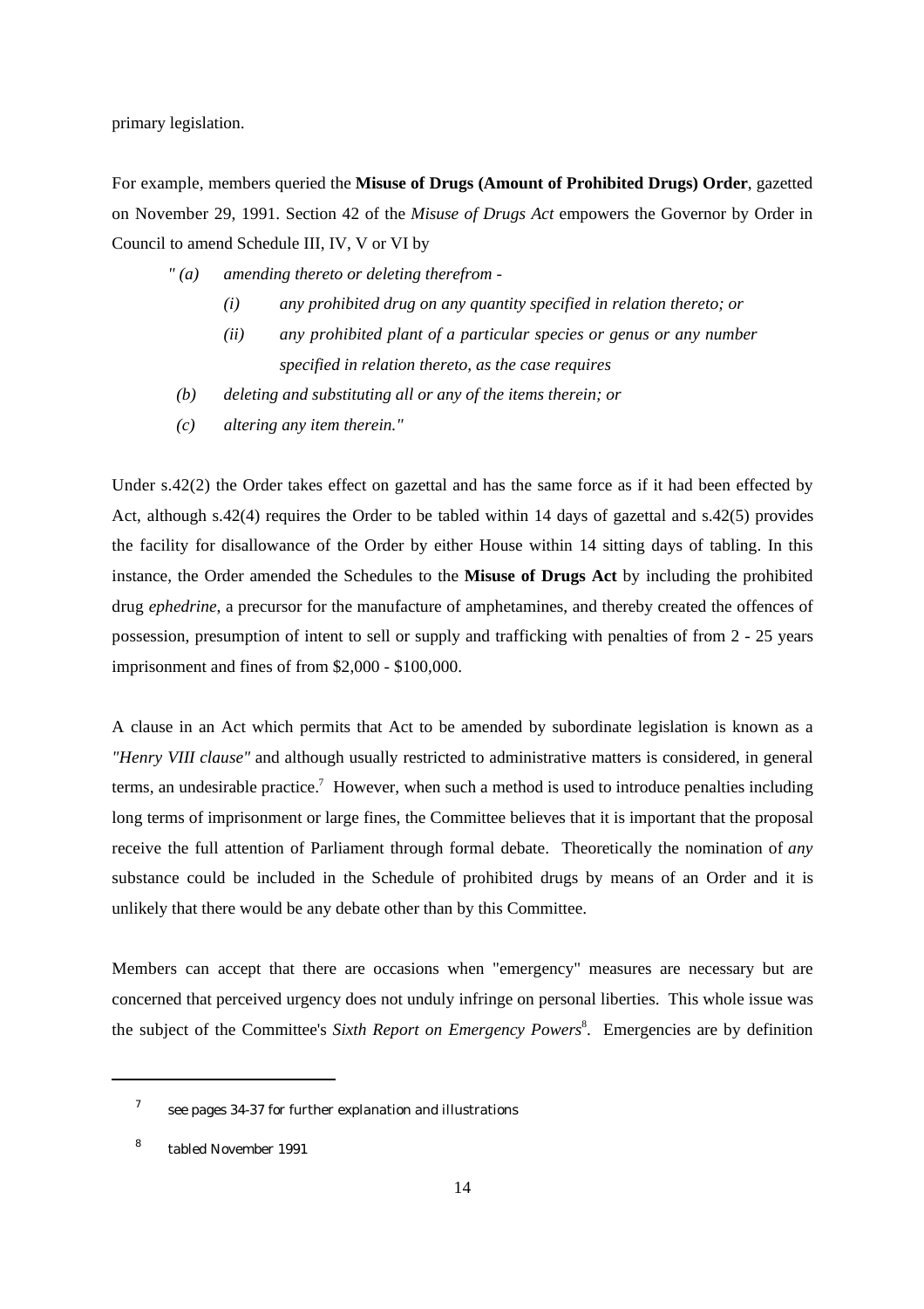primary legislation.

For example, members queried the **Misuse of Drugs (Amount of Prohibited Drugs) Order**, gazetted on November 29, 1991. Section 42 of the *Misuse of Drugs Act* empowers the Governor by Order in Council to amend Schedule III, IV, V or VI by

*" (a) amending thereto or deleting therefrom -*

> *(i) any prohibited drug on any quantity specified in relation thereto; or*
>
> *(ii) any prohibited plant of a particular species or genus or any number specified in relation thereto, as the case requires*

*(b) deleting and substituting all or any of the items therein; or*

*(c) altering any item therein."*

Under s.42(2) the Order takes effect on gazettal and has the same force as if it had been effected by Act, although s.42(4) requires the Order to be tabled within 14 days of gazettal and s.42(5) provides the facility for disallowance of the Order by either House within 14 sitting days of tabling. In this instance, the Order amended the Schedules to the **Misuse of Drugs Act** by including the prohibited drug *ephedrine*, a precursor for the manufacture of amphetamines, and thereby created the offences of possession, presumption of intent to sell or supply and trafficking with penalties of from 2 - 25 years imprisonment and fines of from $2,000 - $100,000.

A clause in an Act which permits that Act to be amended by subordinate legislation is known as a *"Henry VIII clause"* and although usually restricted to administrative matters is considered, in general terms, an undesirable practice.[7] However, when such a method is used to introduce penalties including long terms of imprisonment or large fines, the Committee believes that it is important that the proposal receive the full attention of Parliament through formal debate. Theoretically the nomination of *any* substance could be included in the Schedule of prohibited drugs by means of an Order and it is unlikely that there would be any debate other than by this Committee.

Members can accept that there are occasions when "emergency" measures are necessary but are concerned that perceived urgency does not unduly infringe on personal liberties. This whole issue was the subject of the Committee's *Sixth Report on Emergency Powers*[8]. Emergencies are by definition

---

[7] see pages 34-37 for further explanation and illustrations

[8] tabled November 1991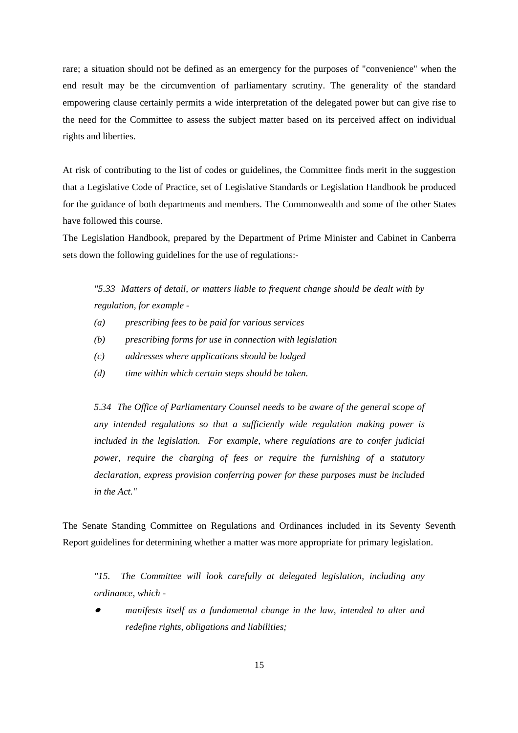rare; a situation should not be defined as an emergency for the purposes of "convenience" when the end result may be the circumvention of parliamentary scrutiny. The generality of the standard empowering clause certainly permits a wide interpretation of the delegated power but can give rise to the need for the Committee to assess the subject matter based on its perceived affect on individual rights and liberties.

At risk of contributing to the list of codes or guidelines, the Committee finds merit in the suggestion that a Legislative Code of Practice, set of Legislative Standards or Legislation Handbook be produced for the guidance of both departments and members. The Commonwealth and some of the other States have followed this course.

The Legislation Handbook, prepared by the Department of Prime Minister and Cabinet in Canberra sets down the following guidelines for the use of regulations:-

> *"5.33 Matters of detail, or matters liable to frequent change should be dealt with by regulation, for example -*
>
> *(a) prescribing fees to be paid for various services*
>
> *(b) prescribing forms for use in connection with legislation*
>
> *(c) addresses where applications should be lodged*
>
> *(d) time within which certain steps should be taken.*
>
> *5.34 The Office of Parliamentary Counsel needs to be aware of the general scope of any intended regulations so that a sufficiently wide regulation making power is included in the legislation. For example, where regulations are to confer judicial power, require the charging of fees or require the furnishing of a statutory declaration, express provision conferring power for these purposes must be included in the Act."*

The Senate Standing Committee on Regulations and Ordinances included in its Seventy Seventh Report guidelines for determining whether a matter was more appropriate for primary legislation.

> *"15. The Committee will look carefully at delegated legislation, including any ordinance, which -*
>
> - *manifests itself as a fundamental change in the law, intended to alter and redefine rights, obligations and liabilities;*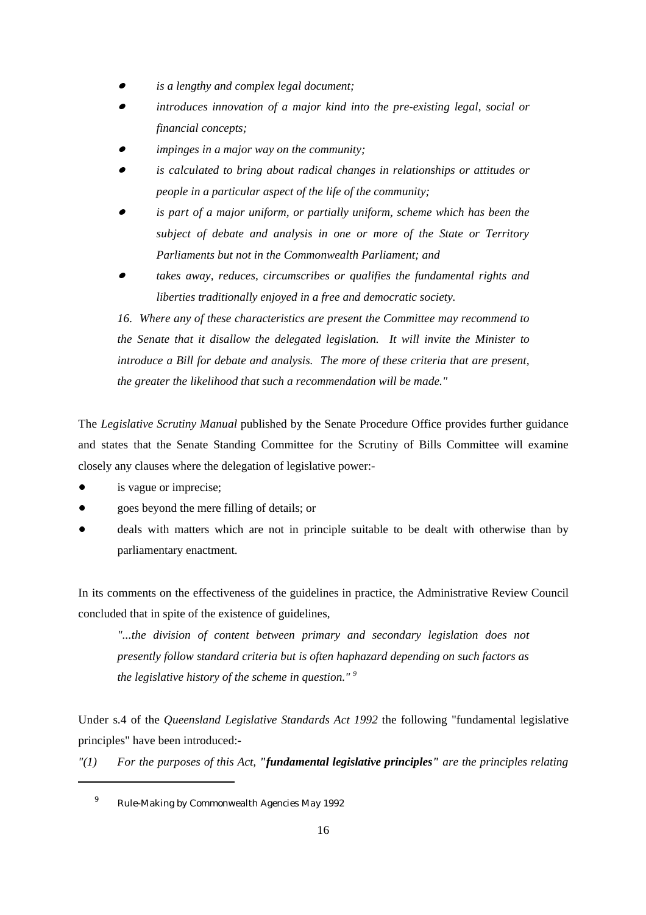- *is a lengthy and complex legal document;*
- *introduces innovation of a major kind into the pre-existing legal, social or financial concepts;*
- *impinges in a major way on the community;*
- *is calculated to bring about radical changes in relationships or attitudes or people in a particular aspect of the life of the community;*
- *is part of a major uniform, or partially uniform, scheme which has been the subject of debate and analysis in one or more of the State or Territory Parliaments but not in the Commonwealth Parliament; and*
- *takes away, reduces, circumscribes or qualifies the fundamental rights and liberties traditionally enjoyed in a free and democratic society.*

*16. Where any of these characteristics are present the Committee may recommend to the Senate that it disallow the delegated legislation. It will invite the Minister to introduce a Bill for debate and analysis. The more of these criteria that are present, the greater the likelihood that such a recommendation will be made."*

The *Legislative Scrutiny Manual* published by the Senate Procedure Office provides further guidance and states that the Senate Standing Committee for the Scrutiny of Bills Committee will examine closely any clauses where the delegation of legislative power:-

- is vague or imprecise;
- goes beyond the mere filling of details; or
- deals with matters which are not in principle suitable to be dealt with otherwise than by parliamentary enactment.

In its comments on the effectiveness of the guidelines in practice, the Administrative Review Council concluded that in spite of the existence of guidelines,

> *"...the division of content between primary and secondary legislation does not presently follow standard criteria but is often haphazard depending on such factors as the legislative history of the scheme in question."* [9]

Under s.4 of the *Queensland Legislative Standards Act 1992* the following "fundamental legislative principles" have been introduced:-

*"(1) For the purposes of this Act, **"fundamental legislative principles"** are the principles relating*

---

[9] Rule-Making by Commonwealth Agencies May 1992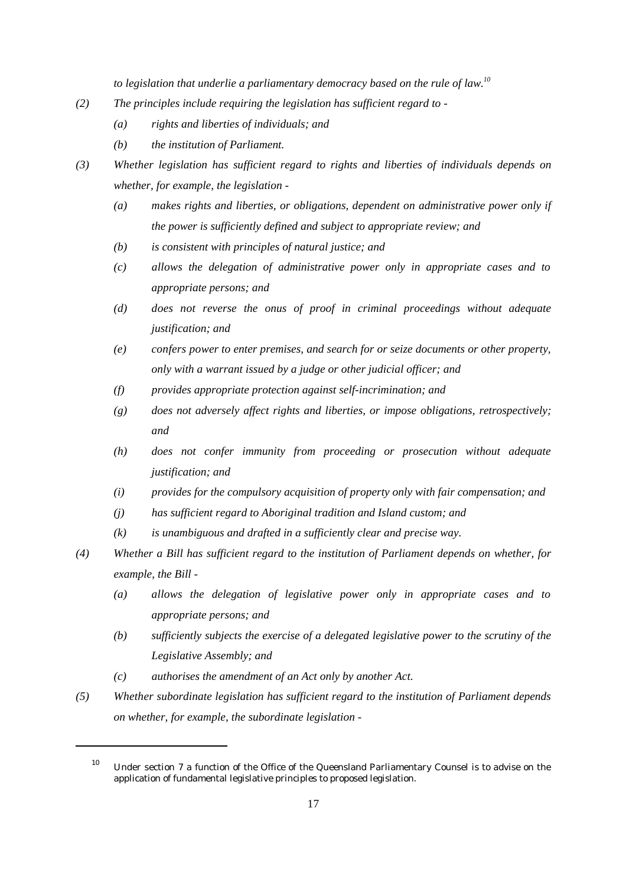*to legislation that underlie a parliamentary democracy based on the rule of law.*[10]

*(2) The principles include requiring the legislation has sufficient regard to -*

*(a) rights and liberties of individuals; and*

*(b) the institution of Parliament.*

*(3) Whether legislation has sufficient regard to rights and liberties of individuals depends on whether, for example, the legislation -*

*(a) makes rights and liberties, or obligations, dependent on administrative power only if the power is sufficiently defined and subject to appropriate review; and*

*(b) is consistent with principles of natural justice; and*

*(c) allows the delegation of administrative power only in appropriate cases and to appropriate persons; and*

*(d) does not reverse the onus of proof in criminal proceedings without adequate justification; and*

*(e) confers power to enter premises, and search for or seize documents or other property, only with a warrant issued by a judge or other judicial officer; and*

*(f) provides appropriate protection against self-incrimination; and*

*(g) does not adversely affect rights and liberties, or impose obligations, retrospectively; and*

*(h) does not confer immunity from proceeding or prosecution without adequate justification; and*

*(i) provides for the compulsory acquisition of property only with fair compensation; and*

*(j) has sufficient regard to Aboriginal tradition and Island custom; and*

*(k) is unambiguous and drafted in a sufficiently clear and precise way.*

*(4) Whether a Bill has sufficient regard to the institution of Parliament depends on whether, for example, the Bill -*

*(a) allows the delegation of legislative power only in appropriate cases and to appropriate persons; and*

*(b) sufficiently subjects the exercise of a delegated legislative power to the scrutiny of the Legislative Assembly; and*

*(c) authorises the amendment of an Act only by another Act.*

*(5) Whether subordinate legislation has sufficient regard to the institution of Parliament depends on whether, for example, the subordinate legislation -*

---

[10] Under section 7 a function of the Office of the Queensland Parliamentary Counsel is to advise on the application of fundamental legislative principles to proposed legislation.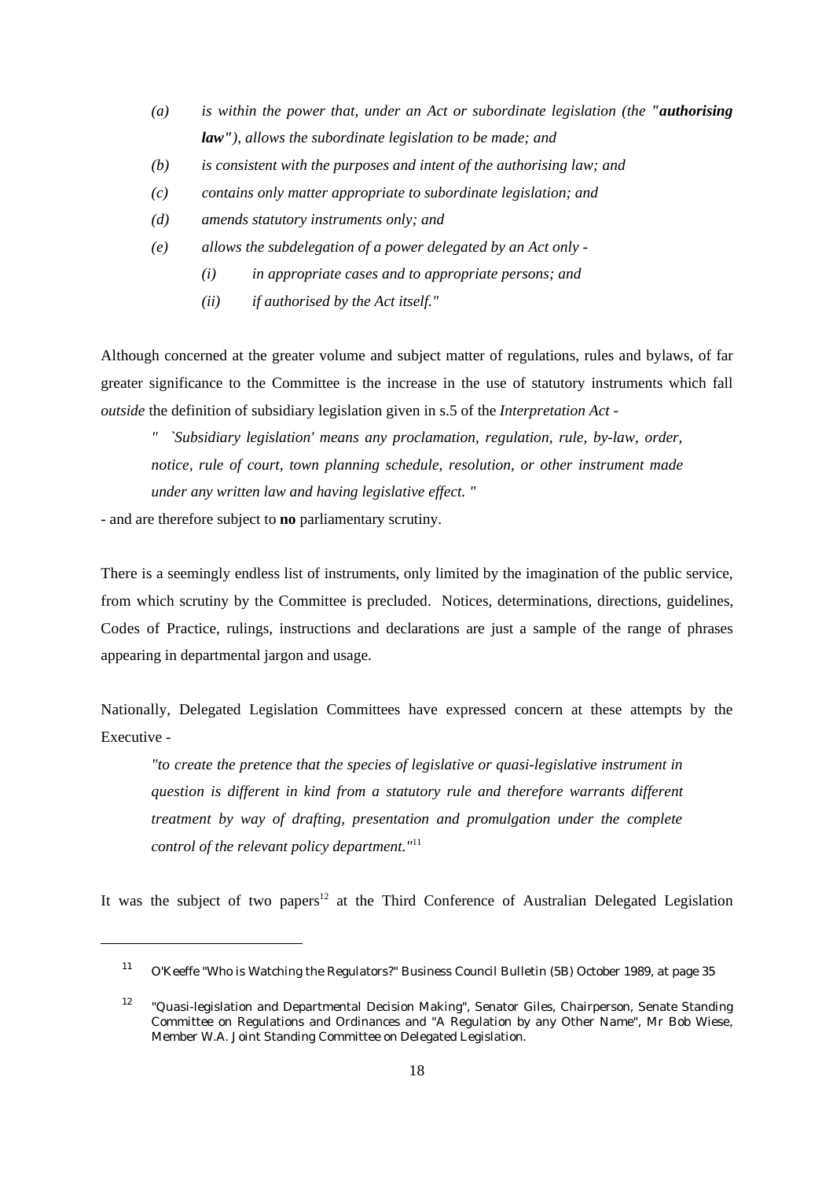- *(a) is within the power that, under an Act or subordinate legislation (the "**authorising law**"), allows the subordinate legislation to be made; and*
- *(b) is consistent with the purposes and intent of the authorising law; and*
- *(c) contains only matter appropriate to subordinate legislation; and*
- *(d) amends statutory instruments only; and*
- *(e) allows the subdelegation of a power delegated by an Act only -*
  - *(i) in appropriate cases and to appropriate persons; and*
  - *(ii) if authorised by the Act itself."*

Although concerned at the greater volume and subject matter of regulations, rules and bylaws, of far greater significance to the Committee is the increase in the use of statutory instruments which fall *outside* the definition of subsidiary legislation given in s.5 of the *Interpretation Act* -

> *" `Subsidiary legislation' means any proclamation, regulation, rule, by-law, order, notice, rule of court, town planning schedule, resolution, or other instrument made under any written law and having legislative effect. "*

- and are therefore subject to **no** parliamentary scrutiny.

There is a seemingly endless list of instruments, only limited by the imagination of the public service, from which scrutiny by the Committee is precluded. Notices, determinations, directions, guidelines, Codes of Practice, rulings, instructions and declarations are just a sample of the range of phrases appearing in departmental jargon and usage.

Nationally, Delegated Legislation Committees have expressed concern at these attempts by the Executive -

> *"to create the pretence that the species of legislative or quasi-legislative instrument in question is different in kind from a statutory rule and therefore warrants different treatment by way of drafting, presentation and promulgation under the complete control of the relevant policy department."*[11]

It was the subject of two papers[12] at the Third Conference of Australian Delegated Legislation

---

[11] O'Keeffe "Who is Watching the Regulators?" Business Council Bulletin (5B) October 1989, at page 35

[12] "Quasi-legislation and Departmental Decision Making", Senator Giles, Chairperson, Senate Standing Committee on Regulations and Ordinances and "A Regulation by any Other Name", Mr Bob Wiese, Member W.A. Joint Standing Committee on Delegated Legislation.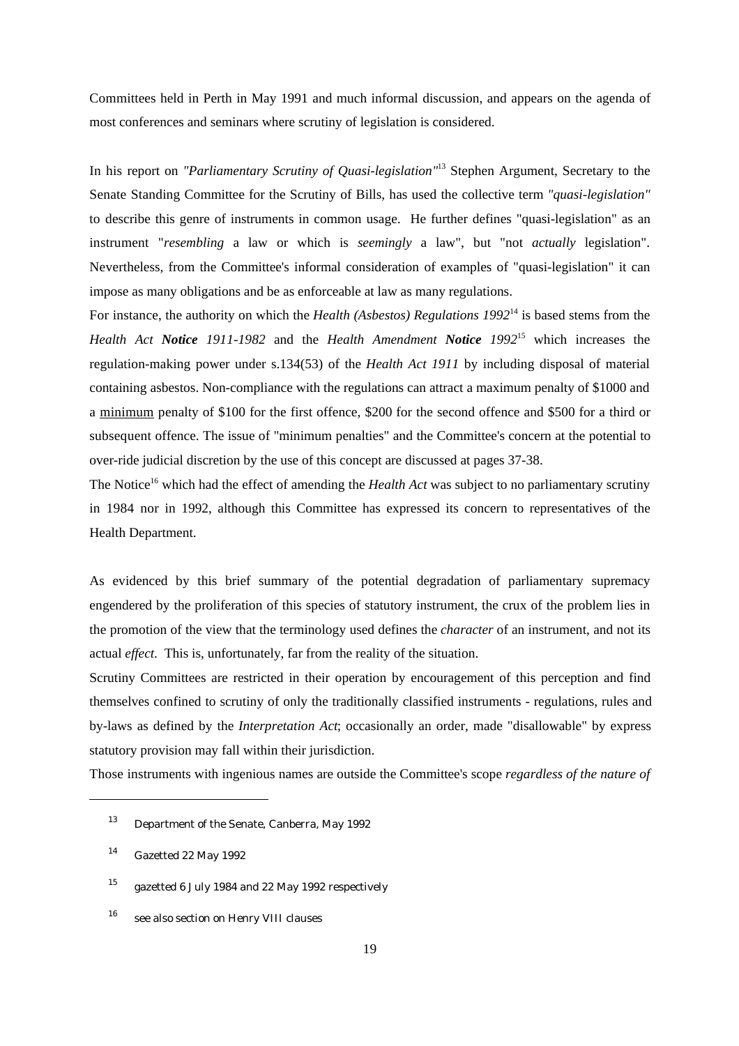Committees held in Perth in May 1991 and much informal discussion, and appears on the agenda of most conferences and seminars where scrutiny of legislation is considered.

In his report on *"Parliamentary Scrutiny of Quasi-legislation"*[13] Stephen Argument, Secretary to the Senate Standing Committee for the Scrutiny of Bills, has used the collective term *"quasi-legislation"* to describe this genre of instruments in common usage. He further defines "quasi-legislation" as an instrument "*resembling* a law or which is *seemingly* a law", but "not *actually* legislation". Nevertheless, from the Committee's informal consideration of examples of "quasi-legislation" it can impose as many obligations and be as enforceable at law as many regulations.

For instance, the authority on which the *Health (Asbestos) Regulations 1992*[14] is based stems from the *Health Act **Notice** 1911-1982* and the *Health Amendment **Notice** 1992*[15] which increases the regulation-making power under s.134(53) of the *Health Act 1911* by including disposal of material containing asbestos. Non-compliance with the regulations can attract a maximum penalty of $1000 and a <u>minimum</u> penalty of $100 for the first offence, $200 for the second offence and $500 for a third or subsequent offence. The issue of "minimum penalties" and the Committee's concern at the potential to over-ride judicial discretion by the use of this concept are discussed at pages 37-38.

The Notice[16] which had the effect of amending the *Health Act* was subject to no parliamentary scrutiny in 1984 nor in 1992, although this Committee has expressed its concern to representatives of the Health Department.

As evidenced by this brief summary of the potential degradation of parliamentary supremacy engendered by the proliferation of this species of statutory instrument, the crux of the problem lies in the promotion of the view that the terminology used defines the *character* of an instrument, and not its actual *effect*. This is, unfortunately, far from the reality of the situation.

Scrutiny Committees are restricted in their operation by encouragement of this perception and find themselves confined to scrutiny of only the traditionally classified instruments - regulations, rules and by-laws as defined by the *Interpretation Act*; occasionally an order, made "disallowable" by express statutory provision may fall within their jurisdiction.

Those instruments with ingenious names are outside the Committee's scope *regardless of the nature of*

---

[13] Department of the Senate, Canberra, May 1992

[14] Gazetted 22 May 1992

[15] gazetted 6 July 1984 and 22 May 1992 respectively

[16] see also section on Henry VIII clauses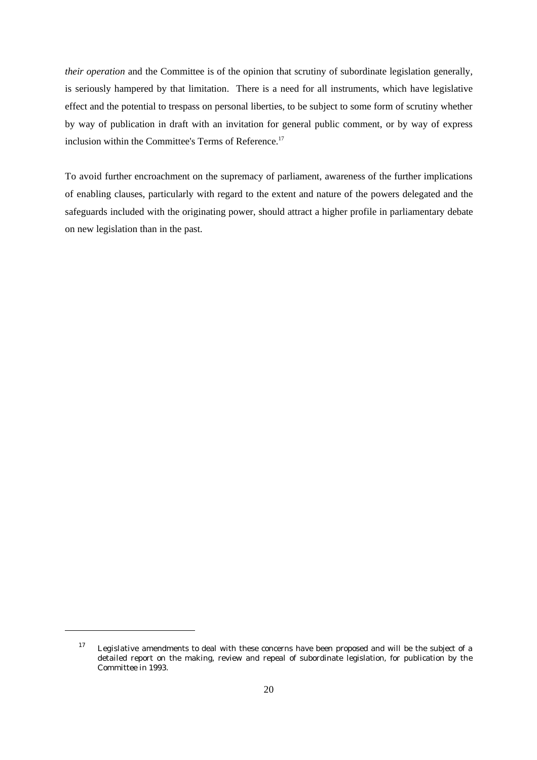*their operation* and the Committee is of the opinion that scrutiny of subordinate legislation generally, is seriously hampered by that limitation. There is a need for all instruments, which have legislative effect and the potential to trespass on personal liberties, to be subject to some form of scrutiny whether by way of publication in draft with an invitation for general public comment, or by way of express inclusion within the Committee's Terms of Reference.[17]

To avoid further encroachment on the supremacy of parliament, awareness of the further implications of enabling clauses, particularly with regard to the extent and nature of the powers delegated and the safeguards included with the originating power, should attract a higher profile in parliamentary debate on new legislation than in the past.

---

[17] Legislative amendments to deal with these concerns have been proposed and will be the subject of a detailed report on the making, review and repeal of subordinate legislation, for publication by the Committee in 1993.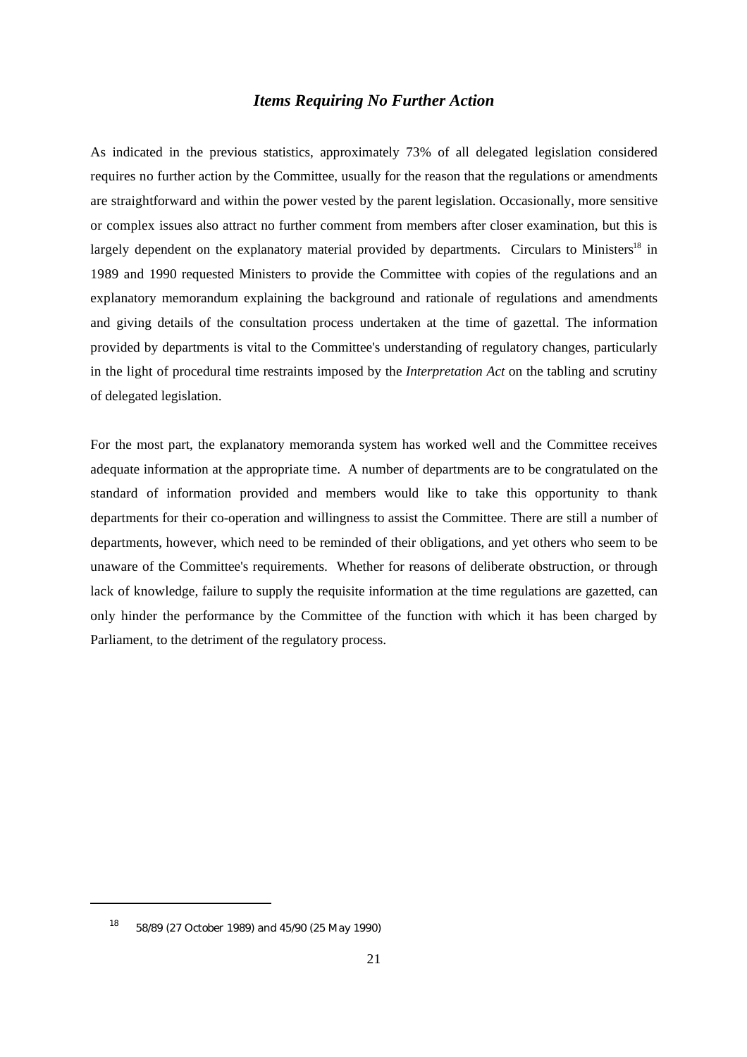### *Items Requiring No Further Action*

As indicated in the previous statistics, approximately 73% of all delegated legislation considered requires no further action by the Committee, usually for the reason that the regulations or amendments are straightforward and within the power vested by the parent legislation. Occasionally, more sensitive or complex issues also attract no further comment from members after closer examination, but this is largely dependent on the explanatory material provided by departments. Circulars to Ministers[18] in 1989 and 1990 requested Ministers to provide the Committee with copies of the regulations and an explanatory memorandum explaining the background and rationale of regulations and amendments and giving details of the consultation process undertaken at the time of gazettal. The information provided by departments is vital to the Committee's understanding of regulatory changes, particularly in the light of procedural time restraints imposed by the *Interpretation Act* on the tabling and scrutiny of delegated legislation.

For the most part, the explanatory memoranda system has worked well and the Committee receives adequate information at the appropriate time. A number of departments are to be congratulated on the standard of information provided and members would like to take this opportunity to thank departments for their co-operation and willingness to assist the Committee. There are still a number of departments, however, which need to be reminded of their obligations, and yet others who seem to be unaware of the Committee's requirements. Whether for reasons of deliberate obstruction, or through lack of knowledge, failure to supply the requisite information at the time regulations are gazetted, can only hinder the performance by the Committee of the function with which it has been charged by Parliament, to the detriment of the regulatory process.

---

[18] 58/89 (27 October 1989) and 45/90 (25 May 1990)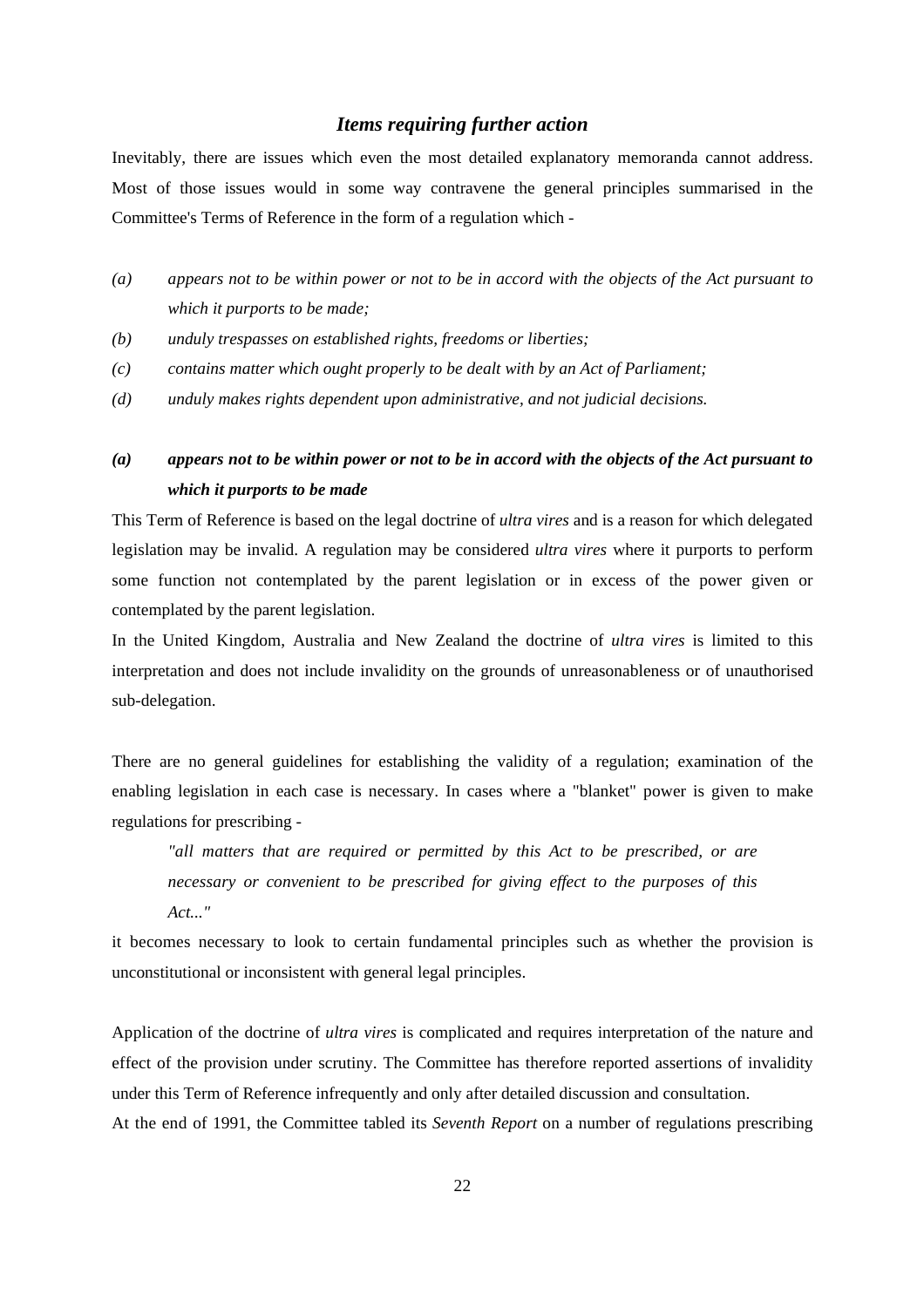## *Items requiring further action*

Inevitably, there are issues which even the most detailed explanatory memoranda cannot address. Most of those issues would in some way contravene the general principles summarised in the Committee's Terms of Reference in the form of a regulation which -

- *(a) appears not to be within power or not to be in accord with the objects of the Act pursuant to which it purports to be made;*
- *(b) unduly trespasses on established rights, freedoms or liberties;*
- *(c) contains matter which ought properly to be dealt with by an Act of Parliament;*
- *(d) unduly makes rights dependent upon administrative, and not judicial decisions.*

### *(a) appears not to be within power or not to be in accord with the objects of the Act pursuant to which it purports to be made*

This Term of Reference is based on the legal doctrine of *ultra vires* and is a reason for which delegated legislation may be invalid. A regulation may be considered *ultra vires* where it purports to perform some function not contemplated by the parent legislation or in excess of the power given or contemplated by the parent legislation.

In the United Kingdom, Australia and New Zealand the doctrine of *ultra vires* is limited to this interpretation and does not include invalidity on the grounds of unreasonableness or of unauthorised sub-delegation.

There are no general guidelines for establishing the validity of a regulation; examination of the enabling legislation in each case is necessary. In cases where a "blanket" power is given to make regulations for prescribing -

> *"all matters that are required or permitted by this Act to be prescribed, or are necessary or convenient to be prescribed for giving effect to the purposes of this Act..."*

it becomes necessary to look to certain fundamental principles such as whether the provision is unconstitutional or inconsistent with general legal principles.

Application of the doctrine of *ultra vires* is complicated and requires interpretation of the nature and effect of the provision under scrutiny. The Committee has therefore reported assertions of invalidity under this Term of Reference infrequently and only after detailed discussion and consultation.

At the end of 1991, the Committee tabled its *Seventh Report* on a number of regulations prescribing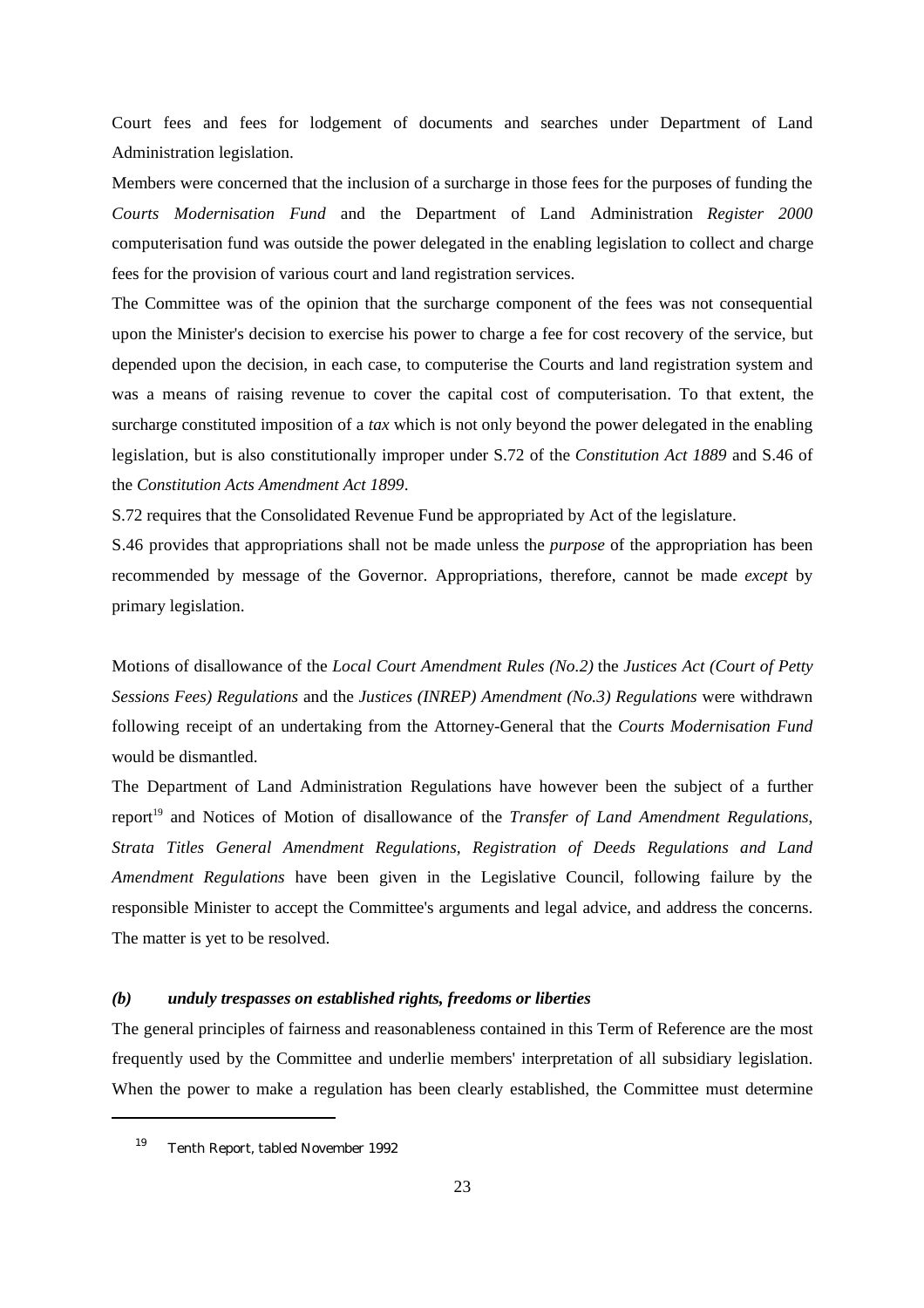Court fees and fees for lodgement of documents and searches under Department of Land Administration legislation.

Members were concerned that the inclusion of a surcharge in those fees for the purposes of funding the *Courts Modernisation Fund* and the Department of Land Administration *Register 2000* computerisation fund was outside the power delegated in the enabling legislation to collect and charge fees for the provision of various court and land registration services.

The Committee was of the opinion that the surcharge component of the fees was not consequential upon the Minister's decision to exercise his power to charge a fee for cost recovery of the service, but depended upon the decision, in each case, to computerise the Courts and land registration system and was a means of raising revenue to cover the capital cost of computerisation. To that extent, the surcharge constituted imposition of a *tax* which is not only beyond the power delegated in the enabling legislation, but is also constitutionally improper under S.72 of the *Constitution Act 1889* and S.46 of the *Constitution Acts Amendment Act 1899*.

S.72 requires that the Consolidated Revenue Fund be appropriated by Act of the legislature.

S.46 provides that appropriations shall not be made unless the *purpose* of the appropriation has been recommended by message of the Governor. Appropriations, therefore, cannot be made *except* by primary legislation.

Motions of disallowance of the *Local Court Amendment Rules (No.2)* the *Justices Act (Court of Petty Sessions Fees) Regulations* and the *Justices (INREP) Amendment (No.3) Regulations* were withdrawn following receipt of an undertaking from the Attorney-General that the *Courts Modernisation Fund* would be dismantled.

The Department of Land Administration Regulations have however been the subject of a further report[19] and Notices of Motion of disallowance of the *Transfer of Land Amendment Regulations*, *Strata Titles General Amendment Regulations, Registration of Deeds Regulations and Land Amendment Regulations* have been given in the Legislative Council, following failure by the responsible Minister to accept the Committee's arguments and legal advice, and address the concerns. The matter is yet to be resolved.

### *(b) unduly trespasses on established rights, freedoms or liberties*

The general principles of fairness and reasonableness contained in this Term of Reference are the most frequently used by the Committee and underlie members' interpretation of all subsidiary legislation. When the power to make a regulation has been clearly established, the Committee must determine

[19] Tenth Report, tabled November 1992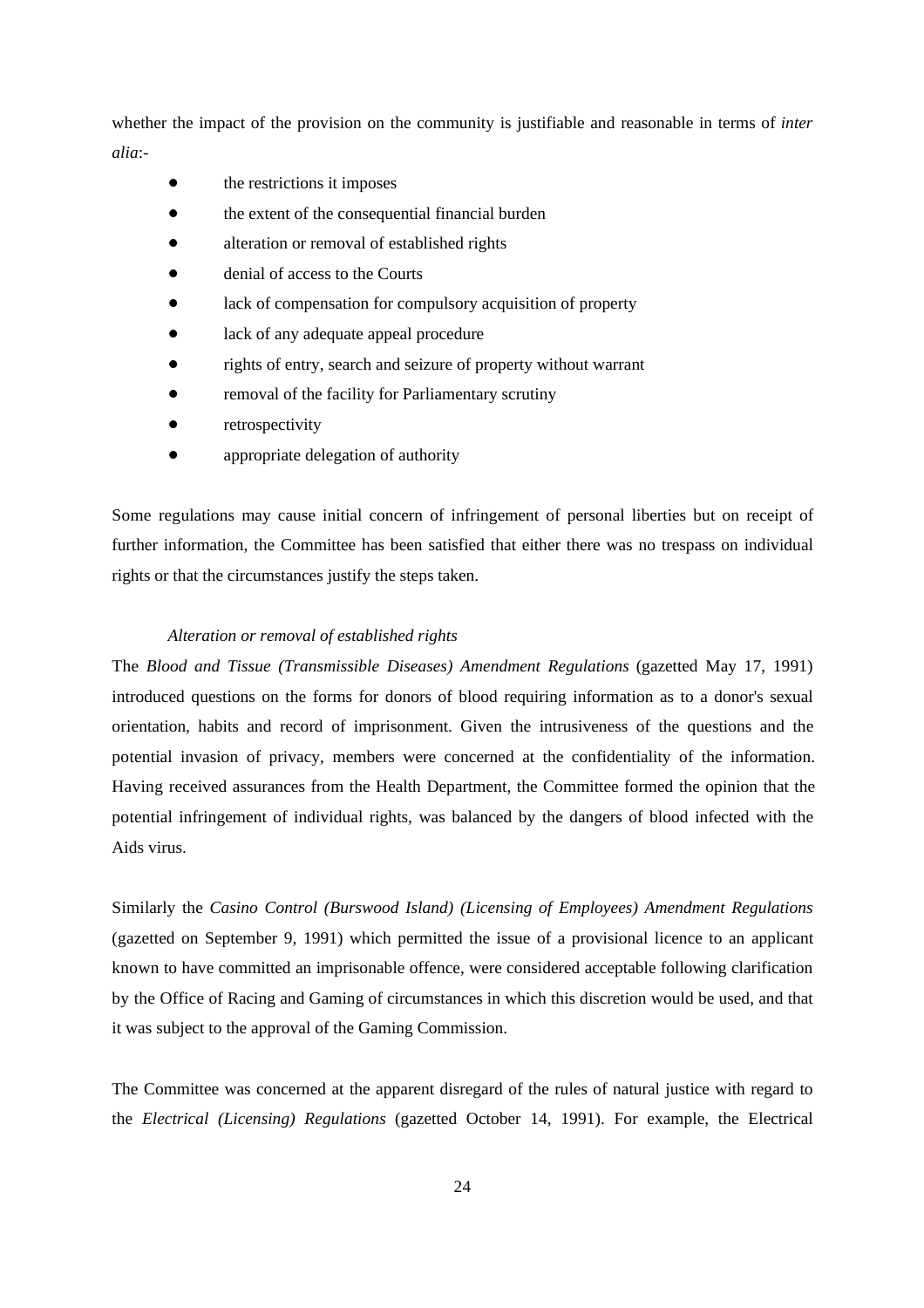whether the impact of the provision on the community is justifiable and reasonable in terms of *inter alia*:-

- the restrictions it imposes
- the extent of the consequential financial burden
- alteration or removal of established rights
- denial of access to the Courts
- lack of compensation for compulsory acquisition of property
- lack of any adequate appeal procedure
- rights of entry, search and seizure of property without warrant
- removal of the facility for Parliamentary scrutiny
- retrospectivity
- appropriate delegation of authority

Some regulations may cause initial concern of infringement of personal liberties but on receipt of further information, the Committee has been satisfied that either there was no trespass on individual rights or that the circumstances justify the steps taken.

*Alteration or removal of established rights*

The *Blood and Tissue (Transmissible Diseases) Amendment Regulations* (gazetted May 17, 1991) introduced questions on the forms for donors of blood requiring information as to a donor's sexual orientation, habits and record of imprisonment. Given the intrusiveness of the questions and the potential invasion of privacy, members were concerned at the confidentiality of the information. Having received assurances from the Health Department, the Committee formed the opinion that the potential infringement of individual rights, was balanced by the dangers of blood infected with the Aids virus.

Similarly the *Casino Control (Burswood Island) (Licensing of Employees) Amendment Regulations* (gazetted on September 9, 1991) which permitted the issue of a provisional licence to an applicant known to have committed an imprisonable offence, were considered acceptable following clarification by the Office of Racing and Gaming of circumstances in which this discretion would be used, and that it was subject to the approval of the Gaming Commission.

The Committee was concerned at the apparent disregard of the rules of natural justice with regard to the *Electrical (Licensing) Regulations* (gazetted October 14, 1991). For example, the Electrical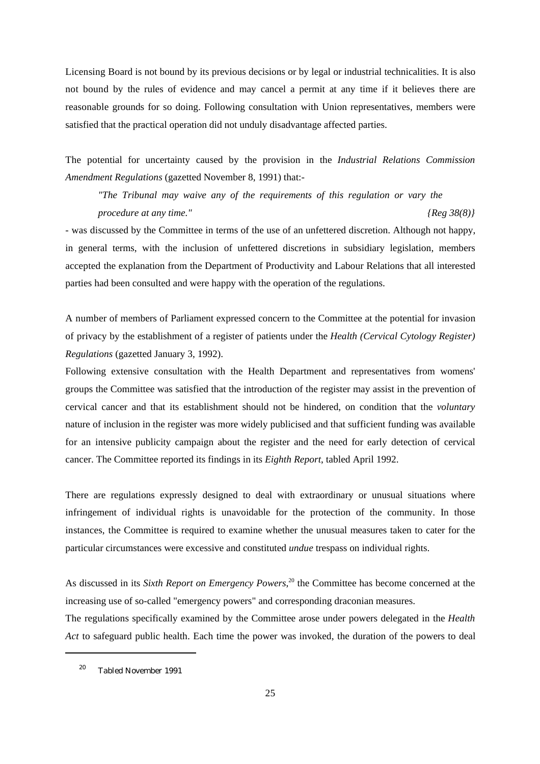Licensing Board is not bound by its previous decisions or by legal or industrial technicalities. It is also not bound by the rules of evidence and may cancel a permit at any time if it believes there are reasonable grounds for so doing. Following consultation with Union representatives, members were satisfied that the practical operation did not unduly disadvantage affected parties.

The potential for uncertainty caused by the provision in the *Industrial Relations Commission Amendment Regulations* (gazetted November 8, 1991) that:-

> *"The Tribunal may waive any of the requirements of this regulation or vary the procedure at any time."* *{Reg 38(8)}*

- was discussed by the Committee in terms of the use of an unfettered discretion. Although not happy, in general terms, with the inclusion of unfettered discretions in subsidiary legislation, members accepted the explanation from the Department of Productivity and Labour Relations that all interested parties had been consulted and were happy with the operation of the regulations.

A number of members of Parliament expressed concern to the Committee at the potential for invasion of privacy by the establishment of a register of patients under the *Health (Cervical Cytology Register) Regulations* (gazetted January 3, 1992).

Following extensive consultation with the Health Department and representatives from womens' groups the Committee was satisfied that the introduction of the register may assist in the prevention of cervical cancer and that its establishment should not be hindered, on condition that the *voluntary* nature of inclusion in the register was more widely publicised and that sufficient funding was available for an intensive publicity campaign about the register and the need for early detection of cervical cancer. The Committee reported its findings in its *Eighth Report*, tabled April 1992.

There are regulations expressly designed to deal with extraordinary or unusual situations where infringement of individual rights is unavoidable for the protection of the community. In those instances, the Committee is required to examine whether the unusual measures taken to cater for the particular circumstances were excessive and constituted *undue* trespass on individual rights.

As discussed in its *Sixth Report on Emergency Powers*,[20] the Committee has become concerned at the increasing use of so-called "emergency powers" and corresponding draconian measures.

The regulations specifically examined by the Committee arose under powers delegated in the *Health Act* to safeguard public health. Each time the power was invoked, the duration of the powers to deal

---

[20] Tabled November 1991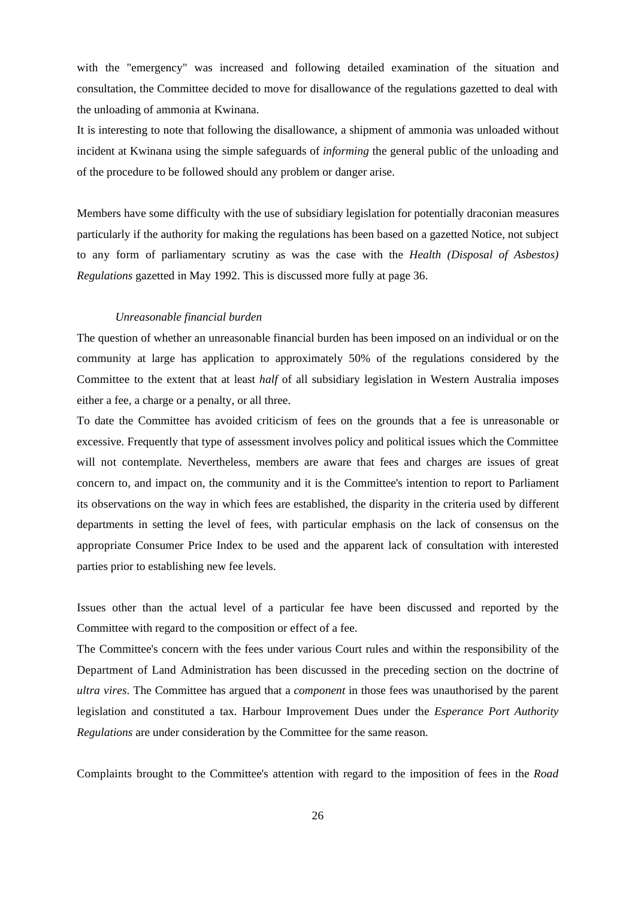with the "emergency" was increased and following detailed examination of the situation and consultation, the Committee decided to move for disallowance of the regulations gazetted to deal with the unloading of ammonia at Kwinana.

It is interesting to note that following the disallowance, a shipment of ammonia was unloaded without incident at Kwinana using the simple safeguards of *informing* the general public of the unloading and of the procedure to be followed should any problem or danger arise.

Members have some difficulty with the use of subsidiary legislation for potentially draconian measures particularly if the authority for making the regulations has been based on a gazetted Notice, not subject to any form of parliamentary scrutiny as was the case with the *Health (Disposal of Asbestos) Regulations* gazetted in May 1992. This is discussed more fully at page 36.

*Unreasonable financial burden*

The question of whether an unreasonable financial burden has been imposed on an individual or on the community at large has application to approximately 50% of the regulations considered by the Committee to the extent that at least *half* of all subsidiary legislation in Western Australia imposes either a fee, a charge or a penalty, or all three.

To date the Committee has avoided criticism of fees on the grounds that a fee is unreasonable or excessive. Frequently that type of assessment involves policy and political issues which the Committee will not contemplate. Nevertheless, members are aware that fees and charges are issues of great concern to, and impact on, the community and it is the Committee's intention to report to Parliament its observations on the way in which fees are established, the disparity in the criteria used by different departments in setting the level of fees, with particular emphasis on the lack of consensus on the appropriate Consumer Price Index to be used and the apparent lack of consultation with interested parties prior to establishing new fee levels.

Issues other than the actual level of a particular fee have been discussed and reported by the Committee with regard to the composition or effect of a fee.

The Committee's concern with the fees under various Court rules and within the responsibility of the Department of Land Administration has been discussed in the preceding section on the doctrine of *ultra vires*. The Committee has argued that a *component* in those fees was unauthorised by the parent legislation and constituted a tax. Harbour Improvement Dues under the *Esperance Port Authority Regulations* are under consideration by the Committee for the same reason.

Complaints brought to the Committee's attention with regard to the imposition of fees in the *Road*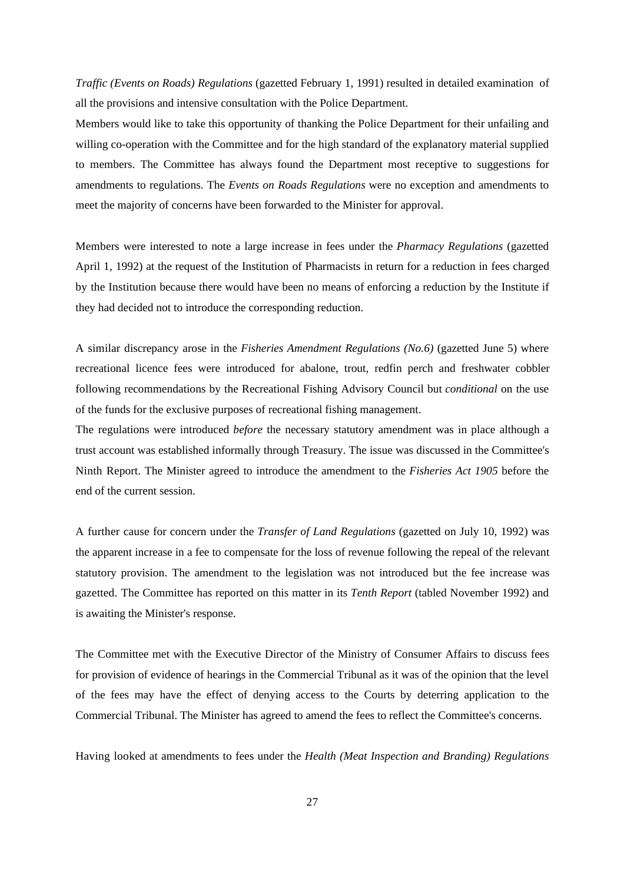*Traffic (Events on Roads) Regulations* (gazetted February 1, 1991) resulted in detailed examination of all the provisions and intensive consultation with the Police Department.

Members would like to take this opportunity of thanking the Police Department for their unfailing and willing co-operation with the Committee and for the high standard of the explanatory material supplied to members. The Committee has always found the Department most receptive to suggestions for amendments to regulations. The *Events on Roads Regulations* were no exception and amendments to meet the majority of concerns have been forwarded to the Minister for approval.

Members were interested to note a large increase in fees under the *Pharmacy Regulations* (gazetted April 1, 1992) at the request of the Institution of Pharmacists in return for a reduction in fees charged by the Institution because there would have been no means of enforcing a reduction by the Institute if they had decided not to introduce the corresponding reduction.

A similar discrepancy arose in the *Fisheries Amendment Regulations (No.6)* (gazetted June 5) where recreational licence fees were introduced for abalone, trout, redfin perch and freshwater cobbler following recommendations by the Recreational Fishing Advisory Council but *conditional* on the use of the funds for the exclusive purposes of recreational fishing management.

The regulations were introduced *before* the necessary statutory amendment was in place although a trust account was established informally through Treasury. The issue was discussed in the Committee's Ninth Report. The Minister agreed to introduce the amendment to the *Fisheries Act 1905* before the end of the current session.

A further cause for concern under the *Transfer of Land Regulations* (gazetted on July 10, 1992) was the apparent increase in a fee to compensate for the loss of revenue following the repeal of the relevant statutory provision. The amendment to the legislation was not introduced but the fee increase was gazetted. The Committee has reported on this matter in its *Tenth Report* (tabled November 1992) and is awaiting the Minister's response.

The Committee met with the Executive Director of the Ministry of Consumer Affairs to discuss fees for provision of evidence of hearings in the Commercial Tribunal as it was of the opinion that the level of the fees may have the effect of denying access to the Courts by deterring application to the Commercial Tribunal. The Minister has agreed to amend the fees to reflect the Committee's concerns.

Having looked at amendments to fees under the *Health (Meat Inspection and Branding) Regulations*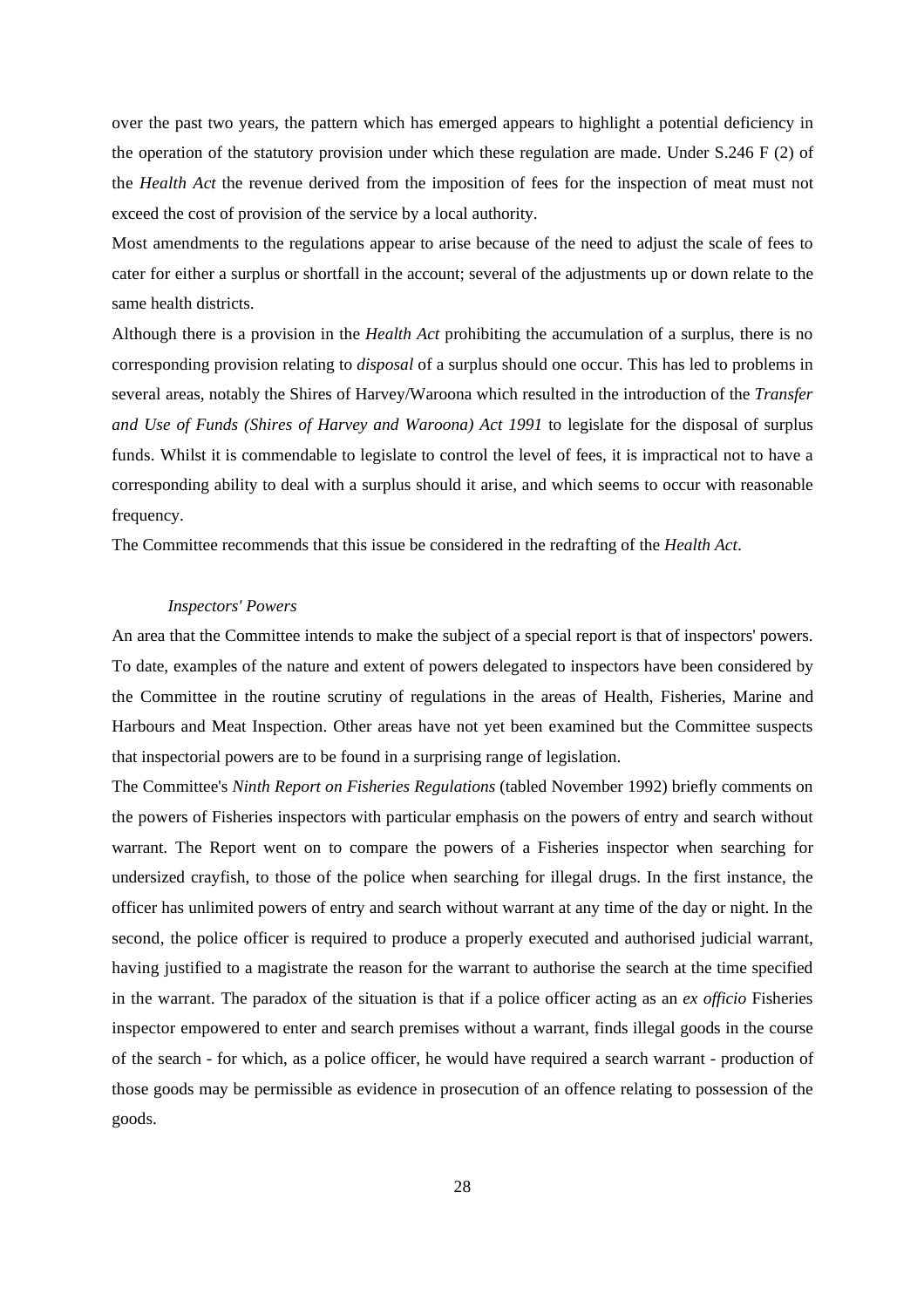over the past two years, the pattern which has emerged appears to highlight a potential deficiency in the operation of the statutory provision under which these regulation are made. Under S.246 F (2) of the *Health Act* the revenue derived from the imposition of fees for the inspection of meat must not exceed the cost of provision of the service by a local authority.

Most amendments to the regulations appear to arise because of the need to adjust the scale of fees to cater for either a surplus or shortfall in the account; several of the adjustments up or down relate to the same health districts.

Although there is a provision in the *Health Act* prohibiting the accumulation of a surplus, there is no corresponding provision relating to *disposal* of a surplus should one occur. This has led to problems in several areas, notably the Shires of Harvey/Waroona which resulted in the introduction of the *Transfer and Use of Funds (Shires of Harvey and Waroona) Act 1991* to legislate for the disposal of surplus funds. Whilst it is commendable to legislate to control the level of fees, it is impractical not to have a corresponding ability to deal with a surplus should it arise, and which seems to occur with reasonable frequency.

The Committee recommends that this issue be considered in the redrafting of the *Health Act*.

*Inspectors' Powers*

An area that the Committee intends to make the subject of a special report is that of inspectors' powers. To date, examples of the nature and extent of powers delegated to inspectors have been considered by the Committee in the routine scrutiny of regulations in the areas of Health, Fisheries, Marine and Harbours and Meat Inspection. Other areas have not yet been examined but the Committee suspects that inspectorial powers are to be found in a surprising range of legislation.

The Committee's *Ninth Report on Fisheries Regulations* (tabled November 1992) briefly comments on the powers of Fisheries inspectors with particular emphasis on the powers of entry and search without warrant. The Report went on to compare the powers of a Fisheries inspector when searching for undersized crayfish, to those of the police when searching for illegal drugs. In the first instance, the officer has unlimited powers of entry and search without warrant at any time of the day or night. In the second, the police officer is required to produce a properly executed and authorised judicial warrant, having justified to a magistrate the reason for the warrant to authorise the search at the time specified in the warrant. The paradox of the situation is that if a police officer acting as an *ex officio* Fisheries inspector empowered to enter and search premises without a warrant, finds illegal goods in the course of the search - for which, as a police officer, he would have required a search warrant - production of those goods may be permissible as evidence in prosecution of an offence relating to possession of the goods.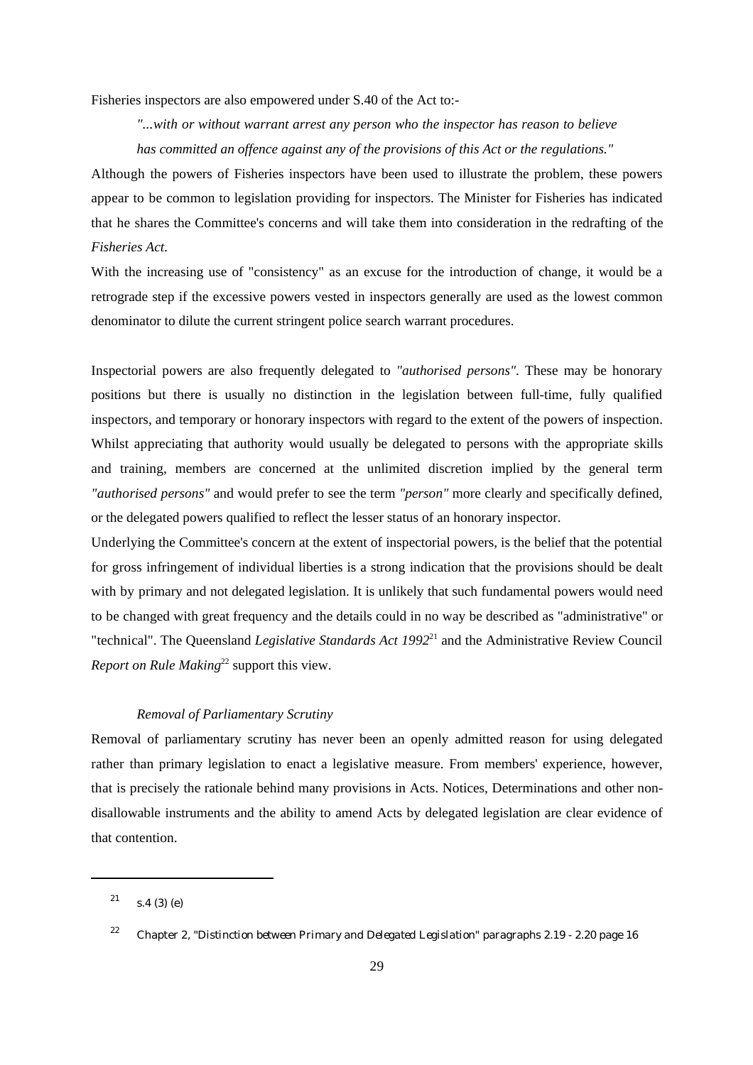Fisheries inspectors are also empowered under S.40 of the Act to:-

> *"...with or without warrant arrest any person who the inspector has reason to believe has committed an offence against any of the provisions of this Act or the regulations."*

Although the powers of Fisheries inspectors have been used to illustrate the problem, these powers appear to be common to legislation providing for inspectors. The Minister for Fisheries has indicated that he shares the Committee's concerns and will take them into consideration in the redrafting of the *Fisheries Act*.

With the increasing use of "consistency" as an excuse for the introduction of change, it would be a retrograde step if the excessive powers vested in inspectors generally are used as the lowest common denominator to dilute the current stringent police search warrant procedures.

Inspectorial powers are also frequently delegated to *"authorised persons"*. These may be honorary positions but there is usually no distinction in the legislation between full-time, fully qualified inspectors, and temporary or honorary inspectors with regard to the extent of the powers of inspection. Whilst appreciating that authority would usually be delegated to persons with the appropriate skills and training, members are concerned at the unlimited discretion implied by the general term *"authorised persons"* and would prefer to see the term *"person"* more clearly and specifically defined, or the delegated powers qualified to reflect the lesser status of an honorary inspector.

Underlying the Committee's concern at the extent of inspectorial powers, is the belief that the potential for gross infringement of individual liberties is a strong indication that the provisions should be dealt with by primary and not delegated legislation. It is unlikely that such fundamental powers would need to be changed with great frequency and the details could in no way be described as "administrative" or "technical". The Queensland *Legislative Standards Act 1992*[21] and the Administrative Review Council *Report on Rule Making*[22] support this view.

### *Removal of Parliamentary Scrutiny*

Removal of parliamentary scrutiny has never been an openly admitted reason for using delegated rather than primary legislation to enact a legislative measure. From members' experience, however, that is precisely the rationale behind many provisions in Acts. Notices, Determinations and other non-disallowable instruments and the ability to amend Acts by delegated legislation are clear evidence of that contention.

---

[21] s.4 (3) (e)

[22] Chapter 2, "Distinction between Primary and Delegated Legislation" paragraphs 2.19 - 2.20 page 16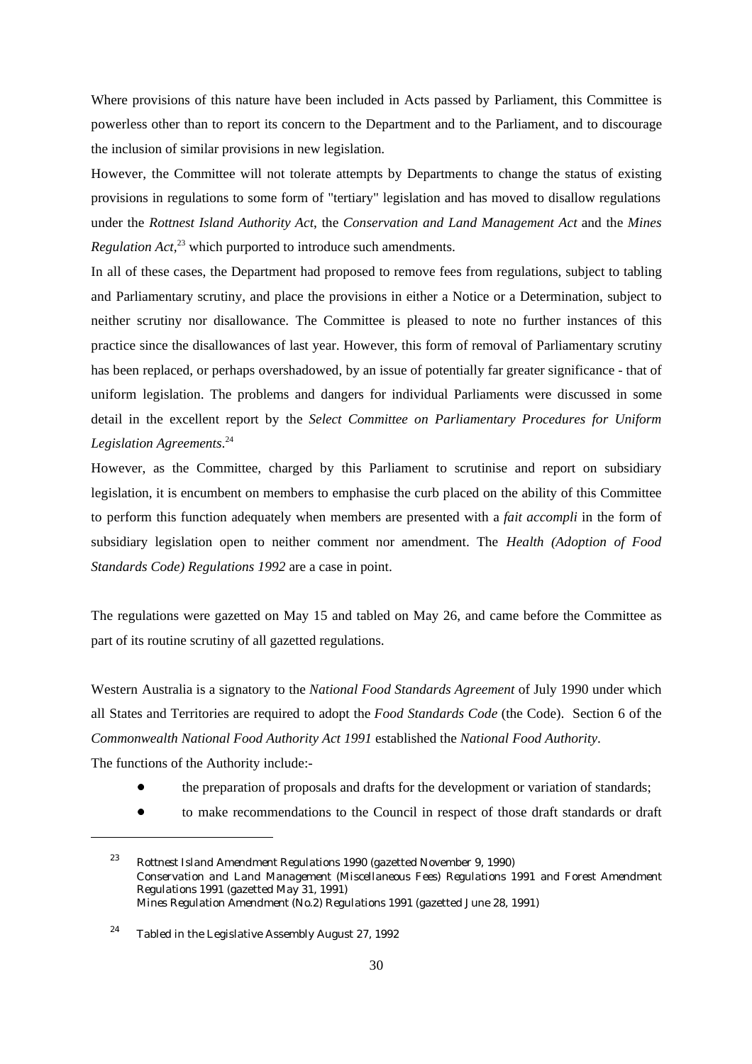Where provisions of this nature have been included in Acts passed by Parliament, this Committee is powerless other than to report its concern to the Department and to the Parliament, and to discourage the inclusion of similar provisions in new legislation.

However, the Committee will not tolerate attempts by Departments to change the status of existing provisions in regulations to some form of "tertiary" legislation and has moved to disallow regulations under the *Rottnest Island Authority Act*, the *Conservation and Land Management Act* and the *Mines Regulation Act*,[23] which purported to introduce such amendments.

In all of these cases, the Department had proposed to remove fees from regulations, subject to tabling and Parliamentary scrutiny, and place the provisions in either a Notice or a Determination, subject to neither scrutiny nor disallowance. The Committee is pleased to note no further instances of this practice since the disallowances of last year. However, this form of removal of Parliamentary scrutiny has been replaced, or perhaps overshadowed, by an issue of potentially far greater significance - that of uniform legislation. The problems and dangers for individual Parliaments were discussed in some detail in the excellent report by the *Select Committee on Parliamentary Procedures for Uniform Legislation Agreements*.[24]

However, as the Committee, charged by this Parliament to scrutinise and report on subsidiary legislation, it is encumbent on members to emphasise the curb placed on the ability of this Committee to perform this function adequately when members are presented with a *fait accompli* in the form of subsidiary legislation open to neither comment nor amendment. The *Health (Adoption of Food Standards Code) Regulations 1992* are a case in point.

The regulations were gazetted on May 15 and tabled on May 26, and came before the Committee as part of its routine scrutiny of all gazetted regulations.

Western Australia is a signatory to the *National Food Standards Agreement* of July 1990 under which all States and Territories are required to adopt the *Food Standards Code* (the Code). Section 6 of the *Commonwealth National Food Authority Act 1991* established the *National Food Authority*.

The functions of the Authority include:-

- the preparation of proposals and drafts for the development or variation of standards;
- to make recommendations to the Council in respect of those draft standards or draft

---

[23] *Rottnest Island Amendment Regulations 1990* (gazetted November 9, 1990)
*Conservation and Land Management (Miscellaneous Fees) Regulations 1991* and *Forest Amendment Regulations 1991* (gazetted May 31, 1991)
*Mines Regulation Amendment (No.2) Regulations 1991* (gazetted June 28, 1991)

[24] Tabled in the Legislative Assembly August 27, 1992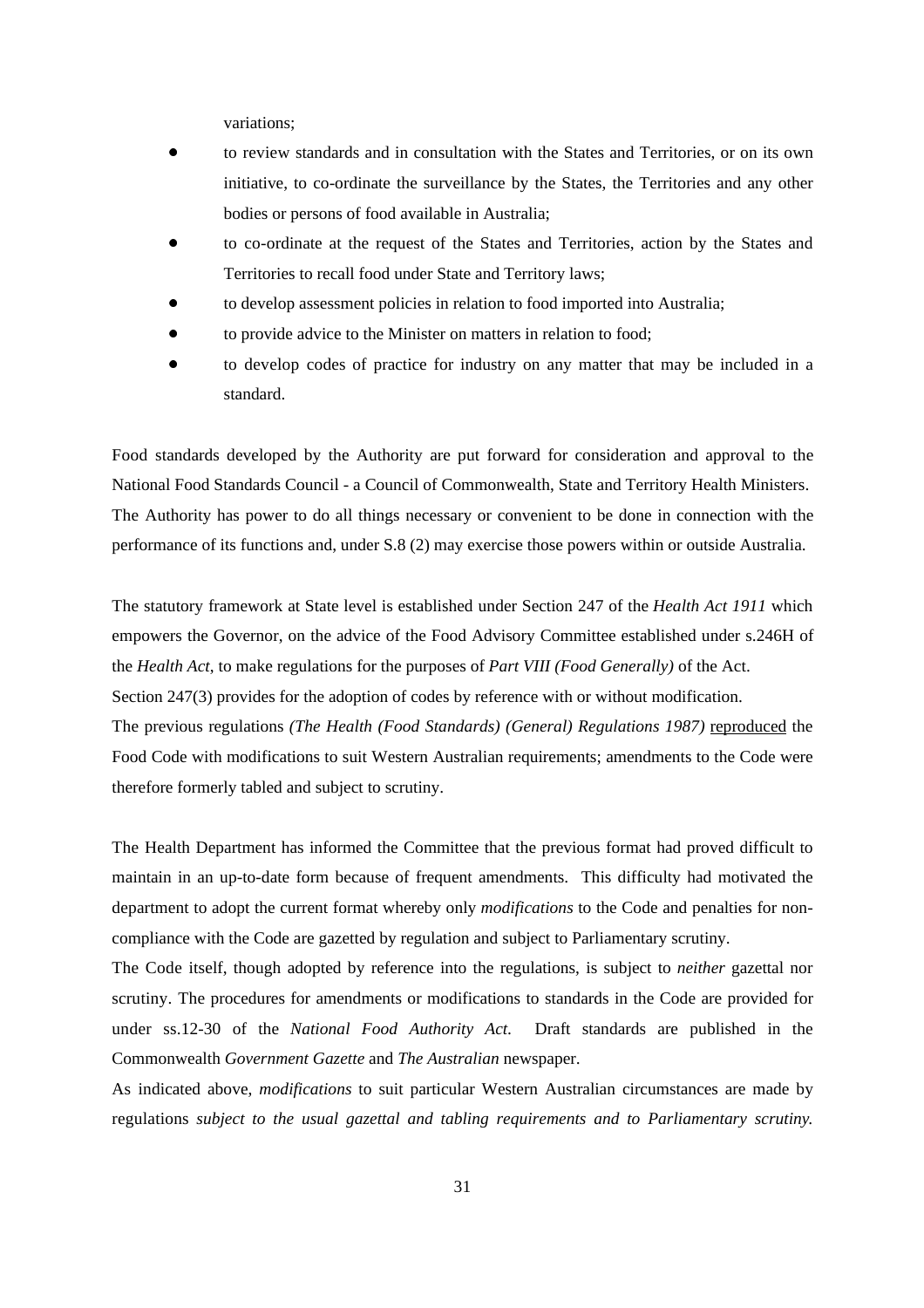variations;

- to review standards and in consultation with the States and Territories, or on its own initiative, to co-ordinate the surveillance by the States, the Territories and any other bodies or persons of food available in Australia;
- to co-ordinate at the request of the States and Territories, action by the States and Territories to recall food under State and Territory laws;
- to develop assessment policies in relation to food imported into Australia;
- to provide advice to the Minister on matters in relation to food;
- to develop codes of practice for industry on any matter that may be included in a standard.

Food standards developed by the Authority are put forward for consideration and approval to the National Food Standards Council - a Council of Commonwealth, State and Territory Health Ministers. The Authority has power to do all things necessary or convenient to be done in connection with the performance of its functions and, under S.8 (2) may exercise those powers within or outside Australia.

The statutory framework at State level is established under Section 247 of the *Health Act 1911* which empowers the Governor, on the advice of the Food Advisory Committee established under s.246H of the *Health Act*, to make regulations for the purposes of *Part VIII (Food Generally)* of the Act.
Section 247(3) provides for the adoption of codes by reference with or without modification.
The previous regulations *(The Health (Food Standards) (General) Regulations 1987)* <u>reproduced</u> the Food Code with modifications to suit Western Australian requirements; amendments to the Code were therefore formerly tabled and subject to scrutiny.

The Health Department has informed the Committee that the previous format had proved difficult to maintain in an up-to-date form because of frequent amendments. This difficulty had motivated the department to adopt the current format whereby only *modifications* to the Code and penalties for non-compliance with the Code are gazetted by regulation and subject to Parliamentary scrutiny.
The Code itself, though adopted by reference into the regulations, is subject to *neither* gazettal nor scrutiny. The procedures for amendments or modifications to standards in the Code are provided for under ss.12-30 of the *National Food Authority Act*. Draft standards are published in the Commonwealth *Government Gazette* and *The Australian* newspaper.
As indicated above, *modifications* to suit particular Western Australian circumstances are made by regulations *subject to the usual gazettal and tabling requirements and to Parliamentary scrutiny.*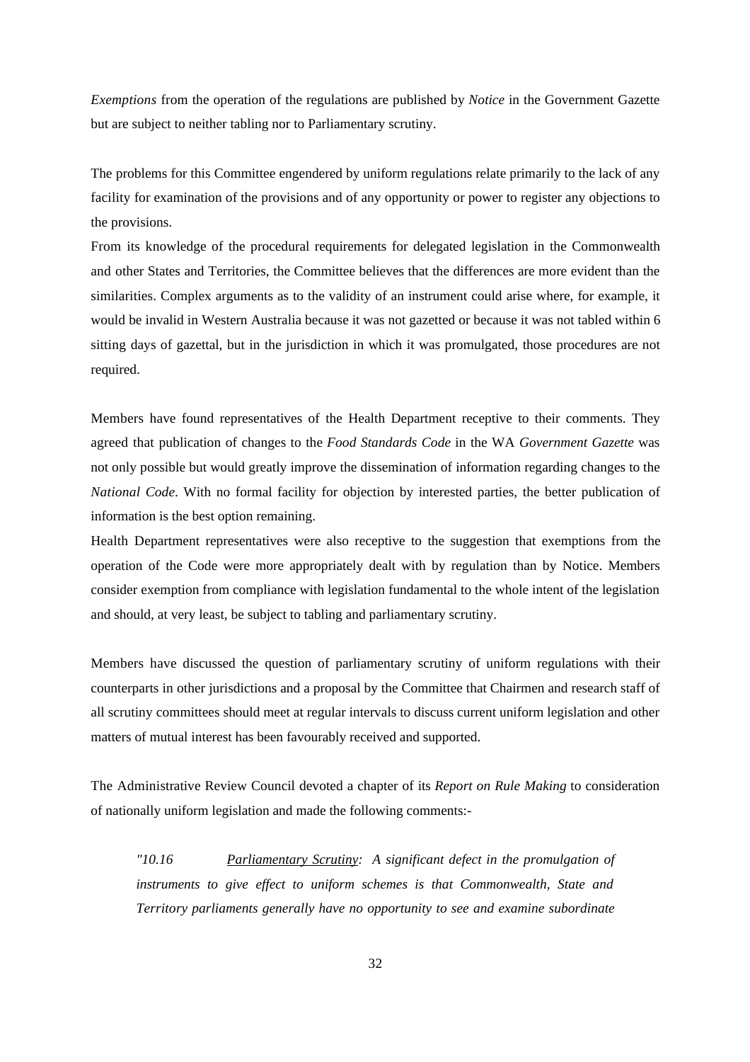*Exemptions* from the operation of the regulations are published by *Notice* in the Government Gazette but are subject to neither tabling nor to Parliamentary scrutiny.

The problems for this Committee engendered by uniform regulations relate primarily to the lack of any facility for examination of the provisions and of any opportunity or power to register any objections to the provisions.

From its knowledge of the procedural requirements for delegated legislation in the Commonwealth and other States and Territories, the Committee believes that the differences are more evident than the similarities. Complex arguments as to the validity of an instrument could arise where, for example, it would be invalid in Western Australia because it was not gazetted or because it was not tabled within 6 sitting days of gazettal, but in the jurisdiction in which it was promulgated, those procedures are not required.

Members have found representatives of the Health Department receptive to their comments. They agreed that publication of changes to the *Food Standards Code* in the WA *Government Gazette* was not only possible but would greatly improve the dissemination of information regarding changes to the *National Code*. With no formal facility for objection by interested parties, the better publication of information is the best option remaining.

Health Department representatives were also receptive to the suggestion that exemptions from the operation of the Code were more appropriately dealt with by regulation than by Notice. Members consider exemption from compliance with legislation fundamental to the whole intent of the legislation and should, at very least, be subject to tabling and parliamentary scrutiny.

Members have discussed the question of parliamentary scrutiny of uniform regulations with their counterparts in other jurisdictions and a proposal by the Committee that Chairmen and research staff of all scrutiny committees should meet at regular intervals to discuss current uniform legislation and other matters of mutual interest has been favourably received and supported.

The Administrative Review Council devoted a chapter of its *Report on Rule Making* to consideration of nationally uniform legislation and made the following comments:-

> *"10.16 <u>Parliamentary Scrutiny</u>: A significant defect in the promulgation of instruments to give effect to uniform schemes is that Commonwealth, State and Territory parliaments generally have no opportunity to see and examine subordinate*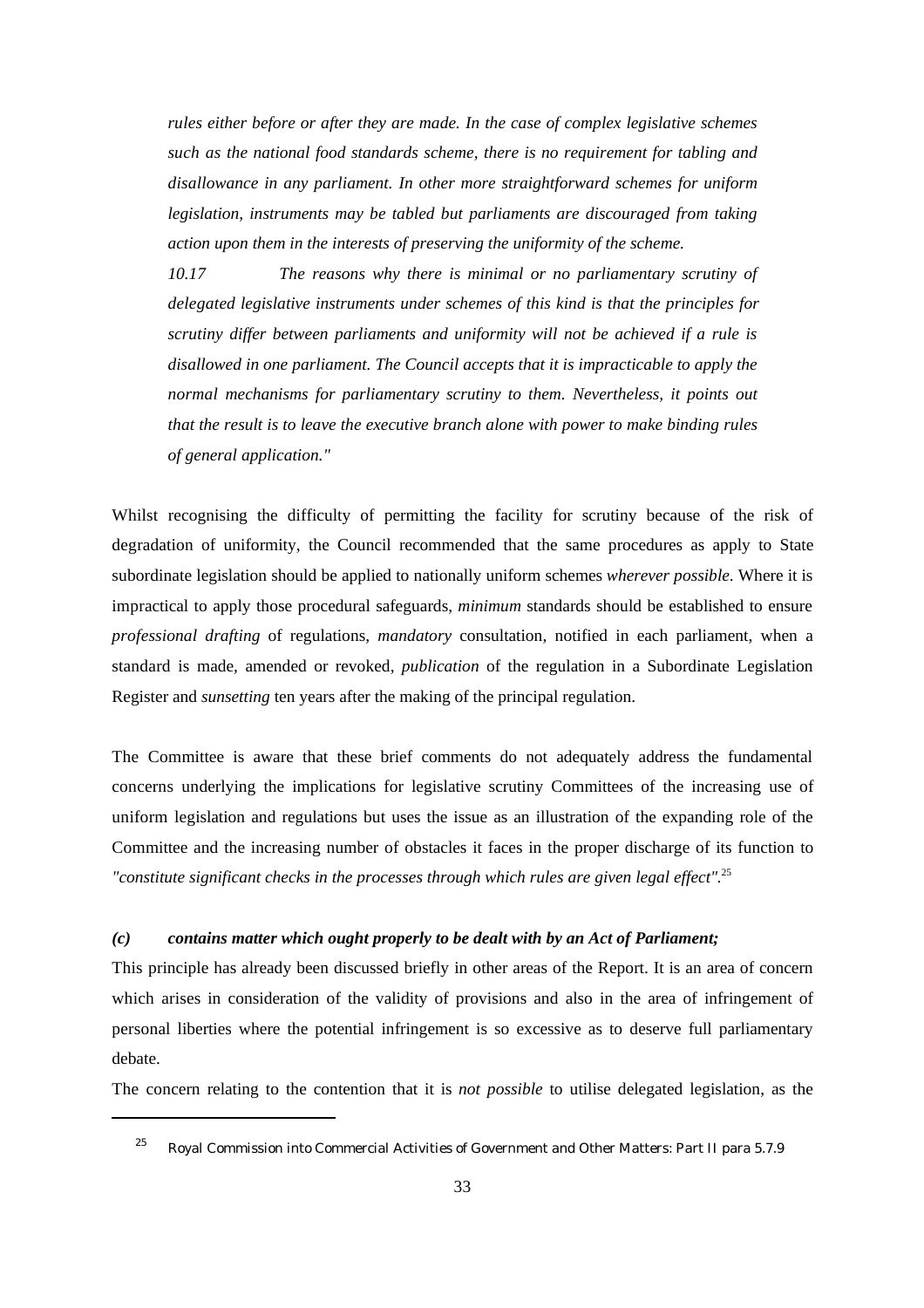*rules either before or after they are made. In the case of complex legislative schemes such as the national food standards scheme, there is no requirement for tabling and disallowance in any parliament. In other more straightforward schemes for uniform legislation, instruments may be tabled but parliaments are discouraged from taking action upon them in the interests of preserving the uniformity of the scheme.*

*10.17 The reasons why there is minimal or no parliamentary scrutiny of delegated legislative instruments under schemes of this kind is that the principles for scrutiny differ between parliaments and uniformity will not be achieved if a rule is disallowed in one parliament. The Council accepts that it is impracticable to apply the normal mechanisms for parliamentary scrutiny to them. Nevertheless, it points out that the result is to leave the executive branch alone with power to make binding rules of general application."*

Whilst recognising the difficulty of permitting the facility for scrutiny because of the risk of degradation of uniformity, the Council recommended that the same procedures as apply to State subordinate legislation should be applied to nationally uniform schemes *wherever possible*. Where it is impractical to apply those procedural safeguards, *minimum* standards should be established to ensure *professional drafting* of regulations, *mandatory* consultation, notified in each parliament, when a standard is made, amended or revoked, *publication* of the regulation in a Subordinate Legislation Register and *sunsetting* ten years after the making of the principal regulation.

The Committee is aware that these brief comments do not adequately address the fundamental concerns underlying the implications for legislative scrutiny Committees of the increasing use of uniform legislation and regulations but uses the issue as an illustration of the expanding role of the Committee and the increasing number of obstacles it faces in the proper discharge of its function to *"constitute significant checks in the processes through which rules are given legal effect".*[25]

***(c) contains matter which ought properly to be dealt with by an Act of Parliament;***

This principle has already been discussed briefly in other areas of the Report. It is an area of concern which arises in consideration of the validity of provisions and also in the area of infringement of personal liberties where the potential infringement is so excessive as to deserve full parliamentary debate.

The concern relating to the contention that it is *not possible* to utilise delegated legislation, as the

[25] Royal Commission into Commercial Activities of Government and Other Matters: Part II para 5.7.9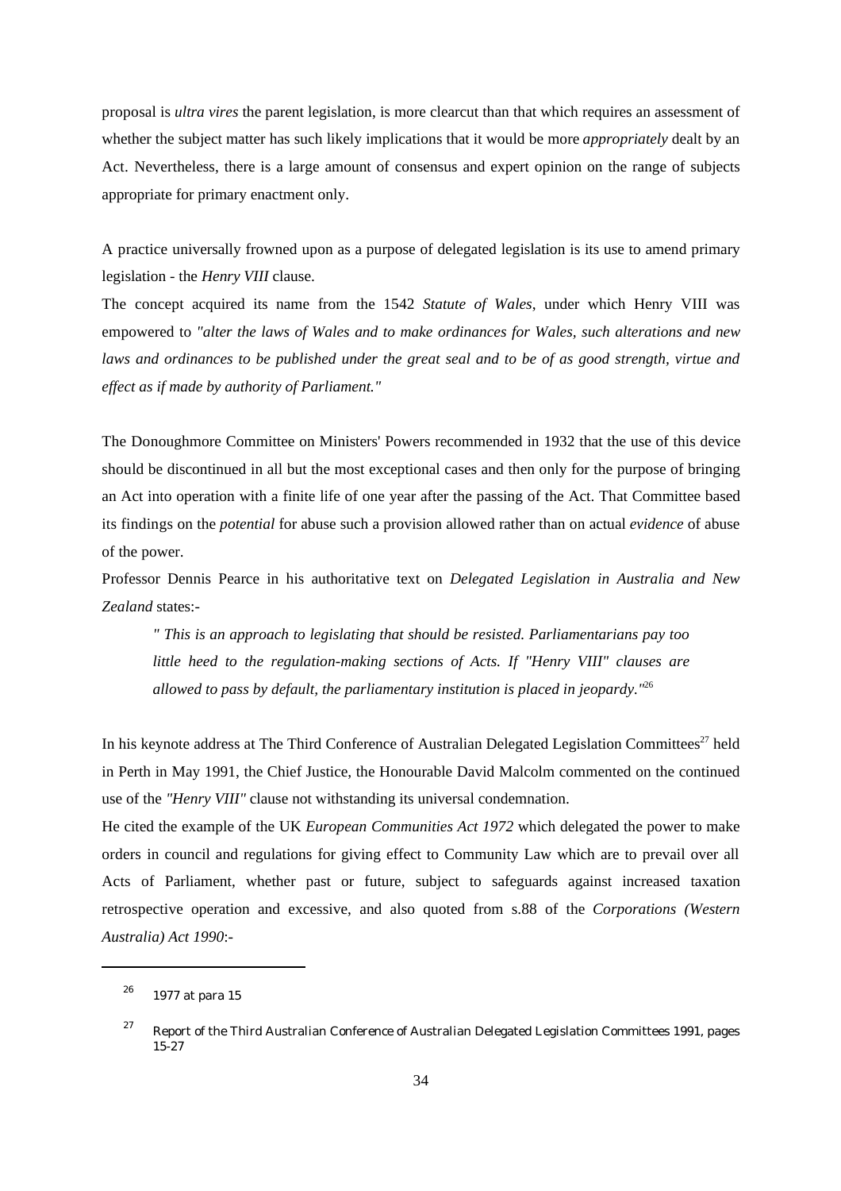proposal is *ultra vires* the parent legislation, is more clearcut than that which requires an assessment of whether the subject matter has such likely implications that it would be more *appropriately* dealt by an Act. Nevertheless, there is a large amount of consensus and expert opinion on the range of subjects appropriate for primary enactment only.

A practice universally frowned upon as a purpose of delegated legislation is its use to amend primary legislation - the *Henry VIII* clause.

The concept acquired its name from the 1542 *Statute of Wales*, under which Henry VIII was empowered to *"alter the laws of Wales and to make ordinances for Wales, such alterations and new laws and ordinances to be published under the great seal and to be of as good strength, virtue and effect as if made by authority of Parliament."*

The Donoughmore Committee on Ministers' Powers recommended in 1932 that the use of this device should be discontinued in all but the most exceptional cases and then only for the purpose of bringing an Act into operation with a finite life of one year after the passing of the Act. That Committee based its findings on the *potential* for abuse such a provision allowed rather than on actual *evidence* of abuse of the power.

Professor Dennis Pearce in his authoritative text on *Delegated Legislation in Australia and New Zealand* states:-

> *" This is an approach to legislating that should be resisted. Parliamentarians pay too little heed to the regulation-making sections of Acts. If "Henry VIII" clauses are allowed to pass by default, the parliamentary institution is placed in jeopardy."*[26]

In his keynote address at The Third Conference of Australian Delegated Legislation Committees[27] held in Perth in May 1991, the Chief Justice, the Honourable David Malcolm commented on the continued use of the *"Henry VIII"* clause not withstanding its universal condemnation.

He cited the example of the UK *European Communities Act 1972* which delegated the power to make orders in council and regulations for giving effect to Community Law which are to prevail over all Acts of Parliament, whether past or future, subject to safeguards against increased taxation retrospective operation and excessive, and also quoted from s.88 of the *Corporations (Western Australia) Act 1990*:-

---

[26] 1977 at para 15

[27] Report of the Third Australian Conference of Australian Delegated Legislation Committees 1991, pages 15-27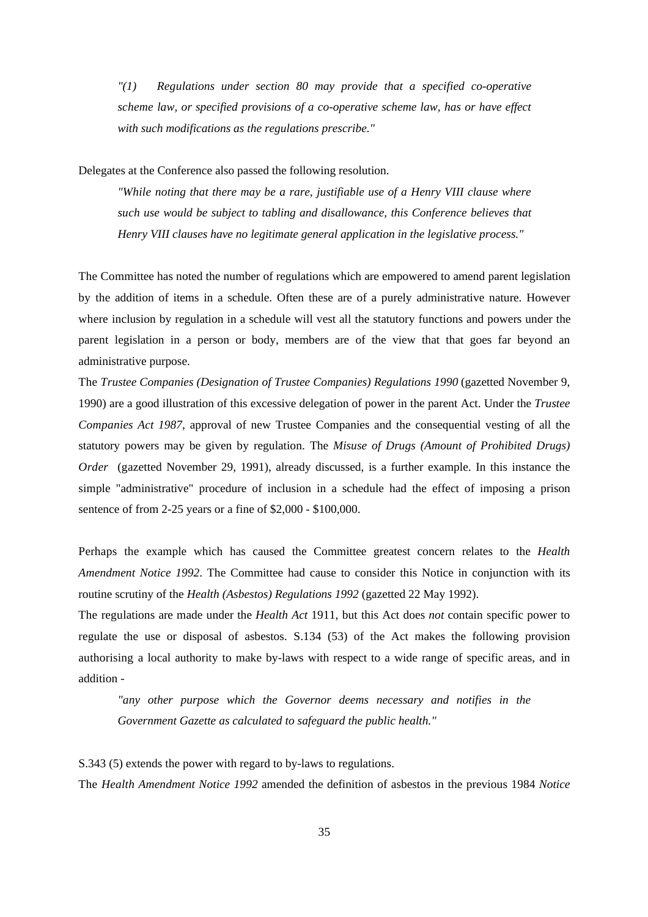> *"(1) Regulations under section 80 may provide that a specified co-operative scheme law, or specified provisions of a co-operative scheme law, has or have effect with such modifications as the regulations prescribe."*

Delegates at the Conference also passed the following resolution.

> *"While noting that there may be a rare, justifiable use of a Henry VIII clause where such use would be subject to tabling and disallowance, this Conference believes that Henry VIII clauses have no legitimate general application in the legislative process."*

The Committee has noted the number of regulations which are empowered to amend parent legislation by the addition of items in a schedule. Often these are of a purely administrative nature. However where inclusion by regulation in a schedule will vest all the statutory functions and powers under the parent legislation in a person or body, members are of the view that that goes far beyond an administrative purpose.

The *Trustee Companies (Designation of Trustee Companies) Regulations 1990* (gazetted November 9, 1990) are a good illustration of this excessive delegation of power in the parent Act. Under the *Trustee Companies Act 1987*, approval of new Trustee Companies and the consequential vesting of all the statutory powers may be given by regulation. The *Misuse of Drugs (Amount of Prohibited Drugs) Order* (gazetted November 29, 1991), already discussed, is a further example. In this instance the simple "administrative" procedure of inclusion in a schedule had the effect of imposing a prison sentence of from 2-25 years or a fine of $2,000 - $100,000.

Perhaps the example which has caused the Committee greatest concern relates to the *Health Amendment Notice 1992*. The Committee had cause to consider this Notice in conjunction with its routine scrutiny of the *Health (Asbestos) Regulations 1992* (gazetted 22 May 1992).

The regulations are made under the *Health Act* 1911, but this Act does *not* contain specific power to regulate the use or disposal of asbestos. S.134 (53) of the Act makes the following provision authorising a local authority to make by-laws with respect to a wide range of specific areas, and in addition -

> *"any other purpose which the Governor deems necessary and notifies in the Government Gazette as calculated to safeguard the public health."*

S.343 (5) extends the power with regard to by-laws to regulations.

The *Health Amendment Notice 1992* amended the definition of asbestos in the previous 1984 *Notice*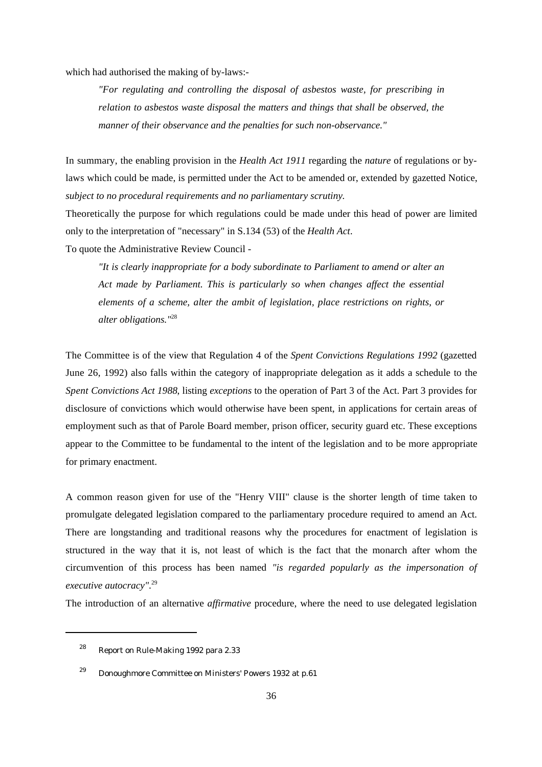which had authorised the making of by-laws:-

> *"For regulating and controlling the disposal of asbestos waste, for prescribing in relation to asbestos waste disposal the matters and things that shall be observed, the manner of their observance and the penalties for such non-observance."*

In summary, the enabling provision in the *Health Act 1911* regarding the *nature* of regulations or by-laws which could be made, is permitted under the Act to be amended or, extended by gazetted Notice, *subject to no procedural requirements and no parliamentary scrutiny.*

Theoretically the purpose for which regulations could be made under this head of power are limited only to the interpretation of "necessary" in S.134 (53) of the *Health Act*.

To quote the Administrative Review Council -

> *"It is clearly inappropriate for a body subordinate to Parliament to amend or alter an Act made by Parliament. This is particularly so when changes affect the essential elements of a scheme, alter the ambit of legislation, place restrictions on rights, or alter obligations."*[28]

The Committee is of the view that Regulation 4 of the *Spent Convictions Regulations 1992* (gazetted June 26, 1992) also falls within the category of inappropriate delegation as it adds a schedule to the *Spent Convictions Act 1988*, listing *exceptions* to the operation of Part 3 of the Act. Part 3 provides for disclosure of convictions which would otherwise have been spent, in applications for certain areas of employment such as that of Parole Board member, prison officer, security guard etc. These exceptions appear to the Committee to be fundamental to the intent of the legislation and to be more appropriate for primary enactment.

A common reason given for use of the "Henry VIII" clause is the shorter length of time taken to promulgate delegated legislation compared to the parliamentary procedure required to amend an Act. There are longstanding and traditional reasons why the procedures for enactment of legislation is structured in the way that it is, not least of which is the fact that the monarch after whom the circumvention of this process has been named *"is regarded popularly as the impersonation of executive autocracy"*.[29]

The introduction of an alternative *affirmative* procedure, where the need to use delegated legislation

---

[28] Report on Rule-Making 1992 para 2.33

[29] Donoughmore Committee on Ministers' Powers 1932 at p.61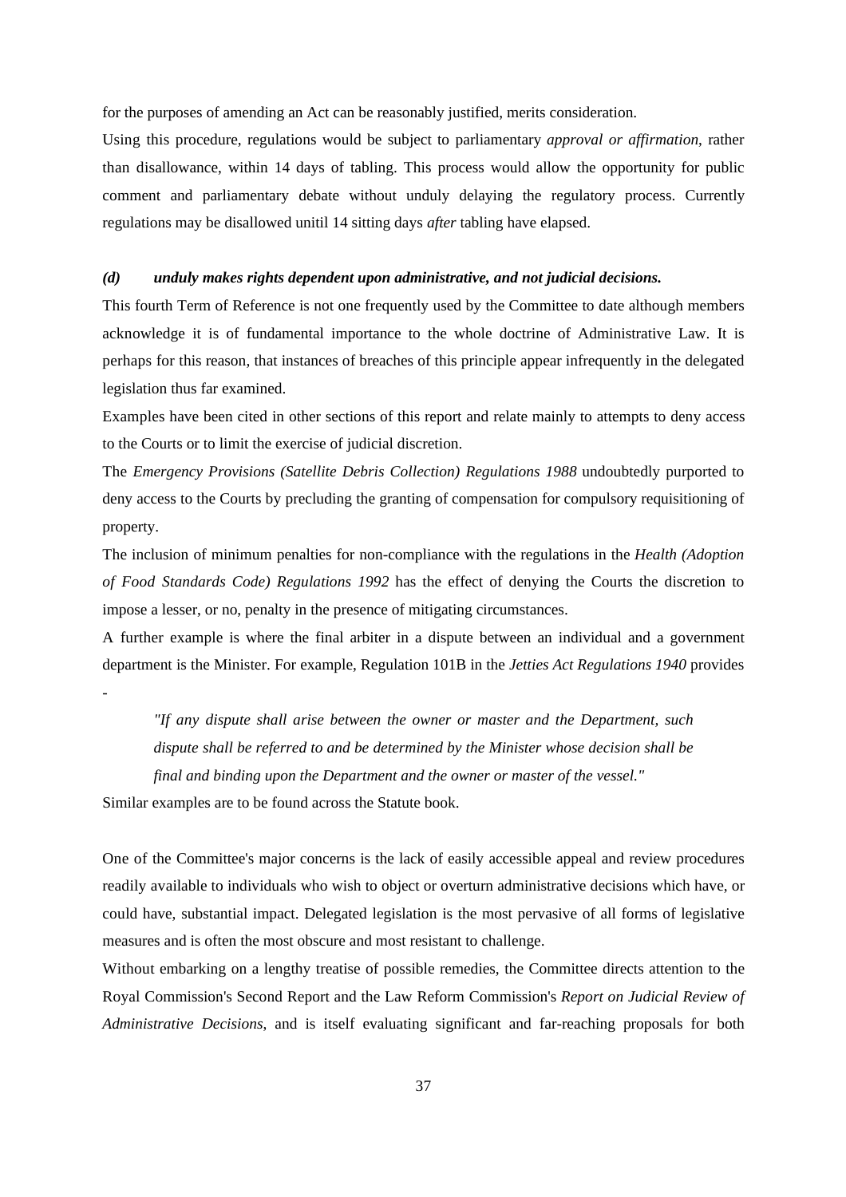for the purposes of amending an Act can be reasonably justified, merits consideration.

Using this procedure, regulations would be subject to parliamentary *approval or affirmation*, rather than disallowance, within 14 days of tabling. This process would allow the opportunity for public comment and parliamentary debate without unduly delaying the regulatory process. Currently regulations may be disallowed unitil 14 sitting days *after* tabling have elapsed.

***(d) unduly makes rights dependent upon administrative, and not judicial decisions.***

This fourth Term of Reference is not one frequently used by the Committee to date although members acknowledge it is of fundamental importance to the whole doctrine of Administrative Law. It is perhaps for this reason, that instances of breaches of this principle appear infrequently in the delegated legislation thus far examined.

Examples have been cited in other sections of this report and relate mainly to attempts to deny access to the Courts or to limit the exercise of judicial discretion.

The *Emergency Provisions (Satellite Debris Collection) Regulations 1988* undoubtedly purported to deny access to the Courts by precluding the granting of compensation for compulsory requisitioning of property.

The inclusion of minimum penalties for non-compliance with the regulations in the *Health (Adoption of Food Standards Code) Regulations 1992* has the effect of denying the Courts the discretion to impose a lesser, or no, penalty in the presence of mitigating circumstances.

A further example is where the final arbiter in a dispute between an individual and a government department is the Minister. For example, Regulation 101B in the *Jetties Act Regulations 1940* provides -

> *"If any dispute shall arise between the owner or master and the Department, such dispute shall be referred to and be determined by the Minister whose decision shall be final and binding upon the Department and the owner or master of the vessel."*

Similar examples are to be found across the Statute book.

One of the Committee's major concerns is the lack of easily accessible appeal and review procedures readily available to individuals who wish to object or overturn administrative decisions which have, or could have, substantial impact. Delegated legislation is the most pervasive of all forms of legislative measures and is often the most obscure and most resistant to challenge.

Without embarking on a lengthy treatise of possible remedies, the Committee directs attention to the Royal Commission's Second Report and the Law Reform Commission's *Report on Judicial Review of Administrative Decisions*, and is itself evaluating significant and far-reaching proposals for both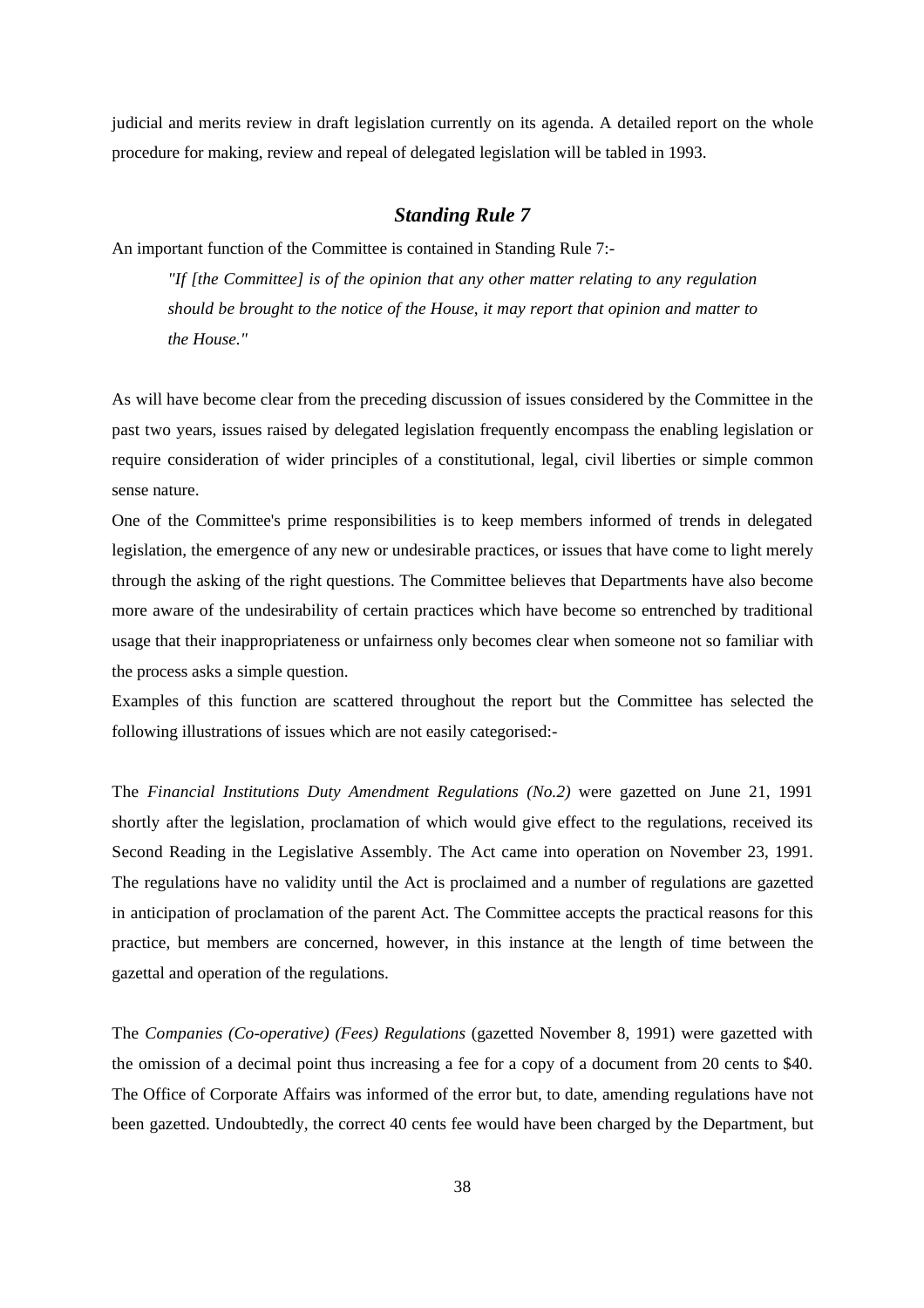judicial and merits review in draft legislation currently on its agenda. A detailed report on the whole procedure for making, review and repeal of delegated legislation will be tabled in 1993.

## *Standing Rule 7*

An important function of the Committee is contained in Standing Rule 7:-

> *"If [the Committee] is of the opinion that any other matter relating to any regulation should be brought to the notice of the House, it may report that opinion and matter to the House."*

As will have become clear from the preceding discussion of issues considered by the Committee in the past two years, issues raised by delegated legislation frequently encompass the enabling legislation or require consideration of wider principles of a constitutional, legal, civil liberties or simple common sense nature.

One of the Committee's prime responsibilities is to keep members informed of trends in delegated legislation, the emergence of any new or undesirable practices, or issues that have come to light merely through the asking of the right questions. The Committee believes that Departments have also become more aware of the undesirability of certain practices which have become so entrenched by traditional usage that their inappropriateness or unfairness only becomes clear when someone not so familiar with the process asks a simple question.

Examples of this function are scattered throughout the report but the Committee has selected the following illustrations of issues which are not easily categorised:-

The *Financial Institutions Duty Amendment Regulations (No.2)* were gazetted on June 21, 1991 shortly after the legislation, proclamation of which would give effect to the regulations, received its Second Reading in the Legislative Assembly. The Act came into operation on November 23, 1991. The regulations have no validity until the Act is proclaimed and a number of regulations are gazetted in anticipation of proclamation of the parent Act. The Committee accepts the practical reasons for this practice, but members are concerned, however, in this instance at the length of time between the gazettal and operation of the regulations.

The *Companies (Co-operative) (Fees) Regulations* (gazetted November 8, 1991) were gazetted with the omission of a decimal point thus increasing a fee for a copy of a document from 20 cents to $40. The Office of Corporate Affairs was informed of the error but, to date, amending regulations have not been gazetted. Undoubtedly, the correct 40 cents fee would have been charged by the Department, but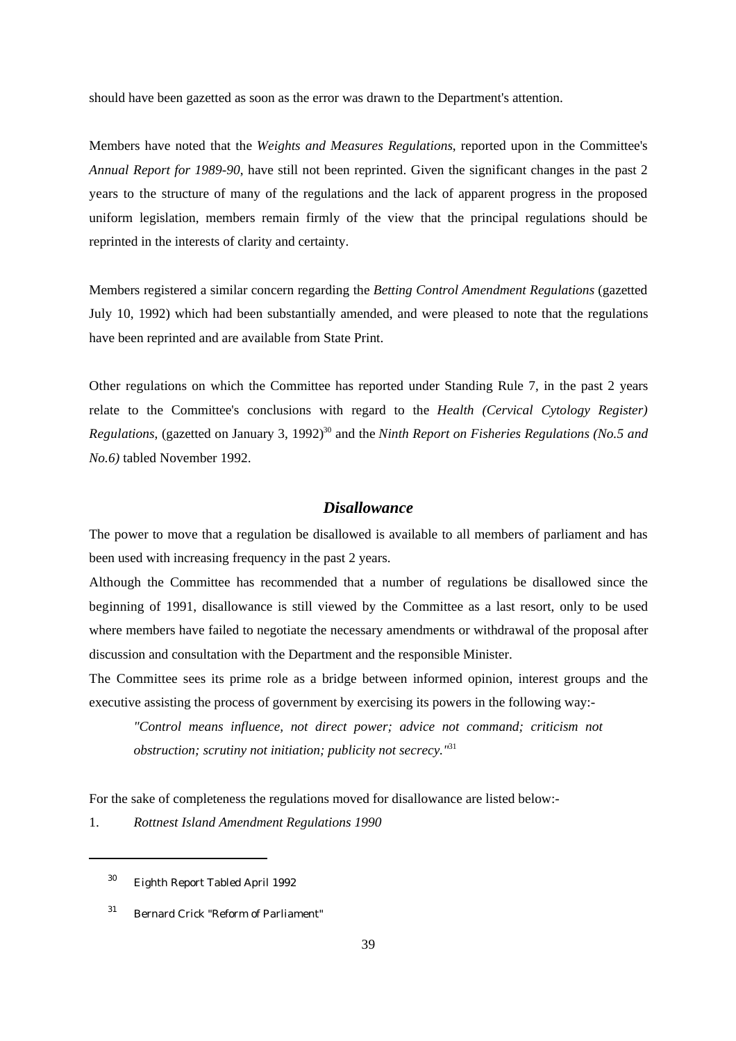should have been gazetted as soon as the error was drawn to the Department's attention.

Members have noted that the *Weights and Measures Regulations*, reported upon in the Committee's *Annual Report for 1989-90*, have still not been reprinted. Given the significant changes in the past 2 years to the structure of many of the regulations and the lack of apparent progress in the proposed uniform legislation, members remain firmly of the view that the principal regulations should be reprinted in the interests of clarity and certainty.

Members registered a similar concern regarding the *Betting Control Amendment Regulations* (gazetted July 10, 1992) which had been substantially amended, and were pleased to note that the regulations have been reprinted and are available from State Print.

Other regulations on which the Committee has reported under Standing Rule 7, in the past 2 years relate to the Committee's conclusions with regard to the *Health (Cervical Cytology Register) Regulations*, (gazetted on January 3, 1992)[30] and the *Ninth Report on Fisheries Regulations (No.5 and No.6)* tabled November 1992.

## *Disallowance*

The power to move that a regulation be disallowed is available to all members of parliament and has been used with increasing frequency in the past 2 years.

Although the Committee has recommended that a number of regulations be disallowed since the beginning of 1991, disallowance is still viewed by the Committee as a last resort, only to be used where members have failed to negotiate the necessary amendments or withdrawal of the proposal after discussion and consultation with the Department and the responsible Minister.

The Committee sees its prime role as a bridge between informed opinion, interest groups and the executive assisting the process of government by exercising its powers in the following way:-

> *"Control means influence, not direct power; advice not command; criticism not obstruction; scrutiny not initiation; publicity not secrecy."*[31]

For the sake of completeness the regulations moved for disallowance are listed below:-

1. *Rottnest Island Amendment Regulations 1990*

---

[30] Eighth Report Tabled April 1992

[31] Bernard Crick "Reform of Parliament"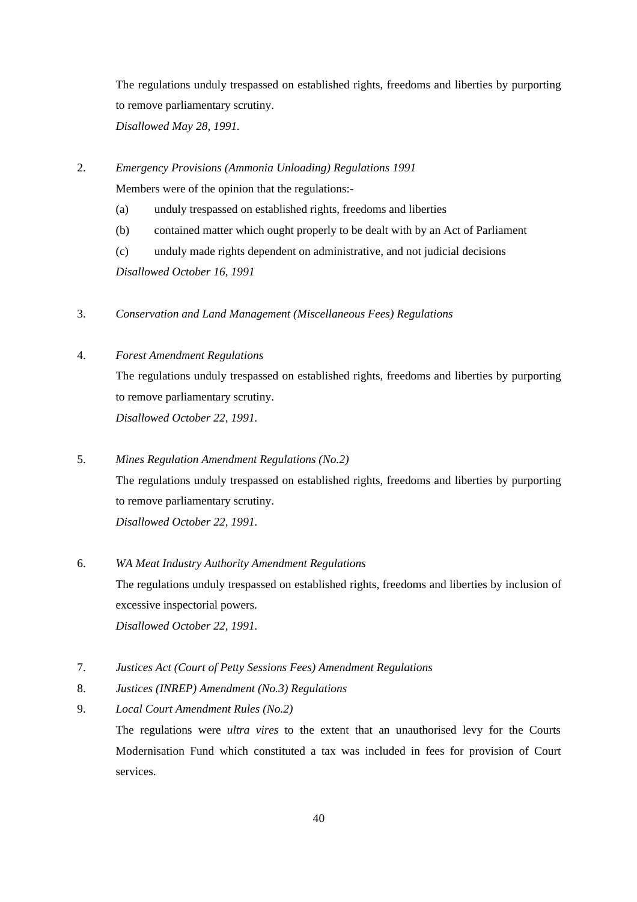The regulations unduly trespassed on established rights, freedoms and liberties by purporting to remove parliamentary scrutiny.
*Disallowed May 28, 1991.*

2. *Emergency Provisions (Ammonia Unloading) Regulations 1991*

   Members were of the opinion that the regulations:-

   (a) unduly trespassed on established rights, freedoms and liberties

   (b) contained matter which ought properly to be dealt with by an Act of Parliament

   (c) unduly made rights dependent on administrative, and not judicial decisions

   *Disallowed October 16, 1991*

3. *Conservation and Land Management (Miscellaneous Fees) Regulations*

4. *Forest Amendment Regulations*

   The regulations unduly trespassed on established rights, freedoms and liberties by purporting to remove parliamentary scrutiny.
   *Disallowed October 22, 1991.*

5. *Mines Regulation Amendment Regulations (No.2)*

   The regulations unduly trespassed on established rights, freedoms and liberties by purporting to remove parliamentary scrutiny.
   *Disallowed October 22, 1991.*

6. *WA Meat Industry Authority Amendment Regulations*

   The regulations unduly trespassed on established rights, freedoms and liberties by inclusion of excessive inspectorial powers.
   *Disallowed October 22, 1991.*

7. *Justices Act (Court of Petty Sessions Fees) Amendment Regulations*
8. *Justices (INREP) Amendment (No.3) Regulations*
9. *Local Court Amendment Rules (No.2)*

   The regulations were *ultra vires* to the extent that an unauthorised levy for the Courts Modernisation Fund which constituted a tax was included in fees for provision of Court services.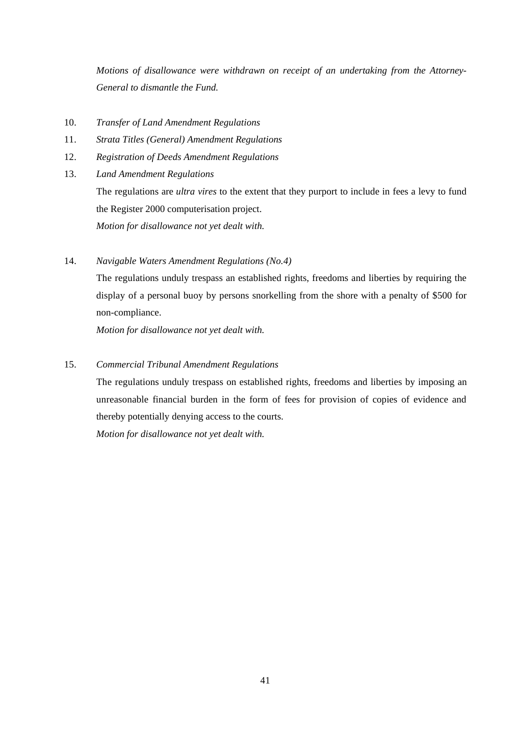*Motions of disallowance were withdrawn on receipt of an undertaking from the Attorney-General to dismantle the Fund.*

10. *Transfer of Land Amendment Regulations*
11. *Strata Titles (General) Amendment Regulations*
12. *Registration of Deeds Amendment Regulations*
13. *Land Amendment Regulations*

    The regulations are *ultra vires* to the extent that they purport to include in fees a levy to fund the Register 2000 computerisation project.

    *Motion for disallowance not yet dealt with.*

14. *Navigable Waters Amendment Regulations (No.4)*

    The regulations unduly trespass an established rights, freedoms and liberties by requiring the display of a personal buoy by persons snorkelling from the shore with a penalty of $500 for non-compliance.

    *Motion for disallowance not yet dealt with.*

15. *Commercial Tribunal Amendment Regulations*

    The regulations unduly trespass on established rights, freedoms and liberties by imposing an unreasonable financial burden in the form of fees for provision of copies of evidence and thereby potentially denying access to the courts.

    *Motion for disallowance not yet dealt with.*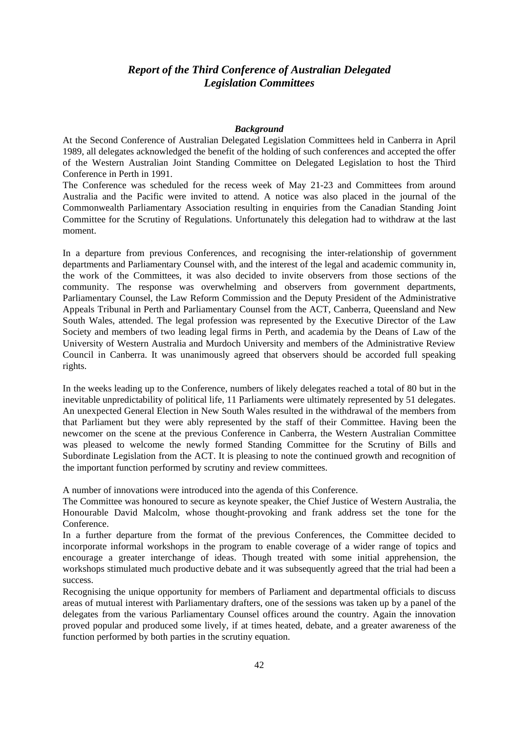# *Report of the Third Conference of Australian Delegated Legislation Committees*

## *Background*

At the Second Conference of Australian Delegated Legislation Committees held in Canberra in April 1989, all delegates acknowledged the benefit of the holding of such conferences and accepted the offer of the Western Australian Joint Standing Committee on Delegated Legislation to host the Third Conference in Perth in 1991.

The Conference was scheduled for the recess week of May 21-23 and Committees from around Australia and the Pacific were invited to attend. A notice was also placed in the journal of the Commonwealth Parliamentary Association resulting in enquiries from the Canadian Standing Joint Committee for the Scrutiny of Regulations. Unfortunately this delegation had to withdraw at the last moment.

In a departure from previous Conferences, and recognising the inter-relationship of government departments and Parliamentary Counsel with, and the interest of the legal and academic community in, the work of the Committees, it was also decided to invite observers from those sections of the community. The response was overwhelming and observers from government departments, Parliamentary Counsel, the Law Reform Commission and the Deputy President of the Administrative Appeals Tribunal in Perth and Parliamentary Counsel from the ACT, Canberra, Queensland and New South Wales, attended. The legal profession was represented by the Executive Director of the Law Society and members of two leading legal firms in Perth, and academia by the Deans of Law of the University of Western Australia and Murdoch University and members of the Administrative Review Council in Canberra. It was unanimously agreed that observers should be accorded full speaking rights.

In the weeks leading up to the Conference, numbers of likely delegates reached a total of 80 but in the inevitable unpredictability of political life, 11 Parliaments were ultimately represented by 51 delegates. An unexpected General Election in New South Wales resulted in the withdrawal of the members from that Parliament but they were ably represented by the staff of their Committee. Having been the newcomer on the scene at the previous Conference in Canberra, the Western Australian Committee was pleased to welcome the newly formed Standing Committee for the Scrutiny of Bills and Subordinate Legislation from the ACT. It is pleasing to note the continued growth and recognition of the important function performed by scrutiny and review committees.

A number of innovations were introduced into the agenda of this Conference.

The Committee was honoured to secure as keynote speaker, the Chief Justice of Western Australia, the Honourable David Malcolm, whose thought-provoking and frank address set the tone for the Conference.

In a further departure from the format of the previous Conferences, the Committee decided to incorporate informal workshops in the program to enable coverage of a wider range of topics and encourage a greater interchange of ideas. Though treated with some initial apprehension, the workshops stimulated much productive debate and it was subsequently agreed that the trial had been a success.

Recognising the unique opportunity for members of Parliament and departmental officials to discuss areas of mutual interest with Parliamentary drafters, one of the sessions was taken up by a panel of the delegates from the various Parliamentary Counsel offices around the country. Again the innovation proved popular and produced some lively, if at times heated, debate, and a greater awareness of the function performed by both parties in the scrutiny equation.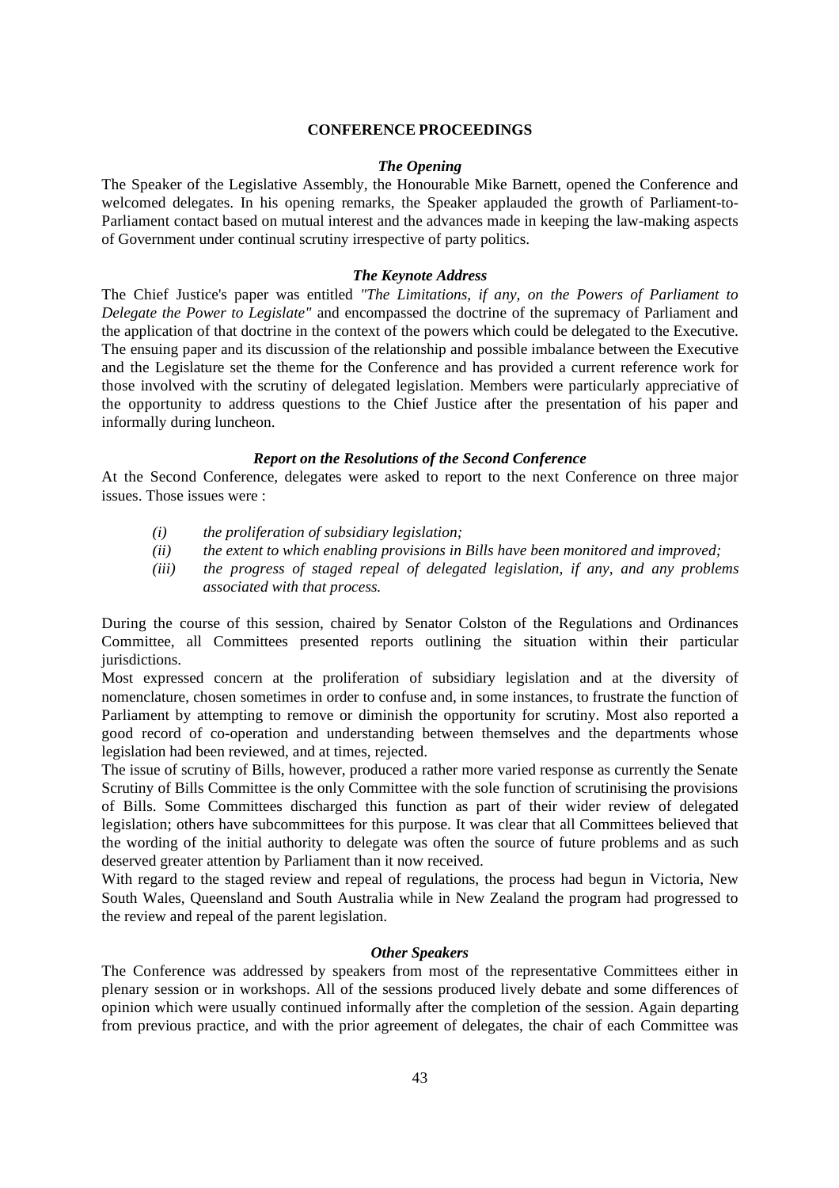## CONFERENCE PROCEEDINGS

### *The Opening*

The Speaker of the Legislative Assembly, the Honourable Mike Barnett, opened the Conference and welcomed delegates. In his opening remarks, the Speaker applauded the growth of Parliament-to-Parliament contact based on mutual interest and the advances made in keeping the law-making aspects of Government under continual scrutiny irrespective of party politics.

### *The Keynote Address*

The Chief Justice's paper was entitled *"The Limitations, if any, on the Powers of Parliament to Delegate the Power to Legislate"* and encompassed the doctrine of the supremacy of Parliament and the application of that doctrine in the context of the powers which could be delegated to the Executive. The ensuing paper and its discussion of the relationship and possible imbalance between the Executive and the Legislature set the theme for the Conference and has provided a current reference work for those involved with the scrutiny of delegated legislation. Members were particularly appreciative of the opportunity to address questions to the Chief Justice after the presentation of his paper and informally during luncheon.

### *Report on the Resolutions of the Second Conference*

At the Second Conference, delegates were asked to report to the next Conference on three major issues. Those issues were :

*(i)* *the proliferation of subsidiary legislation;*

*(ii)* *the extent to which enabling provisions in Bills have been monitored and improved;*

*(iii)* *the progress of staged repeal of delegated legislation, if any, and any problems associated with that process.*

During the course of this session, chaired by Senator Colston of the Regulations and Ordinances Committee, all Committees presented reports outlining the situation within their particular jurisdictions.

Most expressed concern at the proliferation of subsidiary legislation and at the diversity of nomenclature, chosen sometimes in order to confuse and, in some instances, to frustrate the function of Parliament by attempting to remove or diminish the opportunity for scrutiny. Most also reported a good record of co-operation and understanding between themselves and the departments whose legislation had been reviewed, and at times, rejected.

The issue of scrutiny of Bills, however, produced a rather more varied response as currently the Senate Scrutiny of Bills Committee is the only Committee with the sole function of scrutinising the provisions of Bills. Some Committees discharged this function as part of their wider review of delegated legislation; others have subcommittees for this purpose. It was clear that all Committees believed that the wording of the initial authority to delegate was often the source of future problems and as such deserved greater attention by Parliament than it now received.

With regard to the staged review and repeal of regulations, the process had begun in Victoria, New South Wales, Queensland and South Australia while in New Zealand the program had progressed to the review and repeal of the parent legislation.

### *Other Speakers*

The Conference was addressed by speakers from most of the representative Committees either in plenary session or in workshops. All of the sessions produced lively debate and some differences of opinion which were usually continued informally after the completion of the session. Again departing from previous practice, and with the prior agreement of delegates, the chair of each Committee was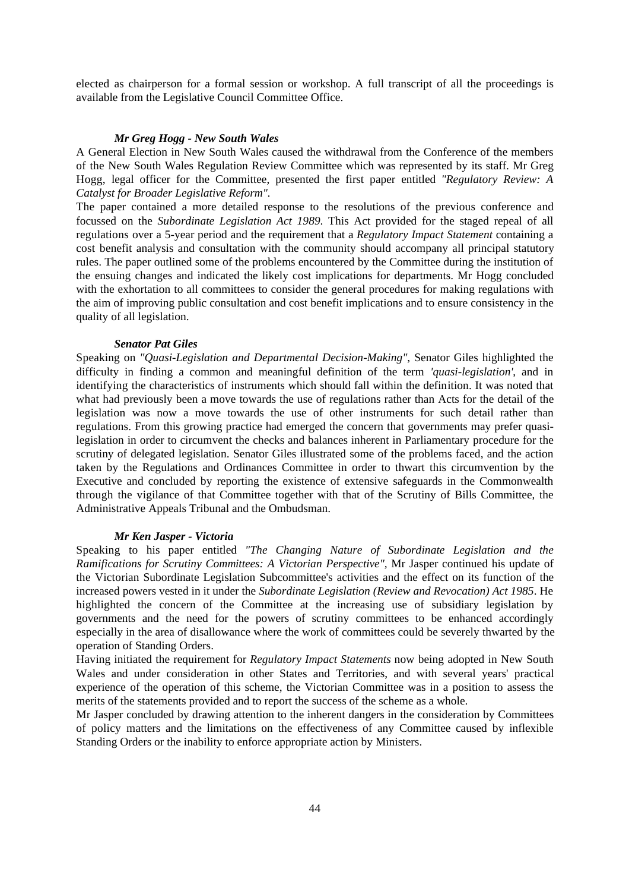elected as chairperson for a formal session or workshop. A full transcript of all the proceedings is available from the Legislative Council Committee Office.

***Mr Greg Hogg - New South Wales***

A General Election in New South Wales caused the withdrawal from the Conference of the members of the New South Wales Regulation Review Committee which was represented by its staff. Mr Greg Hogg, legal officer for the Committee, presented the first paper entitled *"Regulatory Review: A Catalyst for Broader Legislative Reform"*.

The paper contained a more detailed response to the resolutions of the previous conference and focussed on the *Subordinate Legislation Act 1989*. This Act provided for the staged repeal of all regulations over a 5-year period and the requirement that a *Regulatory Impact Statement* containing a cost benefit analysis and consultation with the community should accompany all principal statutory rules. The paper outlined some of the problems encountered by the Committee during the institution of the ensuing changes and indicated the likely cost implications for departments. Mr Hogg concluded with the exhortation to all committees to consider the general procedures for making regulations with the aim of improving public consultation and cost benefit implications and to ensure consistency in the quality of all legislation.

***Senator Pat Giles***

Speaking on *"Quasi-Legislation and Departmental Decision-Making"*, Senator Giles highlighted the difficulty in finding a common and meaningful definition of the term *'quasi-legislation'*, and in identifying the characteristics of instruments which should fall within the definition. It was noted that what had previously been a move towards the use of regulations rather than Acts for the detail of the legislation was now a move towards the use of other instruments for such detail rather than regulations. From this growing practice had emerged the concern that governments may prefer quasi-legislation in order to circumvent the checks and balances inherent in Parliamentary procedure for the scrutiny of delegated legislation. Senator Giles illustrated some of the problems faced, and the action taken by the Regulations and Ordinances Committee in order to thwart this circumvention by the Executive and concluded by reporting the existence of extensive safeguards in the Commonwealth through the vigilance of that Committee together with that of the Scrutiny of Bills Committee, the Administrative Appeals Tribunal and the Ombudsman.

***Mr Ken Jasper - Victoria***

Speaking to his paper entitled *"The Changing Nature of Subordinate Legislation and the Ramifications for Scrutiny Committees: A Victorian Perspective"*, Mr Jasper continued his update of the Victorian Subordinate Legislation Subcommittee's activities and the effect on its function of the increased powers vested in it under the *Subordinate Legislation (Review and Revocation) Act 1985*. He highlighted the concern of the Committee at the increasing use of subsidiary legislation by governments and the need for the powers of scrutiny committees to be enhanced accordingly especially in the area of disallowance where the work of committees could be severely thwarted by the operation of Standing Orders.

Having initiated the requirement for *Regulatory Impact Statements* now being adopted in New South Wales and under consideration in other States and Territories, and with several years' practical experience of the operation of this scheme, the Victorian Committee was in a position to assess the merits of the statements provided and to report the success of the scheme as a whole.

Mr Jasper concluded by drawing attention to the inherent dangers in the consideration by Committees of policy matters and the limitations on the effectiveness of any Committee caused by inflexible Standing Orders or the inability to enforce appropriate action by Ministers.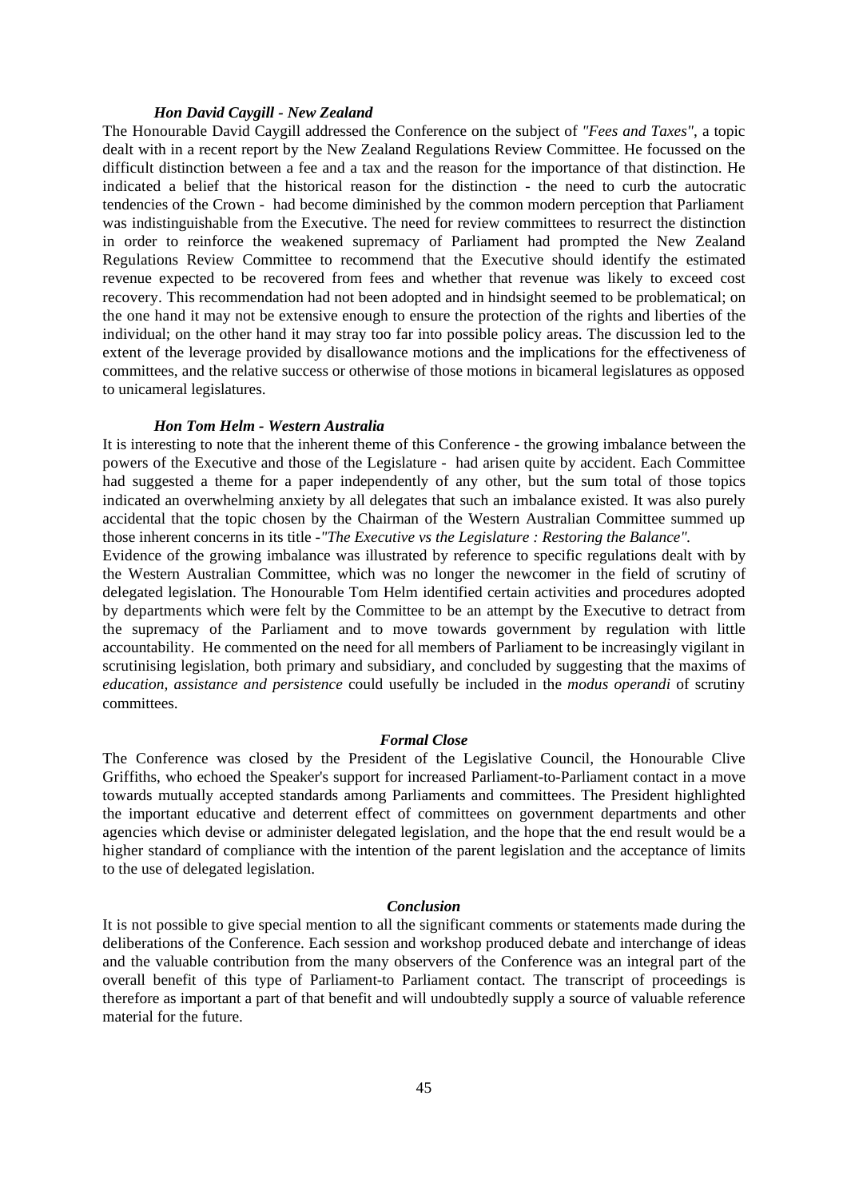### *Hon David Caygill - New Zealand*

The Honourable David Caygill addressed the Conference on the subject of *"Fees and Taxes"*, a topic dealt with in a recent report by the New Zealand Regulations Review Committee. He focussed on the difficult distinction between a fee and a tax and the reason for the importance of that distinction. He indicated a belief that the historical reason for the distinction - the need to curb the autocratic tendencies of the Crown - had become diminished by the common modern perception that Parliament was indistinguishable from the Executive. The need for review committees to resurrect the distinction in order to reinforce the weakened supremacy of Parliament had prompted the New Zealand Regulations Review Committee to recommend that the Executive should identify the estimated revenue expected to be recovered from fees and whether that revenue was likely to exceed cost recovery. This recommendation had not been adopted and in hindsight seemed to be problematical; on the one hand it may not be extensive enough to ensure the protection of the rights and liberties of the individual; on the other hand it may stray too far into possible policy areas. The discussion led to the extent of the leverage provided by disallowance motions and the implications for the effectiveness of committees, and the relative success or otherwise of those motions in bicameral legislatures as opposed to unicameral legislatures.

### *Hon Tom Helm - Western Australia*

It is interesting to note that the inherent theme of this Conference - the growing imbalance between the powers of the Executive and those of the Legislature - had arisen quite by accident. Each Committee had suggested a theme for a paper independently of any other, but the sum total of those topics indicated an overwhelming anxiety by all delegates that such an imbalance existed. It was also purely accidental that the topic chosen by the Chairman of the Western Australian Committee summed up those inherent concerns in its title -*"The Executive vs the Legislature : Restoring the Balance".*

Evidence of the growing imbalance was illustrated by reference to specific regulations dealt with by the Western Australian Committee, which was no longer the newcomer in the field of scrutiny of delegated legislation. The Honourable Tom Helm identified certain activities and procedures adopted by departments which were felt by the Committee to be an attempt by the Executive to detract from the supremacy of the Parliament and to move towards government by regulation with little accountability. He commented on the need for all members of Parliament to be increasingly vigilant in scrutinising legislation, both primary and subsidiary, and concluded by suggesting that the maxims of *education, assistance and persistence* could usefully be included in the *modus operandi* of scrutiny committees.

### *Formal Close*

The Conference was closed by the President of the Legislative Council, the Honourable Clive Griffiths, who echoed the Speaker's support for increased Parliament-to-Parliament contact in a move towards mutually accepted standards among Parliaments and committees. The President highlighted the important educative and deterrent effect of committees on government departments and other agencies which devise or administer delegated legislation, and the hope that the end result would be a higher standard of compliance with the intention of the parent legislation and the acceptance of limits to the use of delegated legislation.

### *Conclusion*

It is not possible to give special mention to all the significant comments or statements made during the deliberations of the Conference. Each session and workshop produced debate and interchange of ideas and the valuable contribution from the many observers of the Conference was an integral part of the overall benefit of this type of Parliament-to Parliament contact. The transcript of proceedings is therefore as important a part of that benefit and will undoubtedly supply a source of valuable reference material for the future.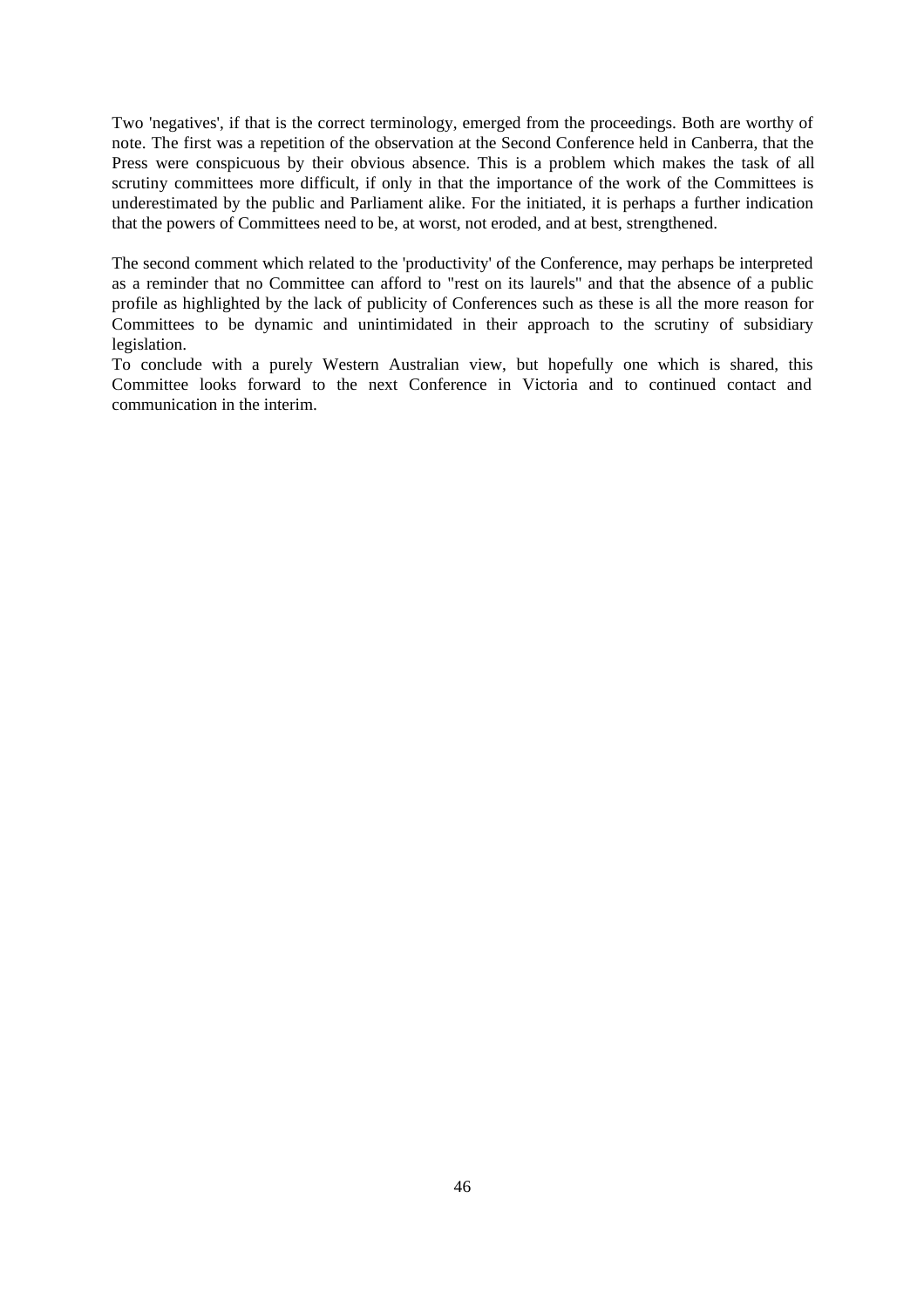Two 'negatives', if that is the correct terminology, emerged from the proceedings. Both are worthy of note. The first was a repetition of the observation at the Second Conference held in Canberra, that the Press were conspicuous by their obvious absence. This is a problem which makes the task of all scrutiny committees more difficult, if only in that the importance of the work of the Committees is underestimated by the public and Parliament alike. For the initiated, it is perhaps a further indication that the powers of Committees need to be, at worst, not eroded, and at best, strengthened.

The second comment which related to the 'productivity' of the Conference, may perhaps be interpreted as a reminder that no Committee can afford to "rest on its laurels" and that the absence of a public profile as highlighted by the lack of publicity of Conferences such as these is all the more reason for Committees to be dynamic and unintimidated in their approach to the scrutiny of subsidiary legislation.

To conclude with a purely Western Australian view, but hopefully one which is shared, this Committee looks forward to the next Conference in Victoria and to continued contact and communication in the interim.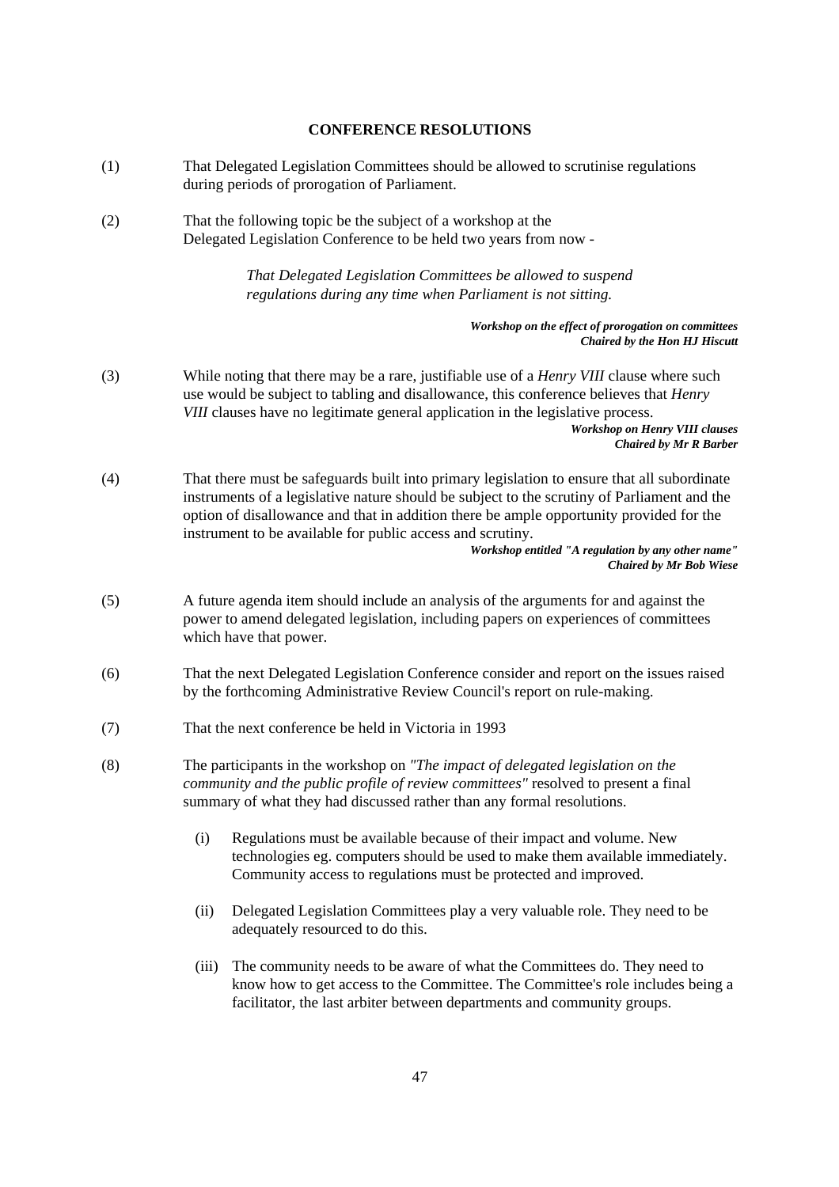**CONFERENCE RESOLUTIONS**

(1) That Delegated Legislation Committees should be allowed to scrutinise regulations during periods of prorogation of Parliament.

(2) That the following topic be the subject of a workshop at the Delegated Legislation Conference to be held two years from now -

> *That Delegated Legislation Committees be allowed to suspend regulations during any time when Parliament is not sitting.*

***Workshop on the effect of prorogation on committees***
***Chaired by the Hon HJ Hiscutt***

(3) While noting that there may be a rare, justifiable use of a *Henry VIII* clause where such use would be subject to tabling and disallowance, this conference believes that *Henry VIII* clauses have no legitimate general application in the legislative process.

***Workshop on Henry VIII clauses***
***Chaired by Mr R Barber***

(4) That there must be safeguards built into primary legislation to ensure that all subordinate instruments of a legislative nature should be subject to the scrutiny of Parliament and the option of disallowance and that in addition there be ample opportunity provided for the instrument to be available for public access and scrutiny.

***Workshop entitled "A regulation by any other name"***
***Chaired by Mr Bob Wiese***

(5) A future agenda item should include an analysis of the arguments for and against the power to amend delegated legislation, including papers on experiences of committees which have that power.

(6) That the next Delegated Legislation Conference consider and report on the issues raised by the forthcoming Administrative Review Council's report on rule-making.

(7) That the next conference be held in Victoria in 1993

(8) The participants in the workshop on *"The impact of delegated legislation on the community and the public profile of review committees"* resolved to present a final summary of what they had discussed rather than any formal resolutions.

   (i) Regulations must be available because of their impact and volume. New technologies eg. computers should be used to make them available immediately. Community access to regulations must be protected and improved.

   (ii) Delegated Legislation Committees play a very valuable role. They need to be adequately resourced to do this.

   (iii) The community needs to be aware of what the Committees do. They need to know how to get access to the Committee. The Committee's role includes being a facilitator, the last arbiter between departments and community groups.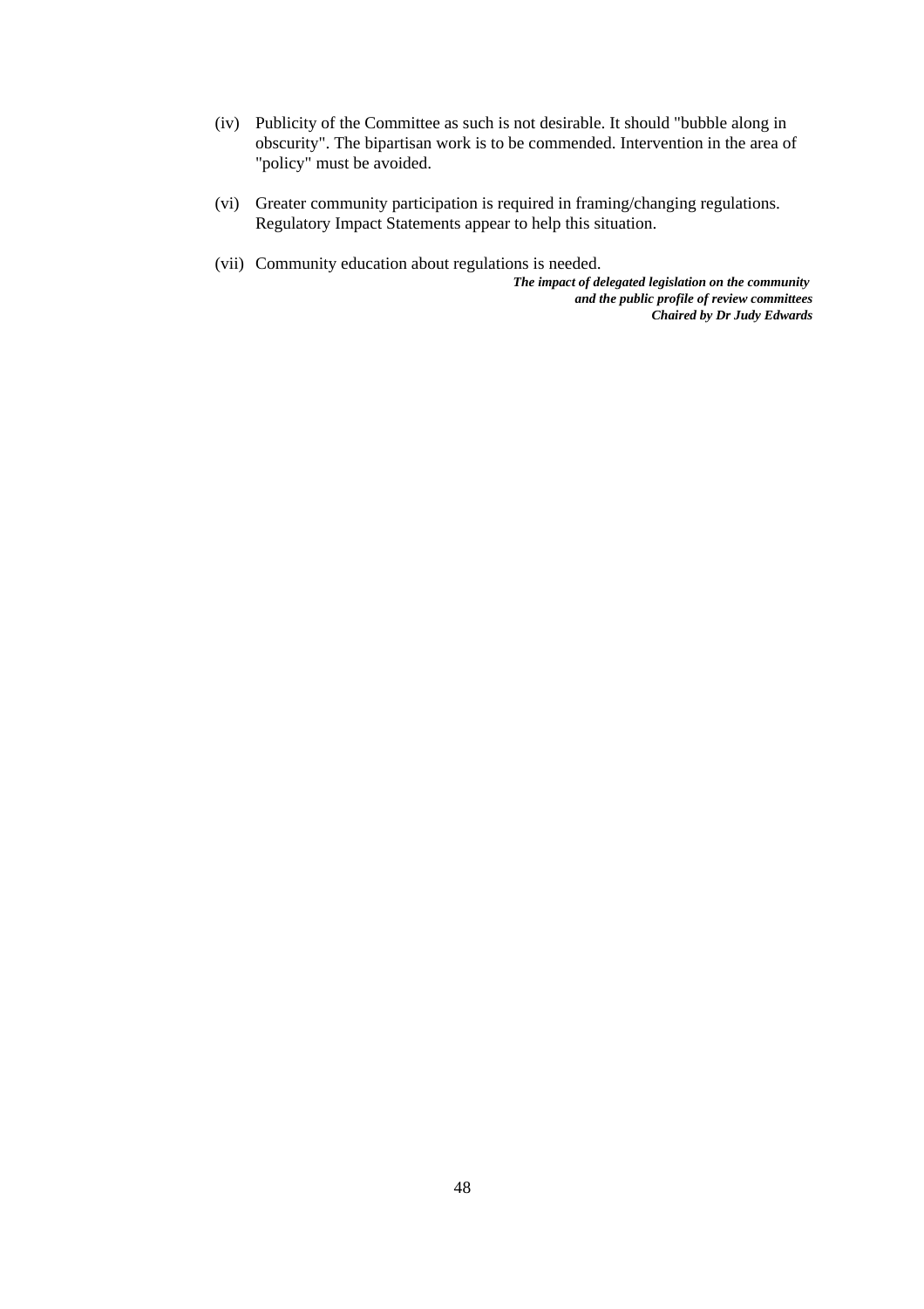(iv) Publicity of the Committee as such is not desirable. It should "bubble along in obscurity". The bipartisan work is to be commended. Intervention in the area of "policy" must be avoided.

(vi) Greater community participation is required in framing/changing regulations. Regulatory Impact Statements appear to help this situation.

(vii) Community education about regulations is needed.

***The impact of delegated legislation on the community and the public profile of review committees***
***Chaired by Dr Judy Edwards***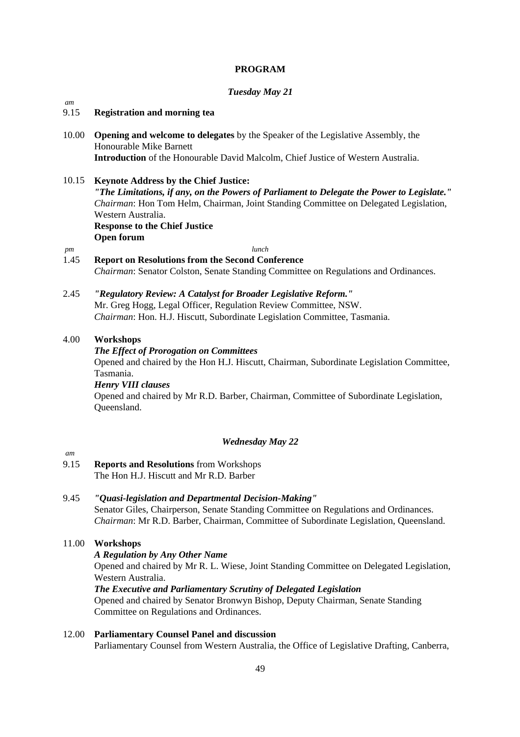**PROGRAM**

***Tuesday May 21***

*am*

9.15 **Registration and morning tea**

10.00 **Opening and welcome to delegates** by the Speaker of the Legislative Assembly, the Honourable Mike Barnett
**Introduction** of the Honourable David Malcolm, Chief Justice of Western Australia.

10.15 **Keynote Address by the Chief Justice:**
***"The Limitations, if any, on the Powers of Parliament to Delegate the Power to Legislate."***
*Chairman*: Hon Tom Helm, Chairman, Joint Standing Committee on Delegated Legislation, Western Australia.
**Response to the Chief Justice**
**Open forum**

*pm* *lunch*

1.45 **Report on Resolutions from the Second Conference**
*Chairman*: Senator Colston, Senate Standing Committee on Regulations and Ordinances.

2.45 ***"Regulatory Review: A Catalyst for Broader Legislative Reform."***
Mr. Greg Hogg, Legal Officer, Regulation Review Committee, NSW.
*Chairman*: Hon. H.J. Hiscutt, Subordinate Legislation Committee, Tasmania.

4.00 **Workshops**
***The Effect of Prorogation on Committees***
Opened and chaired by the Hon H.J. Hiscutt, Chairman, Subordinate Legislation Committee, Tasmania.
***Henry VIII clauses***
Opened and chaired by Mr R.D. Barber, Chairman, Committee of Subordinate Legislation, Queensland.

***Wednesday May 22***

*am*

9.15 **Reports and Resolutions** from Workshops
The Hon H.J. Hiscutt and Mr R.D. Barber

9.45 ***"Quasi-legislation and Departmental Decision-Making"***
Senator Giles, Chairperson, Senate Standing Committee on Regulations and Ordinances.
*Chairman*: Mr R.D. Barber, Chairman, Committee of Subordinate Legislation, Queensland.

11.00 **Workshops**
***A Regulation by Any Other Name***
Opened and chaired by Mr R. L. Wiese, Joint Standing Committee on Delegated Legislation, Western Australia.
***The Executive and Parliamentary Scrutiny of Delegated Legislation***
Opened and chaired by Senator Bronwyn Bishop, Deputy Chairman, Senate Standing Committee on Regulations and Ordinances.

12.00 **Parliamentary Counsel Panel and discussion**
Parliamentary Counsel from Western Australia, the Office of Legislative Drafting, Canberra,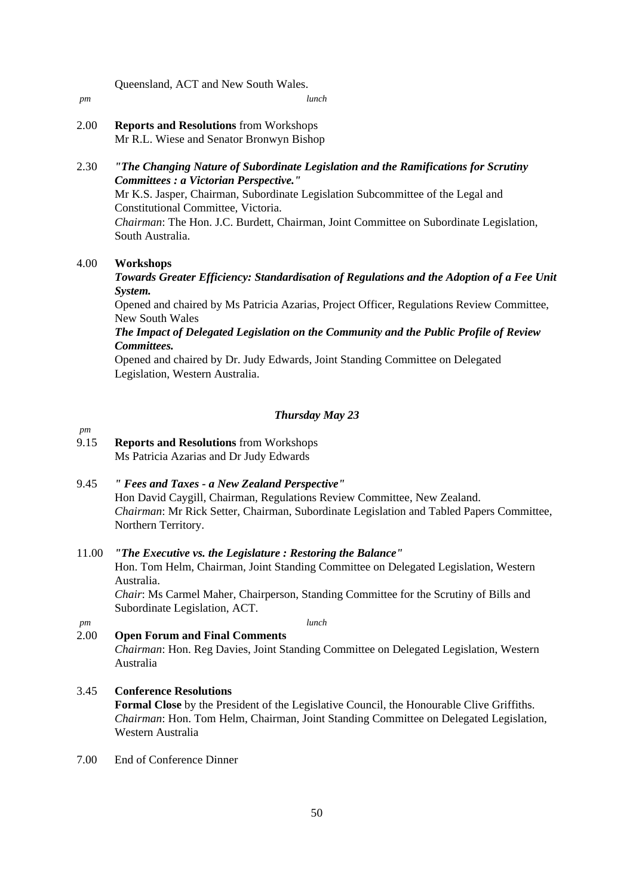Queensland, ACT and New South Wales.

*pm* *lunch*

2.00 **Reports and Resolutions** from Workshops
Mr R.L. Wiese and Senator Bronwyn Bishop

2.30 ***"The Changing Nature of Subordinate Legislation and the Ramifications for Scrutiny Committees : a Victorian Perspective."***
Mr K.S. Jasper, Chairman, Subordinate Legislation Subcommittee of the Legal and Constitutional Committee, Victoria.
*Chairman*: The Hon. J.C. Burdett, Chairman, Joint Committee on Subordinate Legislation, South Australia.

4.00 **Workshops**
***Towards Greater Efficiency: Standardisation of Regulations and the Adoption of a Fee Unit System.***
Opened and chaired by Ms Patricia Azarias, Project Officer, Regulations Review Committee, New South Wales
***The Impact of Delegated Legislation on the Community and the Public Profile of Review Committees.***
Opened and chaired by Dr. Judy Edwards, Joint Standing Committee on Delegated Legislation, Western Australia.

### *Thursday May 23*

*pm*

9.15 **Reports and Resolutions** from Workshops
Ms Patricia Azarias and Dr Judy Edwards

9.45 ***" Fees and Taxes - a New Zealand Perspective"***
Hon David Caygill, Chairman, Regulations Review Committee, New Zealand.
*Chairman*: Mr Rick Setter, Chairman, Subordinate Legislation and Tabled Papers Committee, Northern Territory.

11.00 ***"The Executive vs. the Legislature : Restoring the Balance"***
Hon. Tom Helm, Chairman, Joint Standing Committee on Delegated Legislation, Western Australia.
*Chair*: Ms Carmel Maher, Chairperson, Standing Committee for the Scrutiny of Bills and Subordinate Legislation, ACT.

*pm* *lunch*

2.00 **Open Forum and Final Comments**
*Chairman*: Hon. Reg Davies, Joint Standing Committee on Delegated Legislation, Western Australia

3.45 **Conference Resolutions**
**Formal Close** by the President of the Legislative Council, the Honourable Clive Griffiths.
*Chairman*: Hon. Tom Helm, Chairman, Joint Standing Committee on Delegated Legislation, Western Australia

7.00 End of Conference Dinner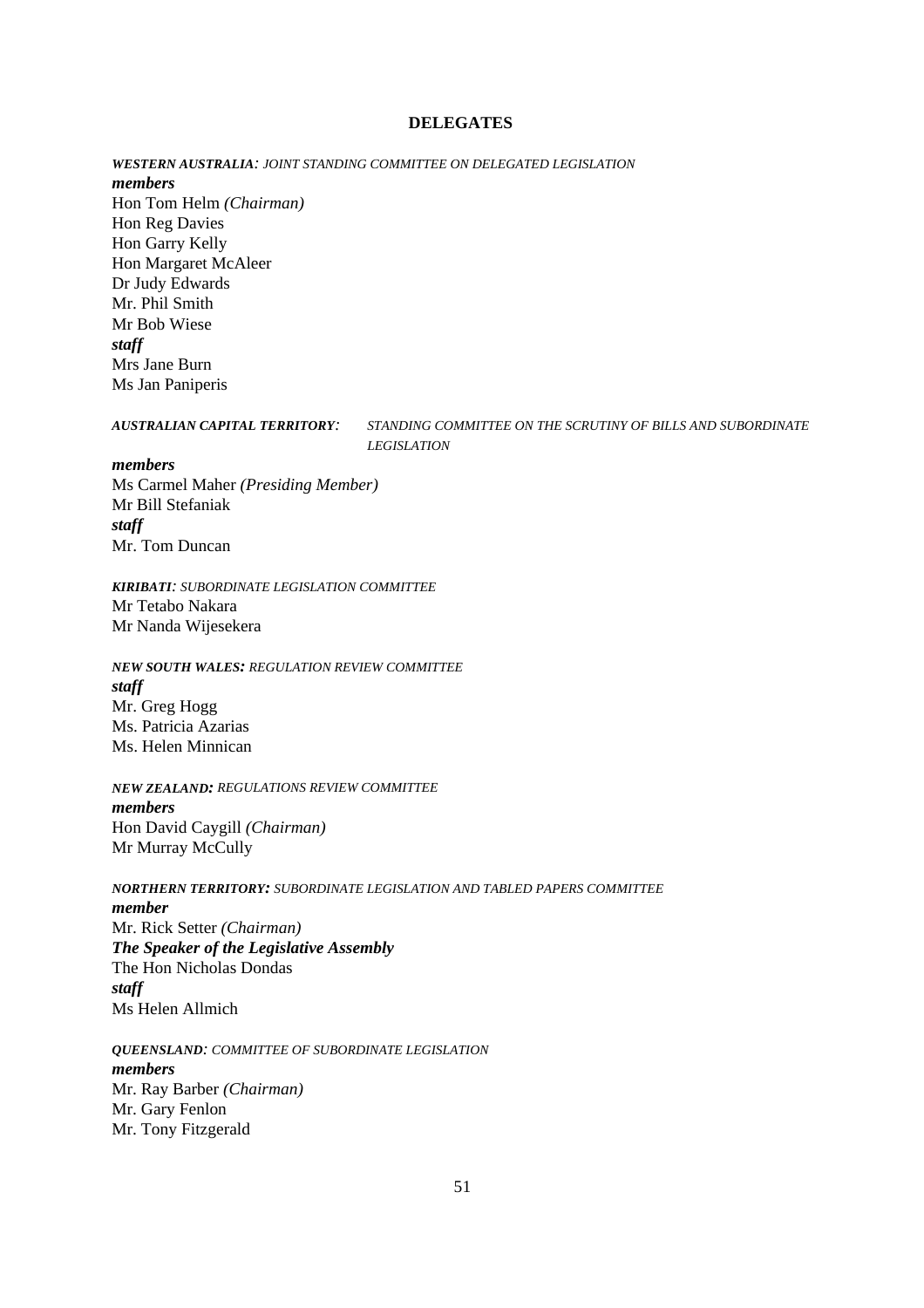## DELEGATES

***WESTERN AUSTRALIA**: JOINT STANDING COMMITTEE ON DELEGATED LEGISLATION*

***members***

Hon Tom Helm *(Chairman)*
Hon Reg Davies
Hon Garry Kelly
Hon Margaret McAleer
Dr Judy Edwards
Mr. Phil Smith
Mr Bob Wiese

***staff***

Mrs Jane Burn
Ms Jan Paniperis

***AUSTRALIAN CAPITAL TERRITORY**: STANDING COMMITTEE ON THE SCRUTINY OF BILLS AND SUBORDINATE LEGISLATION*

***members***

Ms Carmel Maher *(Presiding Member)*
Mr Bill Stefaniak

***staff***

Mr. Tom Duncan

***KIRIBATI**: SUBORDINATE LEGISLATION COMMITTEE*

Mr Tetabo Nakara
Mr Nanda Wijesekera

***NEW SOUTH WALES**: REGULATION REVIEW COMMITTEE*

***staff***

Mr. Greg Hogg
Ms. Patricia Azarias
Ms. Helen Minnican

***NEW ZEALAND**: REGULATIONS REVIEW COMMITTEE*

***members***

Hon David Caygill *(Chairman)*
Mr Murray McCully

***NORTHERN TERRITORY**: SUBORDINATE LEGISLATION AND TABLED PAPERS COMMITTEE*

***member***

Mr. Rick Setter *(Chairman)*

***The Speaker of the Legislative Assembly***

The Hon Nicholas Dondas

***staff***

Ms Helen Allmich

***QUEENSLAND**: COMMITTEE OF SUBORDINATE LEGISLATION*

***members***

Mr. Ray Barber *(Chairman)*
Mr. Gary Fenlon
Mr. Tony Fitzgerald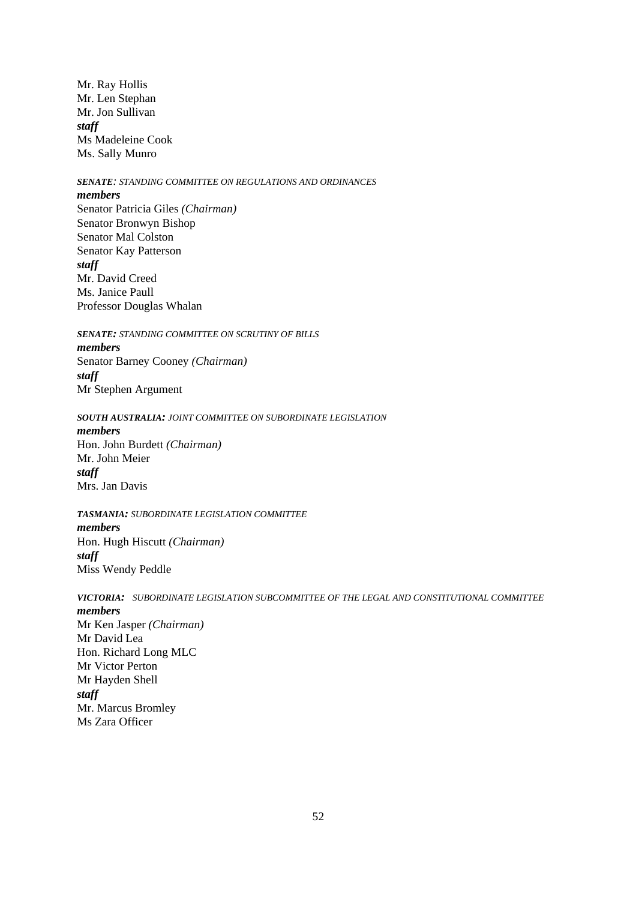Mr. Ray Hollis
Mr. Len Stephan
Mr. Jon Sullivan
***staff***
Ms Madeleine Cook
Ms. Sally Munro

***SENATE:*** *STANDING COMMITTEE ON REGULATIONS AND ORDINANCES*
***members***
Senator Patricia Giles *(Chairman)*
Senator Bronwyn Bishop
Senator Mal Colston
Senator Kay Patterson
***staff***
Mr. David Creed
Ms. Janice Paull
Professor Douglas Whalan

***SENATE:*** *STANDING COMMITTEE ON SCRUTINY OF BILLS*
***members***
Senator Barney Cooney *(Chairman)*
***staff***
Mr Stephen Argument

***SOUTH AUSTRALIA:*** *JOINT COMMITTEE ON SUBORDINATE LEGISLATION*
***members***
Hon. John Burdett *(Chairman)*
Mr. John Meier
***staff***
Mrs. Jan Davis

***TASMANIA:*** *SUBORDINATE LEGISLATION COMMITTEE*
***members***
Hon. Hugh Hiscutt *(Chairman)*
***staff***
Miss Wendy Peddle

***VICTORIA:*** *SUBORDINATE LEGISLATION SUBCOMMITTEE OF THE LEGAL AND CONSTITUTIONAL COMMITTEE*
***members***
Mr Ken Jasper *(Chairman)*
Mr David Lea
Hon. Richard Long MLC
Mr Victor Perton
Mr Hayden Shell
***staff***
Mr. Marcus Bromley
Ms Zara Officer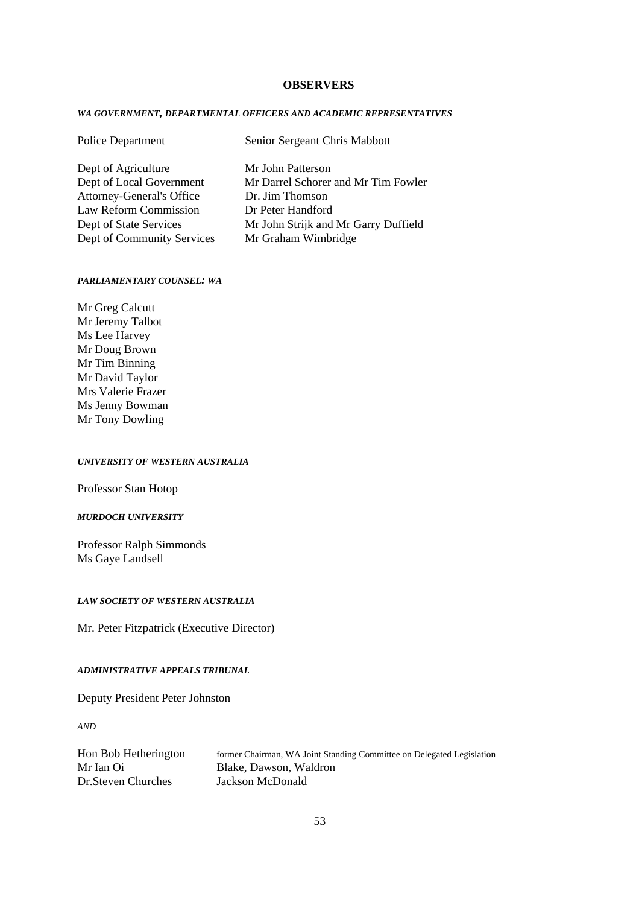## OBSERVERS

***WA GOVERNMENT, DEPARTMENTAL OFFICERS AND ACADEMIC REPRESENTATIVES***

| | |
|---|---|
| Police Department | Senior Sergeant Chris Mabbott |
| Dept of Agriculture | Mr John Patterson |
| Dept of Local Government | Mr Darrel Schorer and Mr Tim Fowler |
| Attorney-General's Office | Dr. Jim Thomson |
| Law Reform Commission | Dr Peter Handford |
| Dept of State Services | Mr John Strijk and Mr Garry Duffield |
| Dept of Community Services | Mr Graham Wimbridge |

***PARLIAMENTARY COUNSEL: WA***

Mr Greg Calcutt
Mr Jeremy Talbot
Ms Lee Harvey
Mr Doug Brown
Mr Tim Binning
Mr David Taylor
Mrs Valerie Frazer
Ms Jenny Bowman
Mr Tony Dowling

***UNIVERSITY OF WESTERN AUSTRALIA***

Professor Stan Hotop

***MURDOCH UNIVERSITY***

Professor Ralph Simmonds
Ms Gaye Landsell

***LAW SOCIETY OF WESTERN AUSTRALIA***

Mr. Peter Fitzpatrick (Executive Director)

***ADMINISTRATIVE APPEALS TRIBUNAL***

Deputy President Peter Johnston

*AND*

| | |
|---|---|
| Hon Bob Hetherington | former Chairman, WA Joint Standing Committee on Delegated Legislation |
| Mr Ian Oi | Blake, Dawson, Waldron |
| Dr.Steven Churches | Jackson McDonald |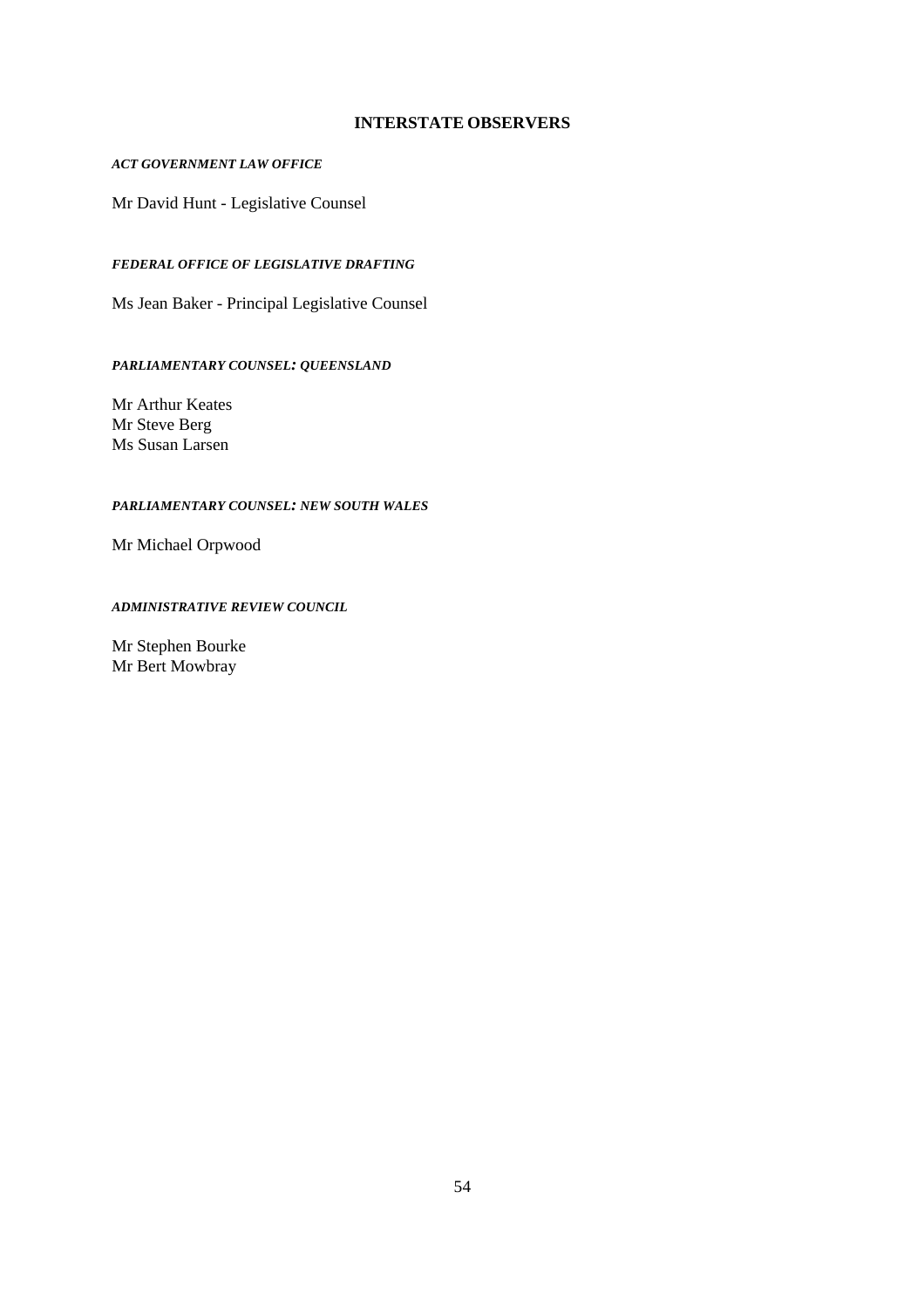## INTERSTATE OBSERVERS

***ACT GOVERNMENT LAW OFFICE***

Mr David Hunt - Legislative Counsel

***FEDERAL OFFICE OF LEGISLATIVE DRAFTING***

Ms Jean Baker - Principal Legislative Counsel

***PARLIAMENTARY COUNSEL: QUEENSLAND***

Mr Arthur Keates
Mr Steve Berg
Ms Susan Larsen

***PARLIAMENTARY COUNSEL: NEW SOUTH WALES***

Mr Michael Orpwood

***ADMINISTRATIVE REVIEW COUNCIL***

Mr Stephen Bourke
Mr Bert Mowbray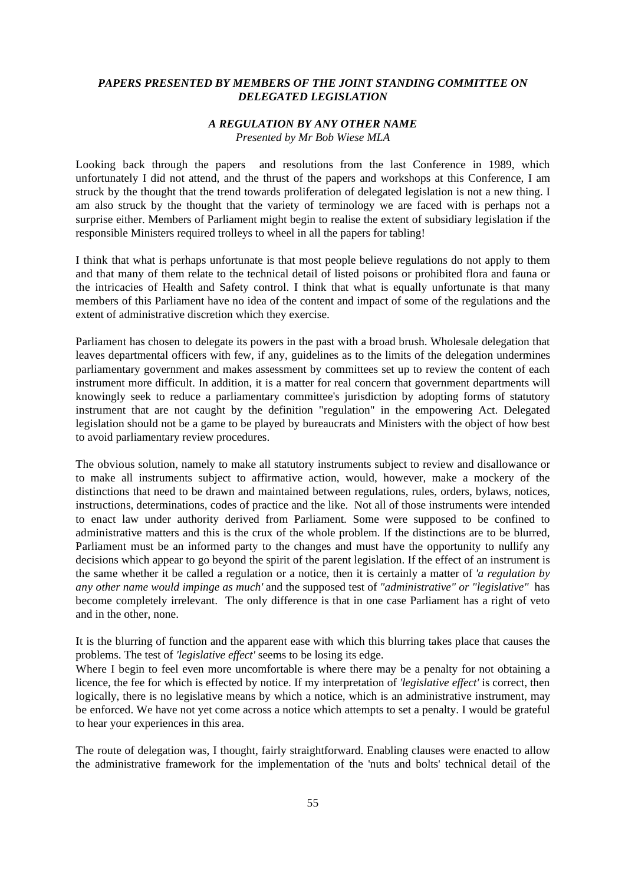***PAPERS PRESENTED BY MEMBERS OF THE JOINT STANDING COMMITTEE ON DELEGATED LEGISLATION***

***A REGULATION BY ANY OTHER NAME***

*Presented by Mr Bob Wiese MLA*

Looking back through the papers and resolutions from the last Conference in 1989, which unfortunately I did not attend, and the thrust of the papers and workshops at this Conference, I am struck by the thought that the trend towards proliferation of delegated legislation is not a new thing. I am also struck by the thought that the variety of terminology we are faced with is perhaps not a surprise either. Members of Parliament might begin to realise the extent of subsidiary legislation if the responsible Ministers required trolleys to wheel in all the papers for tabling!

I think that what is perhaps unfortunate is that most people believe regulations do not apply to them and that many of them relate to the technical detail of listed poisons or prohibited flora and fauna or the intricacies of Health and Safety control. I think that what is equally unfortunate is that many members of this Parliament have no idea of the content and impact of some of the regulations and the extent of administrative discretion which they exercise.

Parliament has chosen to delegate its powers in the past with a broad brush. Wholesale delegation that leaves departmental officers with few, if any, guidelines as to the limits of the delegation undermines parliamentary government and makes assessment by committees set up to review the content of each instrument more difficult. In addition, it is a matter for real concern that government departments will knowingly seek to reduce a parliamentary committee's jurisdiction by adopting forms of statutory instrument that are not caught by the definition "regulation" in the empowering Act. Delegated legislation should not be a game to be played by bureaucrats and Ministers with the object of how best to avoid parliamentary review procedures.

The obvious solution, namely to make all statutory instruments subject to review and disallowance or to make all instruments subject to affirmative action, would, however, make a mockery of the distinctions that need to be drawn and maintained between regulations, rules, orders, bylaws, notices, instructions, determinations, codes of practice and the like. Not all of those instruments were intended to enact law under authority derived from Parliament. Some were supposed to be confined to administrative matters and this is the crux of the whole problem. If the distinctions are to be blurred, Parliament must be an informed party to the changes and must have the opportunity to nullify any decisions which appear to go beyond the spirit of the parent legislation. If the effect of an instrument is the same whether it be called a regulation or a notice, then it is certainly a matter of *'a regulation by any other name would impinge as much'* and the supposed test of *"administrative" or "legislative"* has become completely irrelevant. The only difference is that in one case Parliament has a right of veto and in the other, none.

It is the blurring of function and the apparent ease with which this blurring takes place that causes the problems. The test of *'legislative effect'* seems to be losing its edge.

Where I begin to feel even more uncomfortable is where there may be a penalty for not obtaining a licence, the fee for which is effected by notice. If my interpretation of *'legislative effect'* is correct, then logically, there is no legislative means by which a notice, which is an administrative instrument, may be enforced. We have not yet come across a notice which attempts to set a penalty. I would be grateful to hear your experiences in this area.

The route of delegation was, I thought, fairly straightforward. Enabling clauses were enacted to allow the administrative framework for the implementation of the 'nuts and bolts' technical detail of the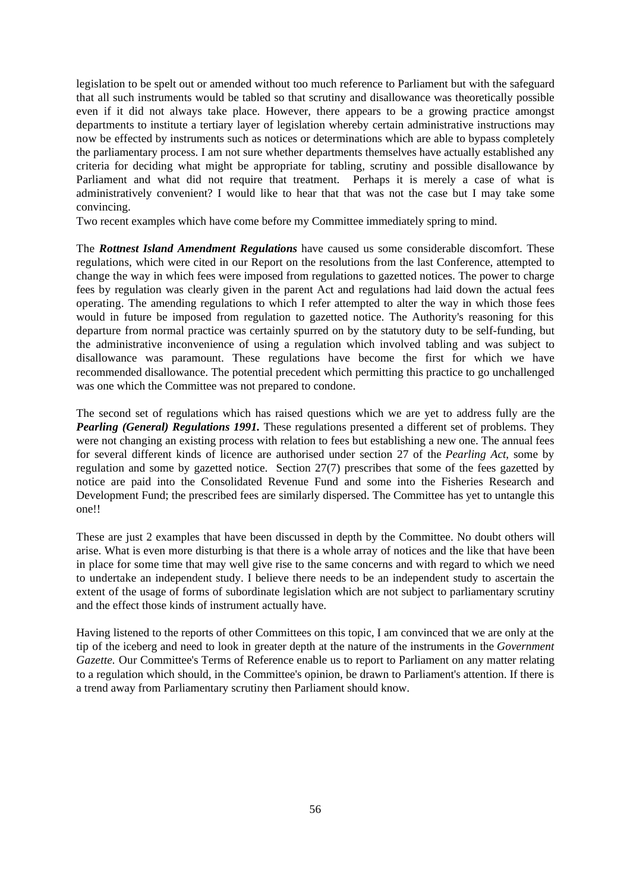legislation to be spelt out or amended without too much reference to Parliament but with the safeguard that all such instruments would be tabled so that scrutiny and disallowance was theoretically possible even if it did not always take place. However, there appears to be a growing practice amongst departments to institute a tertiary layer of legislation whereby certain administrative instructions may now be effected by instruments such as notices or determinations which are able to bypass completely the parliamentary process. I am not sure whether departments themselves have actually established any criteria for deciding what might be appropriate for tabling, scrutiny and possible disallowance by Parliament and what did not require that treatment. Perhaps it is merely a case of what is administratively convenient? I would like to hear that that was not the case but I may take some convincing.

Two recent examples which have come before my Committee immediately spring to mind.

The ***Rottnest Island Amendment Regulations*** have caused us some considerable discomfort. These regulations, which were cited in our Report on the resolutions from the last Conference, attempted to change the way in which fees were imposed from regulations to gazetted notices. The power to charge fees by regulation was clearly given in the parent Act and regulations had laid down the actual fees operating. The amending regulations to which I refer attempted to alter the way in which those fees would in future be imposed from regulation to gazetted notice. The Authority's reasoning for this departure from normal practice was certainly spurred on by the statutory duty to be self-funding, but the administrative inconvenience of using a regulation which involved tabling and was subject to disallowance was paramount. These regulations have become the first for which we have recommended disallowance. The potential precedent which permitting this practice to go unchallenged was one which the Committee was not prepared to condone.

The second set of regulations which has raised questions which we are yet to address fully are the ***Pearling (General) Regulations 1991.*** These regulations presented a different set of problems. They were not changing an existing process with relation to fees but establishing a new one. The annual fees for several different kinds of licence are authorised under section 27 of the *Pearling Act*, some by regulation and some by gazetted notice. Section 27(7) prescribes that some of the fees gazetted by notice are paid into the Consolidated Revenue Fund and some into the Fisheries Research and Development Fund; the prescribed fees are similarly dispersed. The Committee has yet to untangle this one!!

These are just 2 examples that have been discussed in depth by the Committee. No doubt others will arise. What is even more disturbing is that there is a whole array of notices and the like that have been in place for some time that may well give rise to the same concerns and with regard to which we need to undertake an independent study. I believe there needs to be an independent study to ascertain the extent of the usage of forms of subordinate legislation which are not subject to parliamentary scrutiny and the effect those kinds of instrument actually have.

Having listened to the reports of other Committees on this topic, I am convinced that we are only at the tip of the iceberg and need to look in greater depth at the nature of the instruments in the *Government Gazette.* Our Committee's Terms of Reference enable us to report to Parliament on any matter relating to a regulation which should, in the Committee's opinion, be drawn to Parliament's attention. If there is a trend away from Parliamentary scrutiny then Parliament should know.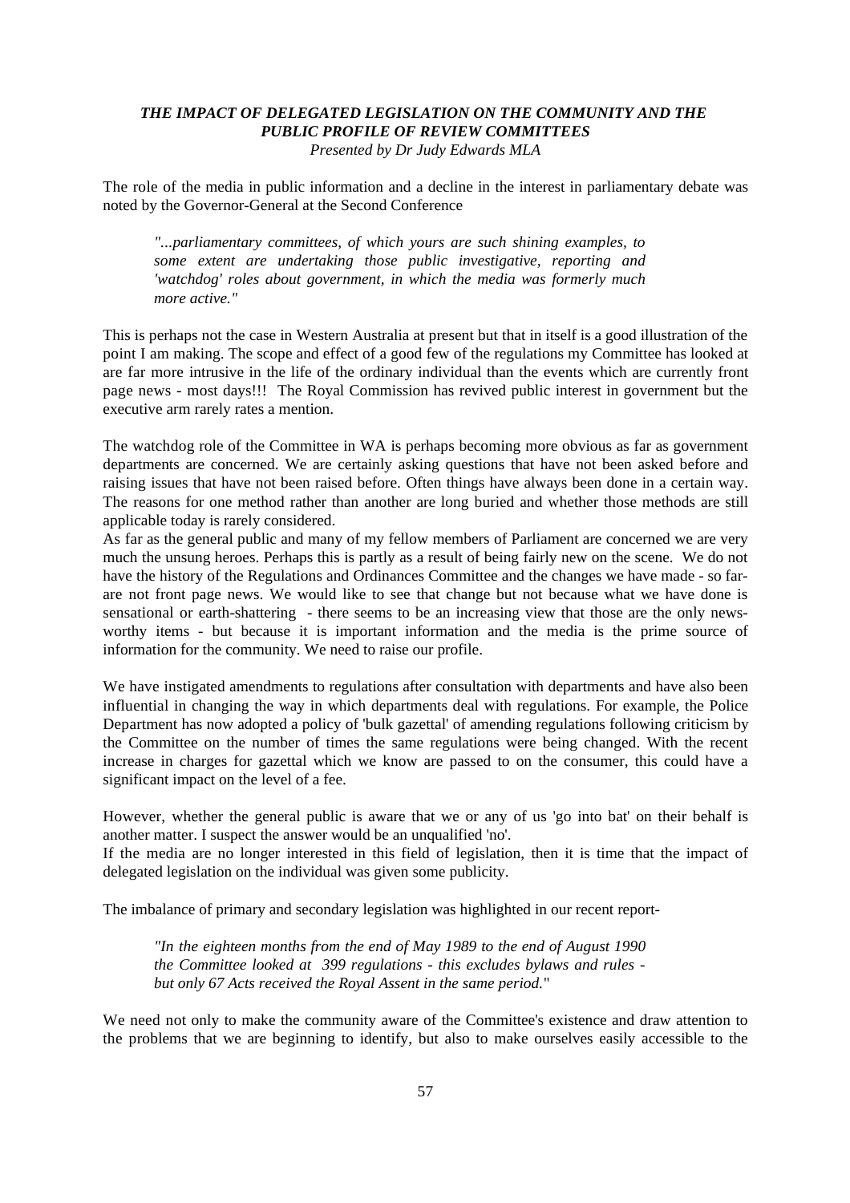### *THE IMPACT OF DELEGATED LEGISLATION ON THE COMMUNITY AND THE PUBLIC PROFILE OF REVIEW COMMITTEES*

*Presented by Dr Judy Edwards MLA*

The role of the media in public information and a decline in the interest in parliamentary debate was noted by the Governor-General at the Second Conference

> *"...parliamentary committees, of which yours are such shining examples, to some extent are undertaking those public investigative, reporting and 'watchdog' roles about government, in which the media was formerly much more active."*

This is perhaps not the case in Western Australia at present but that in itself is a good illustration of the point I am making. The scope and effect of a good few of the regulations my Committee has looked at are far more intrusive in the life of the ordinary individual than the events which are currently front page news - most days!!! The Royal Commission has revived public interest in government but the executive arm rarely rates a mention.

The watchdog role of the Committee in WA is perhaps becoming more obvious as far as government departments are concerned. We are certainly asking questions that have not been asked before and raising issues that have not been raised before. Often things have always been done in a certain way. The reasons for one method rather than another are long buried and whether those methods are still applicable today is rarely considered.

As far as the general public and many of my fellow members of Parliament are concerned we are very much the unsung heroes. Perhaps this is partly as a result of being fairly new on the scene. We do not have the history of the Regulations and Ordinances Committee and the changes we have made - so far- are not front page news. We would like to see that change but not because what we have done is sensational or earth-shattering - there seems to be an increasing view that those are the only news-worthy items - but because it is important information and the media is the prime source of information for the community. We need to raise our profile.

We have instigated amendments to regulations after consultation with departments and have also been influential in changing the way in which departments deal with regulations. For example, the Police Department has now adopted a policy of 'bulk gazettal' of amending regulations following criticism by the Committee on the number of times the same regulations were being changed. With the recent increase in charges for gazettal which we know are passed to on the consumer, this could have a significant impact on the level of a fee.

However, whether the general public is aware that we or any of us 'go into bat' on their behalf is another matter. I suspect the answer would be an unqualified 'no'.

If the media are no longer interested in this field of legislation, then it is time that the impact of delegated legislation on the individual was given some publicity.

The imbalance of primary and secondary legislation was highlighted in our recent report-

> *"In the eighteen months from the end of May 1989 to the end of August 1990 the Committee looked at 399 regulations - this excludes bylaws and rules - but only 67 Acts received the Royal Assent in the same period."*

We need not only to make the community aware of the Committee's existence and draw attention to the problems that we are beginning to identify, but also to make ourselves easily accessible to the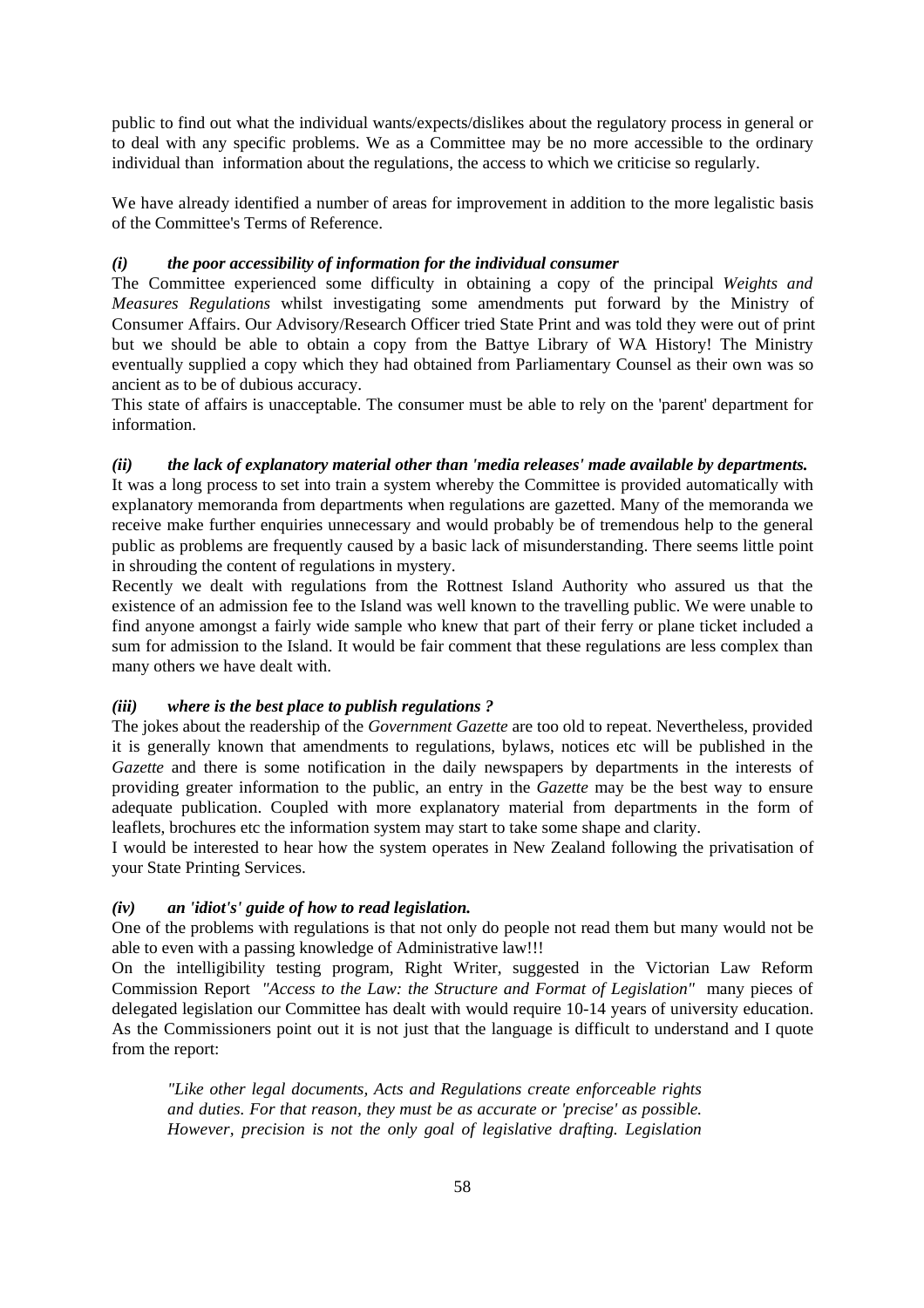public to find out what the individual wants/expects/dislikes about the regulatory process in general or to deal with any specific problems. We as a Committee may be no more accessible to the ordinary individual than information about the regulations, the access to which we criticise so regularly.

We have already identified a number of areas for improvement in addition to the more legalistic basis of the Committee's Terms of Reference.

***(i) the poor accessibility of information for the individual consumer***

The Committee experienced some difficulty in obtaining a copy of the principal *Weights and Measures Regulations* whilst investigating some amendments put forward by the Ministry of Consumer Affairs. Our Advisory/Research Officer tried State Print and was told they were out of print but we should be able to obtain a copy from the Battye Library of WA History! The Ministry eventually supplied a copy which they had obtained from Parliamentary Counsel as their own was so ancient as to be of dubious accuracy.

This state of affairs is unacceptable. The consumer must be able to rely on the 'parent' department for information.

***(ii) the lack of explanatory material other than 'media releases' made available by departments.***

It was a long process to set into train a system whereby the Committee is provided automatically with explanatory memoranda from departments when regulations are gazetted. Many of the memoranda we receive make further enquiries unnecessary and would probably be of tremendous help to the general public as problems are frequently caused by a basic lack of misunderstanding. There seems little point in shrouding the content of regulations in mystery.

Recently we dealt with regulations from the Rottnest Island Authority who assured us that the existence of an admission fee to the Island was well known to the travelling public. We were unable to find anyone amongst a fairly wide sample who knew that part of their ferry or plane ticket included a sum for admission to the Island. It would be fair comment that these regulations are less complex than many others we have dealt with.

***(iii) where is the best place to publish regulations ?***

The jokes about the readership of the *Government Gazette* are too old to repeat. Nevertheless, provided it is generally known that amendments to regulations, bylaws, notices etc will be published in the *Gazette* and there is some notification in the daily newspapers by departments in the interests of providing greater information to the public, an entry in the *Gazette* may be the best way to ensure adequate publication. Coupled with more explanatory material from departments in the form of leaflets, brochures etc the information system may start to take some shape and clarity.

I would be interested to hear how the system operates in New Zealand following the privatisation of your State Printing Services.

***(iv) an 'idiot's' guide of how to read legislation.***

One of the problems with regulations is that not only do people not read them but many would not be able to even with a passing knowledge of Administrative law!!!

On the intelligibility testing program, Right Writer, suggested in the Victorian Law Reform Commission Report *"Access to the Law: the Structure and Format of Legislation"* many pieces of delegated legislation our Committee has dealt with would require 10-14 years of university education. As the Commissioners point out it is not just that the language is difficult to understand and I quote from the report:

> *"Like other legal documents, Acts and Regulations create enforceable rights and duties. For that reason, they must be as accurate or 'precise' as possible. However, precision is not the only goal of legislative drafting. Legislation*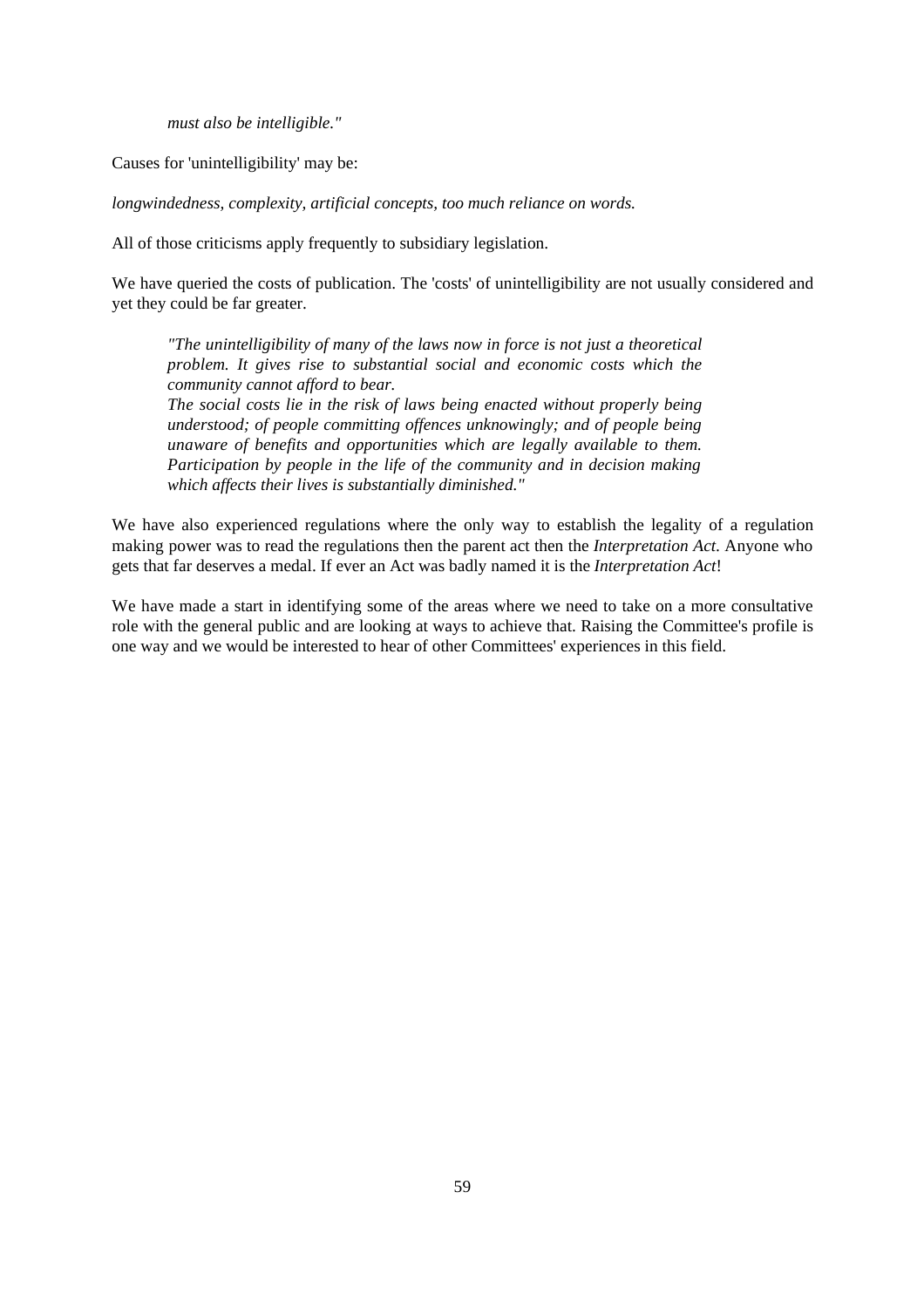> *must also be intelligible."*

Causes for 'unintelligibility' may be:

*longwindedness, complexity, artificial concepts, too much reliance on words.*

All of those criticisms apply frequently to subsidiary legislation.

We have queried the costs of publication. The 'costs' of unintelligibility are not usually considered and yet they could be far greater.

> *"The unintelligibility of many of the laws now in force is not just a theoretical problem. It gives rise to substantial social and economic costs which the community cannot afford to bear.*
> *The social costs lie in the risk of laws being enacted without properly being understood; of people committing offences unknowingly; and of people being unaware of benefits and opportunities which are legally available to them. Participation by people in the life of the community and in decision making which affects their lives is substantially diminished."*

We have also experienced regulations where the only way to establish the legality of a regulation making power was to read the regulations then the parent act then the *Interpretation Act.* Anyone who gets that far deserves a medal. If ever an Act was badly named it is the *Interpretation Act*!

We have made a start in identifying some of the areas where we need to take on a more consultative role with the general public and are looking at ways to achieve that. Raising the Committee's profile is one way and we would be interested to hear of other Committees' experiences in this field.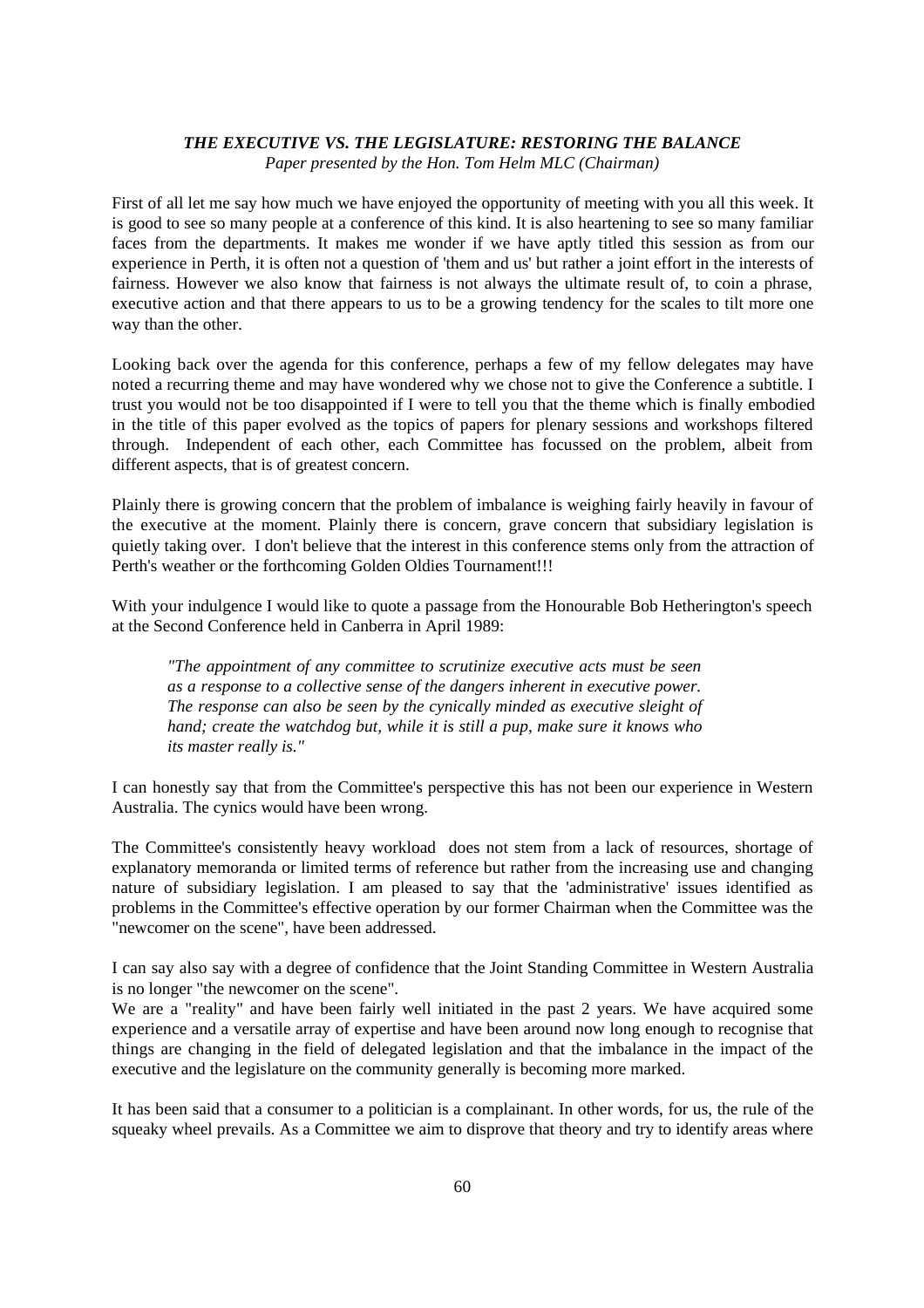***THE EXECUTIVE VS. THE LEGISLATURE: RESTORING THE BALANCE***

*Paper presented by the Hon. Tom Helm MLC (Chairman)*

First of all let me say how much we have enjoyed the opportunity of meeting with you all this week. It is good to see so many people at a conference of this kind. It is also heartening to see so many familiar faces from the departments. It makes me wonder if we have aptly titled this session as from our experience in Perth, it is often not a question of 'them and us' but rather a joint effort in the interests of fairness. However we also know that fairness is not always the ultimate result of, to coin a phrase, executive action and that there appears to us to be a growing tendency for the scales to tilt more one way than the other.

Looking back over the agenda for this conference, perhaps a few of my fellow delegates may have noted a recurring theme and may have wondered why we chose not to give the Conference a subtitle. I trust you would not be too disappointed if I were to tell you that the theme which is finally embodied in the title of this paper evolved as the topics of papers for plenary sessions and workshops filtered through. Independent of each other, each Committee has focussed on the problem, albeit from different aspects, that is of greatest concern.

Plainly there is growing concern that the problem of imbalance is weighing fairly heavily in favour of the executive at the moment. Plainly there is concern, grave concern that subsidiary legislation is quietly taking over. I don't believe that the interest in this conference stems only from the attraction of Perth's weather or the forthcoming Golden Oldies Tournament!!!

With your indulgence I would like to quote a passage from the Honourable Bob Hetherington's speech at the Second Conference held in Canberra in April 1989:

> *"The appointment of any committee to scrutinize executive acts must be seen as a response to a collective sense of the dangers inherent in executive power. The response can also be seen by the cynically minded as executive sleight of hand; create the watchdog but, while it is still a pup, make sure it knows who its master really is."*

I can honestly say that from the Committee's perspective this has not been our experience in Western Australia. The cynics would have been wrong.

The Committee's consistently heavy workload does not stem from a lack of resources, shortage of explanatory memoranda or limited terms of reference but rather from the increasing use and changing nature of subsidiary legislation. I am pleased to say that the 'administrative' issues identified as problems in the Committee's effective operation by our former Chairman when the Committee was the "newcomer on the scene", have been addressed.

I can say also say with a degree of confidence that the Joint Standing Committee in Western Australia is no longer "the newcomer on the scene".

We are a "reality" and have been fairly well initiated in the past 2 years. We have acquired some experience and a versatile array of expertise and have been around now long enough to recognise that things are changing in the field of delegated legislation and that the imbalance in the impact of the executive and the legislature on the community generally is becoming more marked.

It has been said that a consumer to a politician is a complainant. In other words, for us, the rule of the squeaky wheel prevails. As a Committee we aim to disprove that theory and try to identify areas where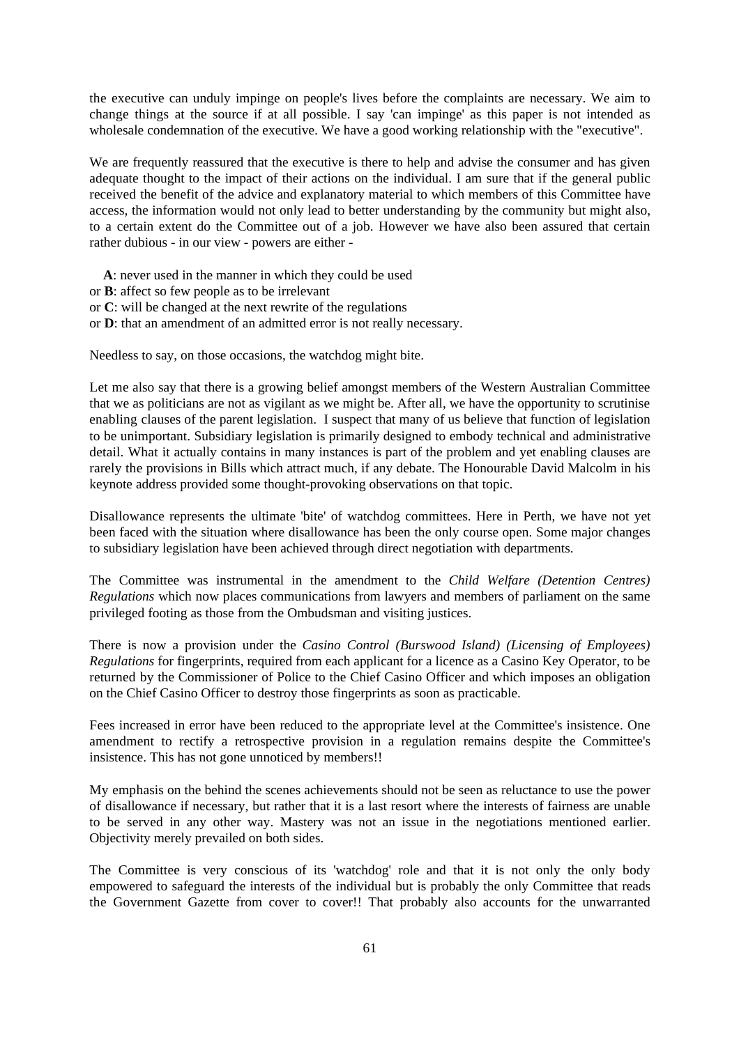the executive can unduly impinge on people's lives before the complaints are necessary. We aim to change things at the source if at all possible. I say 'can impinge' as this paper is not intended as wholesale condemnation of the executive. We have a good working relationship with the "executive".

We are frequently reassured that the executive is there to help and advise the consumer and has given adequate thought to the impact of their actions on the individual. I am sure that if the general public received the benefit of the advice and explanatory material to which members of this Committee have access, the information would not only lead to better understanding by the community but might also, to a certain extent do the Committee out of a job. However we have also been assured that certain rather dubious - in our view - powers are either -

**A**: never used in the manner in which they could be used
or **B**: affect so few people as to be irrelevant
or **C**: will be changed at the next rewrite of the regulations
or **D**: that an amendment of an admitted error is not really necessary.

Needless to say, on those occasions, the watchdog might bite.

Let me also say that there is a growing belief amongst members of the Western Australian Committee that we as politicians are not as vigilant as we might be. After all, we have the opportunity to scrutinise enabling clauses of the parent legislation. I suspect that many of us believe that function of legislation to be unimportant. Subsidiary legislation is primarily designed to embody technical and administrative detail. What it actually contains in many instances is part of the problem and yet enabling clauses are rarely the provisions in Bills which attract much, if any debate. The Honourable David Malcolm in his keynote address provided some thought-provoking observations on that topic.

Disallowance represents the ultimate 'bite' of watchdog committees. Here in Perth, we have not yet been faced with the situation where disallowance has been the only course open. Some major changes to subsidiary legislation have been achieved through direct negotiation with departments.

The Committee was instrumental in the amendment to the *Child Welfare (Detention Centres) Regulations* which now places communications from lawyers and members of parliament on the same privileged footing as those from the Ombudsman and visiting justices.

There is now a provision under the *Casino Control (Burswood Island) (Licensing of Employees) Regulations* for fingerprints, required from each applicant for a licence as a Casino Key Operator, to be returned by the Commissioner of Police to the Chief Casino Officer and which imposes an obligation on the Chief Casino Officer to destroy those fingerprints as soon as practicable.

Fees increased in error have been reduced to the appropriate level at the Committee's insistence. One amendment to rectify a retrospective provision in a regulation remains despite the Committee's insistence. This has not gone unnoticed by members!!

My emphasis on the behind the scenes achievements should not be seen as reluctance to use the power of disallowance if necessary, but rather that it is a last resort where the interests of fairness are unable to be served in any other way. Mastery was not an issue in the negotiations mentioned earlier. Objectivity merely prevailed on both sides.

The Committee is very conscious of its 'watchdog' role and that it is not only the only body empowered to safeguard the interests of the individual but is probably the only Committee that reads the Government Gazette from cover to cover!! That probably also accounts for the unwarranted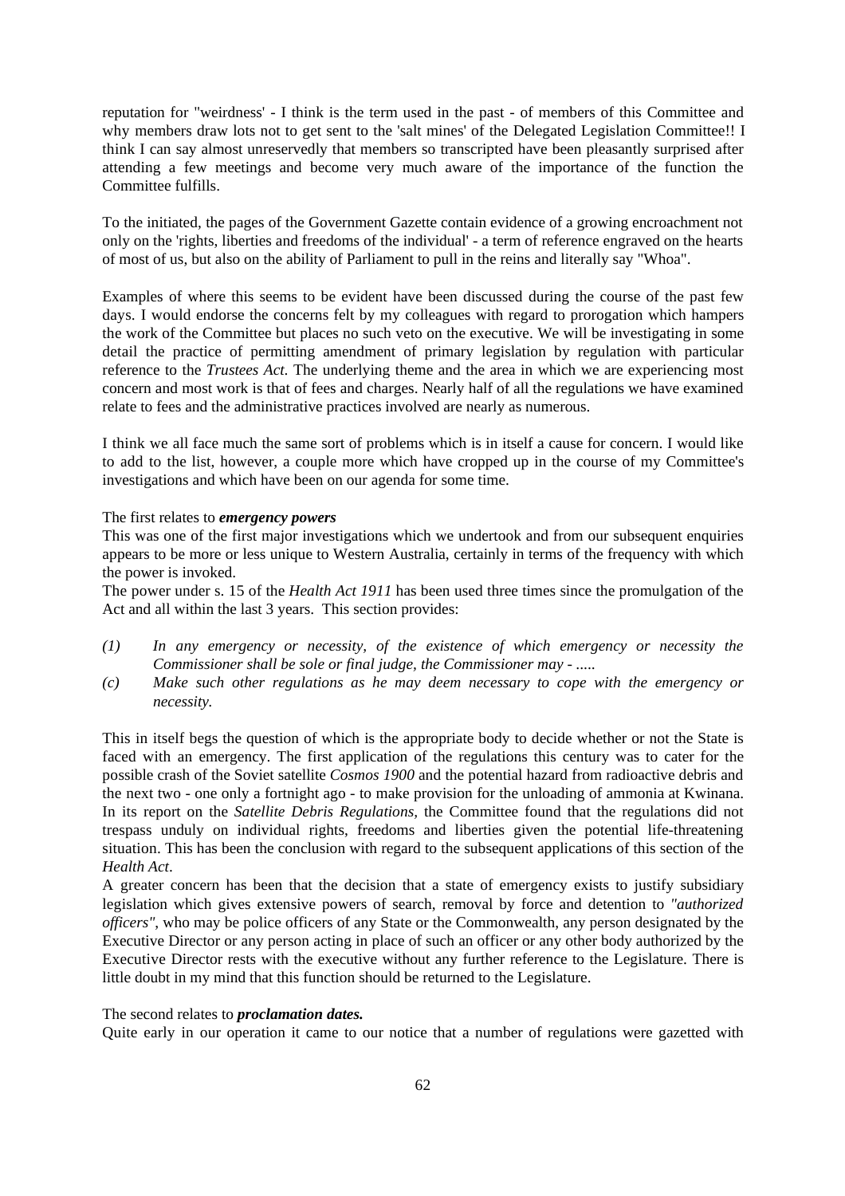reputation for "weirdness' - I think is the term used in the past - of members of this Committee and why members draw lots not to get sent to the 'salt mines' of the Delegated Legislation Committee!! I think I can say almost unreservedly that members so transcripted have been pleasantly surprised after attending a few meetings and become very much aware of the importance of the function the Committee fulfills.

To the initiated, the pages of the Government Gazette contain evidence of a growing encroachment not only on the 'rights, liberties and freedoms of the individual' - a term of reference engraved on the hearts of most of us, but also on the ability of Parliament to pull in the reins and literally say "Whoa".

Examples of where this seems to be evident have been discussed during the course of the past few days. I would endorse the concerns felt by my colleagues with regard to prorogation which hampers the work of the Committee but places no such veto on the executive. We will be investigating in some detail the practice of permitting amendment of primary legislation by regulation with particular reference to the *Trustees Act*. The underlying theme and the area in which we are experiencing most concern and most work is that of fees and charges. Nearly half of all the regulations we have examined relate to fees and the administrative practices involved are nearly as numerous.

I think we all face much the same sort of problems which is in itself a cause for concern. I would like to add to the list, however, a couple more which have cropped up in the course of my Committee's investigations and which have been on our agenda for some time.

The first relates to ***emergency powers***

This was one of the first major investigations which we undertook and from our subsequent enquiries appears to be more or less unique to Western Australia, certainly in terms of the frequency with which the power is invoked.

The power under s. 15 of the *Health Act 1911* has been used three times since the promulgation of the Act and all within the last 3 years. This section provides:

*(1) In any emergency or necessity, of the existence of which emergency or necessity the Commissioner shall be sole or final judge, the Commissioner may - .....*

*(c) Make such other regulations as he may deem necessary to cope with the emergency or necessity.*

This in itself begs the question of which is the appropriate body to decide whether or not the State is faced with an emergency. The first application of the regulations this century was to cater for the possible crash of the Soviet satellite *Cosmos 1900* and the potential hazard from radioactive debris and the next two - one only a fortnight ago - to make provision for the unloading of ammonia at Kwinana. In its report on the *Satellite Debris Regulations,* the Committee found that the regulations did not trespass unduly on individual rights, freedoms and liberties given the potential life-threatening situation. This has been the conclusion with regard to the subsequent applications of this section of the *Health Act*.

A greater concern has been that the decision that a state of emergency exists to justify subsidiary legislation which gives extensive powers of search, removal by force and detention to *"authorized officers"*, who may be police officers of any State or the Commonwealth, any person designated by the Executive Director or any person acting in place of such an officer or any other body authorized by the Executive Director rests with the executive without any further reference to the Legislature. There is little doubt in my mind that this function should be returned to the Legislature.

The second relates to ***proclamation dates.***

Quite early in our operation it came to our notice that a number of regulations were gazetted with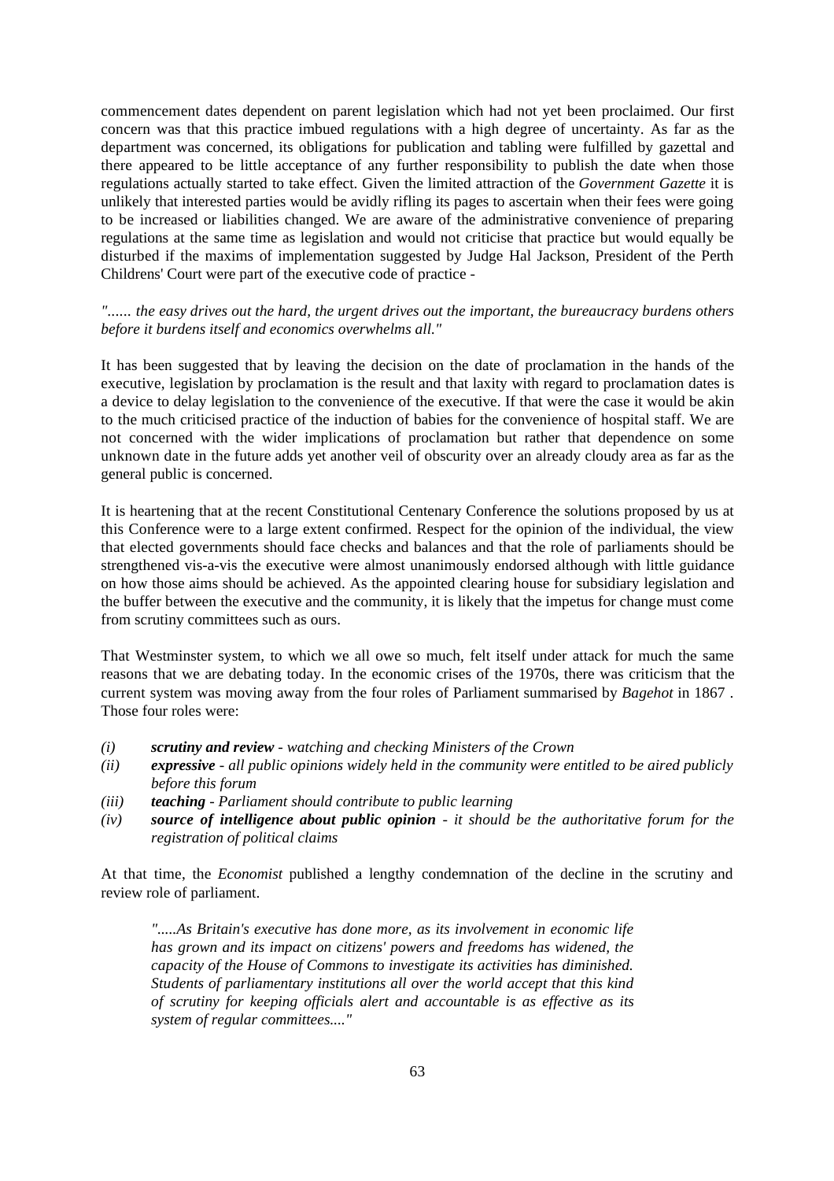commencement dates dependent on parent legislation which had not yet been proclaimed. Our first concern was that this practice imbued regulations with a high degree of uncertainty. As far as the department was concerned, its obligations for publication and tabling were fulfilled by gazettal and there appeared to be little acceptance of any further responsibility to publish the date when those regulations actually started to take effect. Given the limited attraction of the *Government Gazette* it is unlikely that interested parties would be avidly rifling its pages to ascertain when their fees were going to be increased or liabilities changed. We are aware of the administrative convenience of preparing regulations at the same time as legislation and would not criticise that practice but would equally be disturbed if the maxims of implementation suggested by Judge Hal Jackson, President of the Perth Childrens' Court were part of the executive code of practice -

*"...... the easy drives out the hard, the urgent drives out the important, the bureaucracy burdens others before it burdens itself and economics overwhelms all."*

It has been suggested that by leaving the decision on the date of proclamation in the hands of the executive, legislation by proclamation is the result and that laxity with regard to proclamation dates is a device to delay legislation to the convenience of the executive. If that were the case it would be akin to the much criticised practice of the induction of babies for the convenience of hospital staff. We are not concerned with the wider implications of proclamation but rather that dependence on some unknown date in the future adds yet another veil of obscurity over an already cloudy area as far as the general public is concerned.

It is heartening that at the recent Constitutional Centenary Conference the solutions proposed by us at this Conference were to a large extent confirmed. Respect for the opinion of the individual, the view that elected governments should face checks and balances and that the role of parliaments should be strengthened vis-a-vis the executive were almost unanimously endorsed although with little guidance on how those aims should be achieved. As the appointed clearing house for subsidiary legislation and the buffer between the executive and the community, it is likely that the impetus for change must come from scrutiny committees such as ours.

That Westminster system, to which we all owe so much, felt itself under attack for much the same reasons that we are debating today. In the economic crises of the 1970s, there was criticism that the current system was moving away from the four roles of Parliament summarised by *Bagehot* in 1867 . Those four roles were:

- *(i)* ***scrutiny and review*** *- watching and checking Ministers of the Crown*
- *(ii)* ***expressive*** *- all public opinions widely held in the community were entitled to be aired publicly before this forum*
- *(iii)* ***teaching*** *- Parliament should contribute to public learning*
- *(iv)* ***source of intelligence about public opinion*** *- it should be the authoritative forum for the registration of political claims*

At that time, the *Economist* published a lengthy condemnation of the decline in the scrutiny and review role of parliament.

> *".....As Britain's executive has done more, as its involvement in economic life has grown and its impact on citizens' powers and freedoms has widened, the capacity of the House of Commons to investigate its activities has diminished. Students of parliamentary institutions all over the world accept that this kind of scrutiny for keeping officials alert and accountable is as effective as its system of regular committees...."*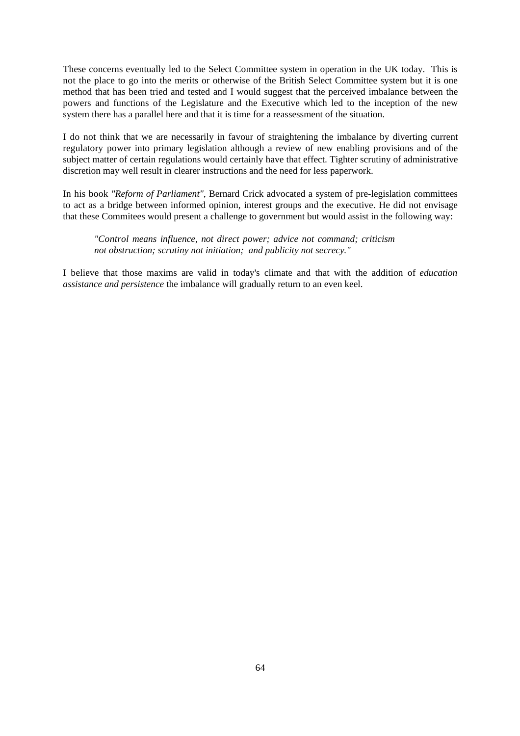These concerns eventually led to the Select Committee system in operation in the UK today. This is not the place to go into the merits or otherwise of the British Select Committee system but it is one method that has been tried and tested and I would suggest that the perceived imbalance between the powers and functions of the Legislature and the Executive which led to the inception of the new system there has a parallel here and that it is time for a reassessment of the situation.

I do not think that we are necessarily in favour of straightening the imbalance by diverting current regulatory power into primary legislation although a review of new enabling provisions and of the subject matter of certain regulations would certainly have that effect. Tighter scrutiny of administrative discretion may well result in clearer instructions and the need for less paperwork.

In his book *"Reform of Parliament"*, Bernard Crick advocated a system of pre-legislation committees to act as a bridge between informed opinion, interest groups and the executive. He did not envisage that these Commitees would present a challenge to government but would assist in the following way:

> *"Control means influence, not direct power; advice not command; criticism not obstruction; scrutiny not initiation; and publicity not secrecy."*

I believe that those maxims are valid in today's climate and that with the addition of *education assistance and persistence* the imbalance will gradually return to an even keel.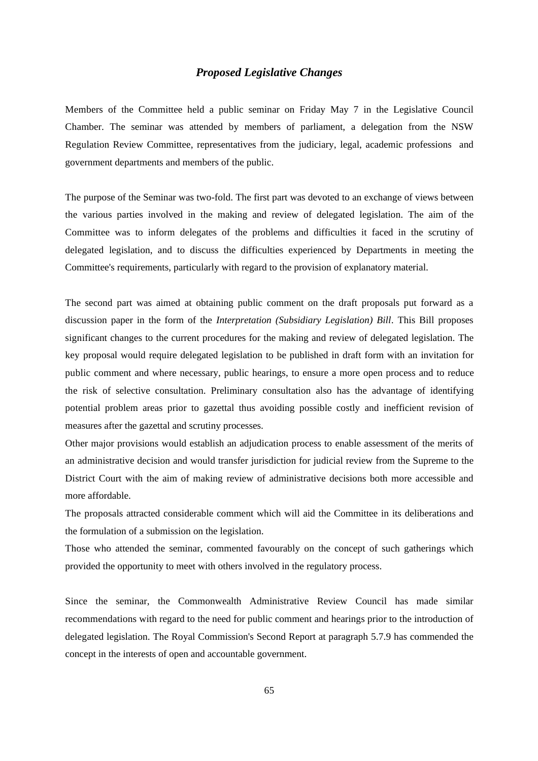## *Proposed Legislative Changes*

Members of the Committee held a public seminar on Friday May 7 in the Legislative Council Chamber. The seminar was attended by members of parliament, a delegation from the NSW Regulation Review Committee, representatives from the judiciary, legal, academic professions and government departments and members of the public.

The purpose of the Seminar was two-fold. The first part was devoted to an exchange of views between the various parties involved in the making and review of delegated legislation. The aim of the Committee was to inform delegates of the problems and difficulties it faced in the scrutiny of delegated legislation, and to discuss the difficulties experienced by Departments in meeting the Committee's requirements, particularly with regard to the provision of explanatory material.

The second part was aimed at obtaining public comment on the draft proposals put forward as a discussion paper in the form of the *Interpretation (Subsidiary Legislation) Bill*. This Bill proposes significant changes to the current procedures for the making and review of delegated legislation. The key proposal would require delegated legislation to be published in draft form with an invitation for public comment and where necessary, public hearings, to ensure a more open process and to reduce the risk of selective consultation. Preliminary consultation also has the advantage of identifying potential problem areas prior to gazettal thus avoiding possible costly and inefficient revision of measures after the gazettal and scrutiny processes.

Other major provisions would establish an adjudication process to enable assessment of the merits of an administrative decision and would transfer jurisdiction for judicial review from the Supreme to the District Court with the aim of making review of administrative decisions both more accessible and more affordable.

The proposals attracted considerable comment which will aid the Committee in its deliberations and the formulation of a submission on the legislation.

Those who attended the seminar, commented favourably on the concept of such gatherings which provided the opportunity to meet with others involved in the regulatory process.

Since the seminar, the Commonwealth Administrative Review Council has made similar recommendations with regard to the need for public comment and hearings prior to the introduction of delegated legislation. The Royal Commission's Second Report at paragraph 5.7.9 has commended the concept in the interests of open and accountable government.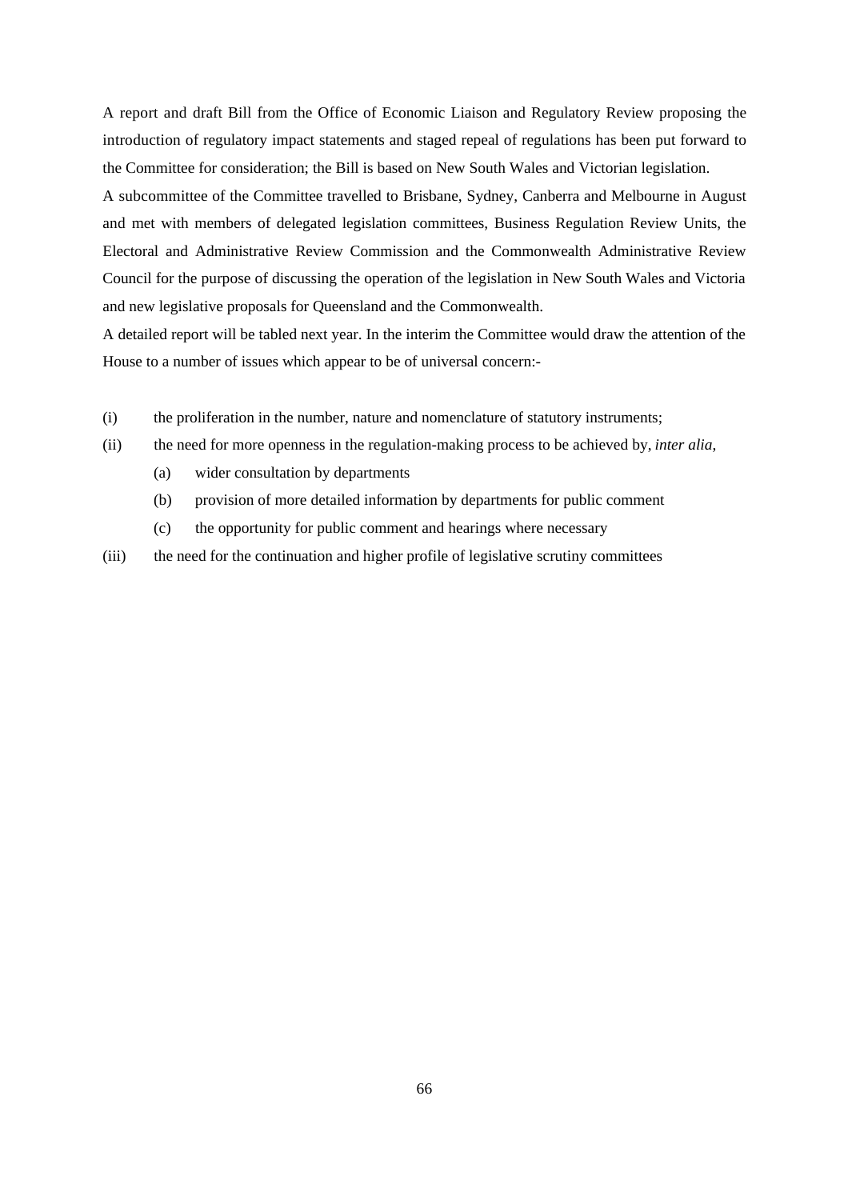A report and draft Bill from the Office of Economic Liaison and Regulatory Review proposing the introduction of regulatory impact statements and staged repeal of regulations has been put forward to the Committee for consideration; the Bill is based on New South Wales and Victorian legislation.

A subcommittee of the Committee travelled to Brisbane, Sydney, Canberra and Melbourne in August and met with members of delegated legislation committees, Business Regulation Review Units, the Electoral and Administrative Review Commission and the Commonwealth Administrative Review Council for the purpose of discussing the operation of the legislation in New South Wales and Victoria and new legislative proposals for Queensland and the Commonwealth.

A detailed report will be tabled next year. In the interim the Committee would draw the attention of the House to a number of issues which appear to be of universal concern:-

(i) the proliferation in the number, nature and nomenclature of statutory instruments;

(ii) the need for more openness in the regulation-making process to be achieved by, *inter alia*,

  (a) wider consultation by departments

  (b) provision of more detailed information by departments for public comment

  (c) the opportunity for public comment and hearings where necessary

(iii) the need for the continuation and higher profile of legislative scrutiny committees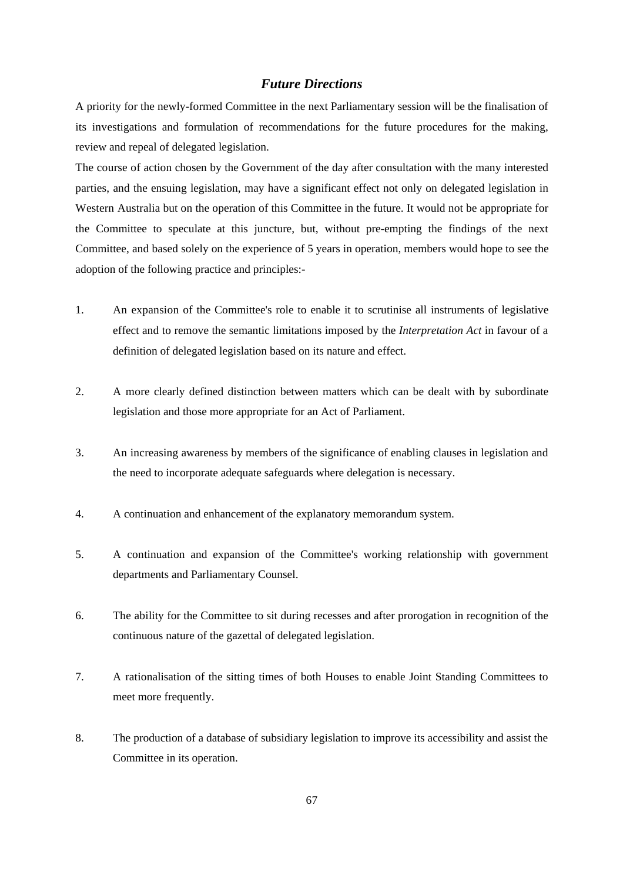## *Future Directions*

A priority for the newly-formed Committee in the next Parliamentary session will be the finalisation of its investigations and formulation of recommendations for the future procedures for the making, review and repeal of delegated legislation.

The course of action chosen by the Government of the day after consultation with the many interested parties, and the ensuing legislation, may have a significant effect not only on delegated legislation in Western Australia but on the operation of this Committee in the future. It would not be appropriate for the Committee to speculate at this juncture, but, without pre-empting the findings of the next Committee, and based solely on the experience of 5 years in operation, members would hope to see the adoption of the following practice and principles:-

1. An expansion of the Committee's role to enable it to scrutinise all instruments of legislative effect and to remove the semantic limitations imposed by the *Interpretation Act* in favour of a definition of delegated legislation based on its nature and effect.

2. A more clearly defined distinction between matters which can be dealt with by subordinate legislation and those more appropriate for an Act of Parliament.

3. An increasing awareness by members of the significance of enabling clauses in legislation and the need to incorporate adequate safeguards where delegation is necessary.

4. A continuation and enhancement of the explanatory memorandum system.

5. A continuation and expansion of the Committee's working relationship with government departments and Parliamentary Counsel.

6. The ability for the Committee to sit during recesses and after prorogation in recognition of the continuous nature of the gazettal of delegated legislation.

7. A rationalisation of the sitting times of both Houses to enable Joint Standing Committees to meet more frequently.

8. The production of a database of subsidiary legislation to improve its accessibility and assist the Committee in its operation.